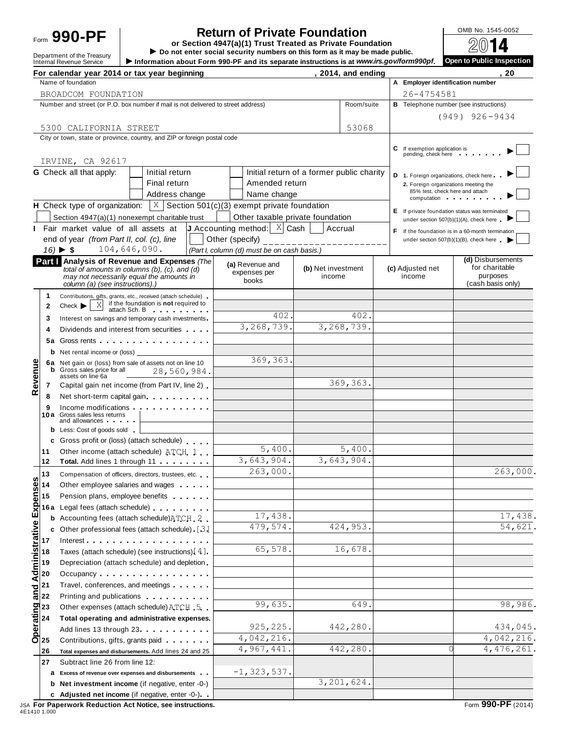Form **990-PF**

# Return of Private Foundation

**or Section 4947(a)(1) Trust Treated as Private Foundation**

▶ Do not enter social security numbers on this form as it may be made public.

▶ Information about Form 990-PF and its separate instructions is at *www.irs.gov/form990pf*.

Department of the Treasury
Internal Revenue Service

OMB No. 1545-0052

**2014**

**Open to Public Inspection**

**For calendar year 2014 or tax year beginning , 2014, and ending , 20**

| Name of foundation | | A Employer identification number |
|---|---|---|
| BROADCOM FOUNDATION | | 26-4754581 |
| Number and street (or P.O. box number if mail is not delivered to street address) | Room/suite | B Telephone number (see instructions) |
| 5300 CALIFORNIA STREET | 53068 | (949) 926-9434 |
| City or town, state or province, country, and ZIP or foreign postal code | | C If exemption application is pending, check here ▶ ☐ |
| IRVINE, CA 92617 | | |

**G** Check all that apply: ☐ Initial return ☐ Initial return of a former public charity ☐ Final return ☐ Amended return ☐ Address change ☐ Name change

**D** 1. Foreign organizations, check here ▶ ☐
2. Foreign organizations meeting the 85% test, check here and attach computation ▶ ☐

**H** Check type of organization: ☒ Section 501(c)(3) exempt private foundation ☐ Section 4947(a)(1) nonexempt charitable trust ☐ Other taxable private foundation

**E** If private foundation status was terminated under section 507(b)(1)(A), check here ▶ ☐

**I** Fair market value of all assets at end of year *(from Part II, col. (c), line 16)* ▶ $ 104,646,090.

**J** Accounting method: ☒ Cash ☐ Accrual ☐ Other (specify) ____________ *(Part I, column (d) must be on cash basis.)*

**F** If the foundation is in a 60-month termination under section 507(b)(1)(B), check here ▶ ☐

| **Part I** **Analysis of Revenue and Expenses** *(The total of amounts in columns (b), (c), and (d) may not necessarily equal the amounts in column (a) (see instructions).)* | (a) Revenue and expenses per books | (b) Net investment income | (c) Adjusted net income | (d) Disbursements for charitable purposes (cash basis only) |
|---|---|---|---|---|
| **Revenue** | | | | |
| 1 Contributions, gifts, grants, etc., received (attach schedule) | | | | |
| 2 Check ▶ ☒ if the foundation is **not** required to attach Sch. B | | | | |
| 3 Interest on savings and temporary cash investments | 402. | 402. | | |
| 4 Dividends and interest from securities | 3,268,739. | 3,268,739. | | |
| 5a Gross rents | | | | |
| b Net rental income or (loss) | | | | |
| 6a Net gain or (loss) from sale of assets not on line 10 | 369,363. | | | |
| b Gross sales price for all assets on line 6a 28,560,984. | | | | |
| 7 Capital gain net income (from Part IV, line 2) | | 369,363. | | |
| 8 Net short-term capital gain | | | | |
| 9 Income modifications | | | | |
| 10a Gross sales less returns and allowances | | | | |
| b Less: Cost of goods sold | | | | |
| c Gross profit or (loss) (attach schedule) | | | | |
| 11 Other income (attach schedule) ATCH 1 | 5,400. | 5,400. | | |
| 12 **Total.** Add lines 1 through 11 | 3,643,904. | 3,643,904. | | |
| **Operating and Administrative Expenses** | | | | |
| 13 Compensation of officers, directors, trustees, etc. | 263,000. | | | 263,000. |
| 14 Other employee salaries and wages | | | | |
| 15 Pension plans, employee benefits | | | | |
| 16a Legal fees (attach schedule) | | | | |
| b Accounting fees (attach schedule) ATCH 2 | 17,438. | | | 17,438. |
| c Other professional fees (attach schedule) [3] | 479,574. | 424,953. | | 54,621. |
| 17 Interest | | | | |
| 18 Taxes (attach schedule) (see instructions) [4] | 65,578. | 16,678. | | |
| 19 Depreciation (attach schedule) and depletion | | | | |
| 20 Occupancy | | | | |
| 21 Travel, conferences, and meetings | | | | |
| 22 Printing and publications | | | | |
| 23 Other expenses (attach schedule) ATCH 5 | 99,635. | 649. | | 98,986. |
| 24 **Total operating and administrative expenses.** Add lines 13 through 23 | 925,225. | 442,280. | | 434,045. |
| 25 Contributions, gifts, grants paid | 4,042,216. | | | 4,042,216. |
| 26 **Total expenses and disbursements.** Add lines 24 and 25 | 4,967,441. | 442,280. | 0 | 4,476,261. |
| 27 Subtract line 26 from line 12: | | | | |
| a **Excess of revenue over expenses and disbursements** | -1,323,537. | | | |
| b **Net investment income** (if negative, enter -0-) | | 3,201,624. | | |
| c **Adjusted net income** (if negative, enter -0-) | | | | |

JSA **For Paperwork Reduction Act Notice, see instructions.**
4E1410 1.000

Form **990-PF** (2014)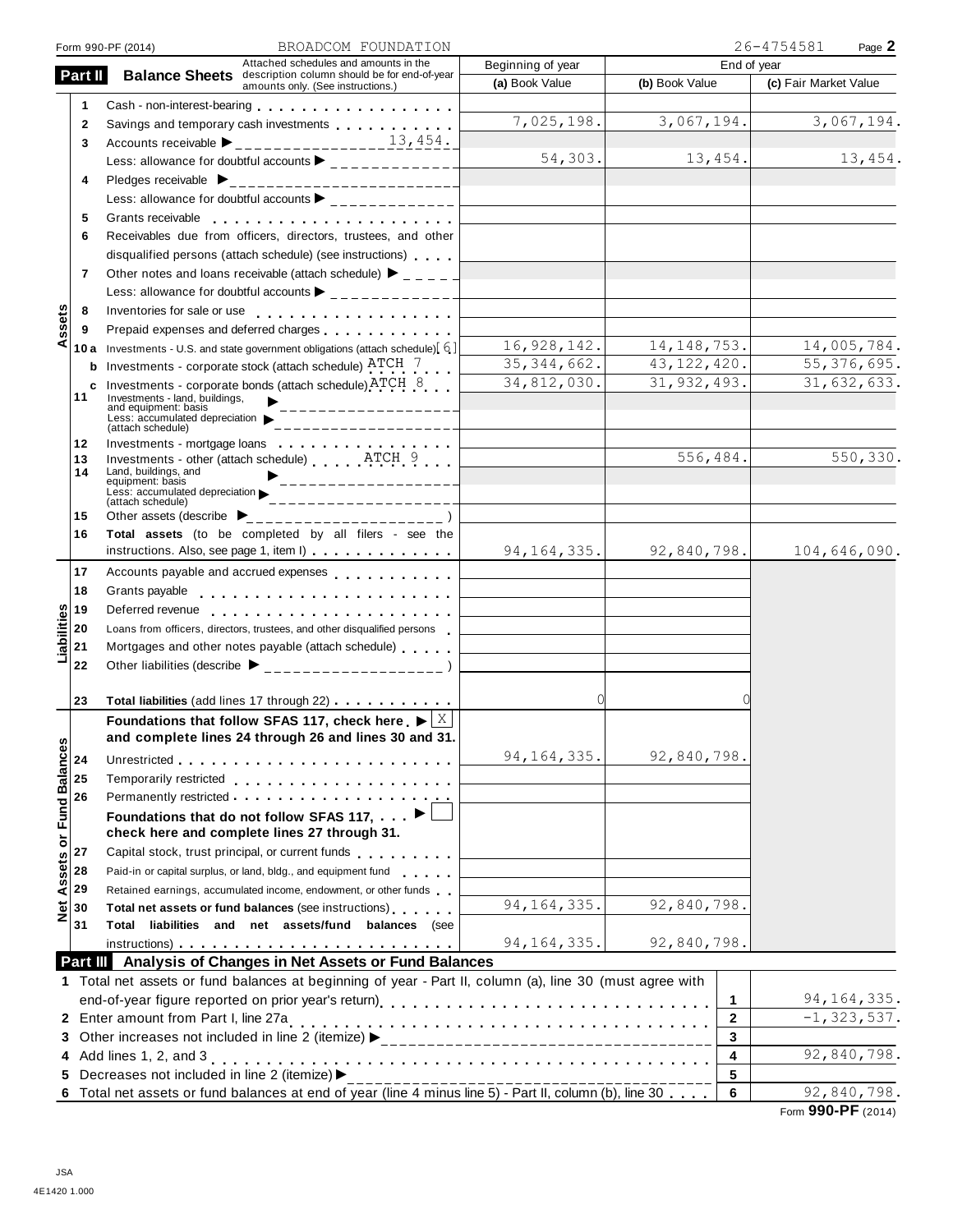Form 990-PF (2014) BROADCOM FOUNDATION 26-4754581 Page **2**

## Part II Balance Sheets

Attached schedules and amounts in the description column should be for end-of-year amounts only. (See instructions.)

| | | Description | Beginning of year (a) Book Value | End of year (b) Book Value | End of year (c) Fair Market Value |
|---|---|---|---|---|---|
| Assets | 1 | Cash - non-interest-bearing | | | |
| | 2 | Savings and temporary cash investments | 7,025,198. | 3,067,194. | 3,067,194. |
| | 3 | Accounts receivable ▶ 13,454. | | | |
| | | Less: allowance for doubtful accounts ▶ | 54,303. | 13,454. | 13,454. |
| | 4 | Pledges receivable ▶ | | | |
| | | Less: allowance for doubtful accounts ▶ | | | |
| | 5 | Grants receivable | | | |
| | 6 | Receivables due from officers, directors, trustees, and other disqualified persons (attach schedule) (see instructions) | | | |
| | 7 | Other notes and loans receivable (attach schedule) ▶ | | | |
| | | Less: allowance for doubtful accounts ▶ | | | |
| | 8 | Inventories for sale or use | | | |
| | 9 | Prepaid expenses and deferred charges | | | |
| | 10a | Investments - U.S. and state government obligations (attach schedule) [6] | 16,928,142. | 14,148,753. | 14,005,784. |
| | b | Investments - corporate stock (attach schedule) ATCH 7 | 35,344,662. | 43,122,420. | 55,376,695. |
| | c | Investments - corporate bonds (attach schedule) ATCH 8 | 34,812,030. | 31,932,493. | 31,632,633. |
| | 11 | Investments - land, buildings, and equipment: basis ▶ Less: accumulated depreciation ▶ (attach schedule) | | | |
| | 12 | Investments - mortgage loans | | | |
| | 13 | Investments - other (attach schedule) ATCH 9 | | 556,484. | 550,330. |
| | 14 | Land, buildings, and equipment: basis ▶ Less: accumulated depreciation ▶ (attach schedule) | | | |
| | 15 | Other assets (describe ▶ ) | | | |
| | 16 | **Total assets** (to be completed by all filers - see the instructions. Also, see page 1, item I) | 94,164,335. | 92,840,798. | 104,646,090. |
| Liabilities | 17 | Accounts payable and accrued expenses | | | |
| | 18 | Grants payable | | | |
| | 19 | Deferred revenue | | | |
| | 20 | Loans from officers, directors, trustees, and other disqualified persons | | | |
| | 21 | Mortgages and other notes payable (attach schedule) | | | |
| | 22 | Other liabilities (describe ▶ ) | | | |
| | 23 | **Total liabilities** (add lines 17 through 22) | 0 | 0 | |
| Net Assets or Fund Balances | | **Foundations that follow SFAS 117, check here ▶ [X] and complete lines 24 through 26 and lines 30 and 31.** | | | |
| | 24 | Unrestricted | 94,164,335. | 92,840,798. | |
| | 25 | Temporarily restricted | | | |
| | 26 | Permanently restricted | | | |
| | | **Foundations that do not follow SFAS 117, ▶ [ ] check here and complete lines 27 through 31.** | | | |
| | 27 | Capital stock, trust principal, or current funds | | | |
| | 28 | Paid-in or capital surplus, or land, bldg., and equipment fund | | | |
| | 29 | Retained earnings, accumulated income, endowment, or other funds | | | |
| | 30 | **Total net assets or fund balances** (see instructions) | 94,164,335. | 92,840,798. | |
| | 31 | **Total liabilities and net assets/fund balances** (see instructions) | 94,164,335. | 92,840,798. | |

## Part III Analysis of Changes in Net Assets or Fund Balances

| | Description | Line | Amount |
|---|---|---|---|
| 1 | Total net assets or fund balances at beginning of year - Part II, column (a), line 30 (must agree with end-of-year figure reported on prior year's return) | 1 | 94,164,335. |
| 2 | Enter amount from Part I, line 27a | 2 | -1,323,537. |
| 3 | Other increases not included in line 2 (itemize) ▶ | 3 | |
| 4 | Add lines 1, 2, and 3 | 4 | 92,840,798. |
| 5 | Decreases not included in line 2 (itemize) ▶ | 5 | |
| 6 | Total net assets or fund balances at end of year (line 4 minus line 5) - Part II, column (b), line 30 | 6 | 92,840,798. |

Form **990-PF** (2014)

JSA
4E1420 1.000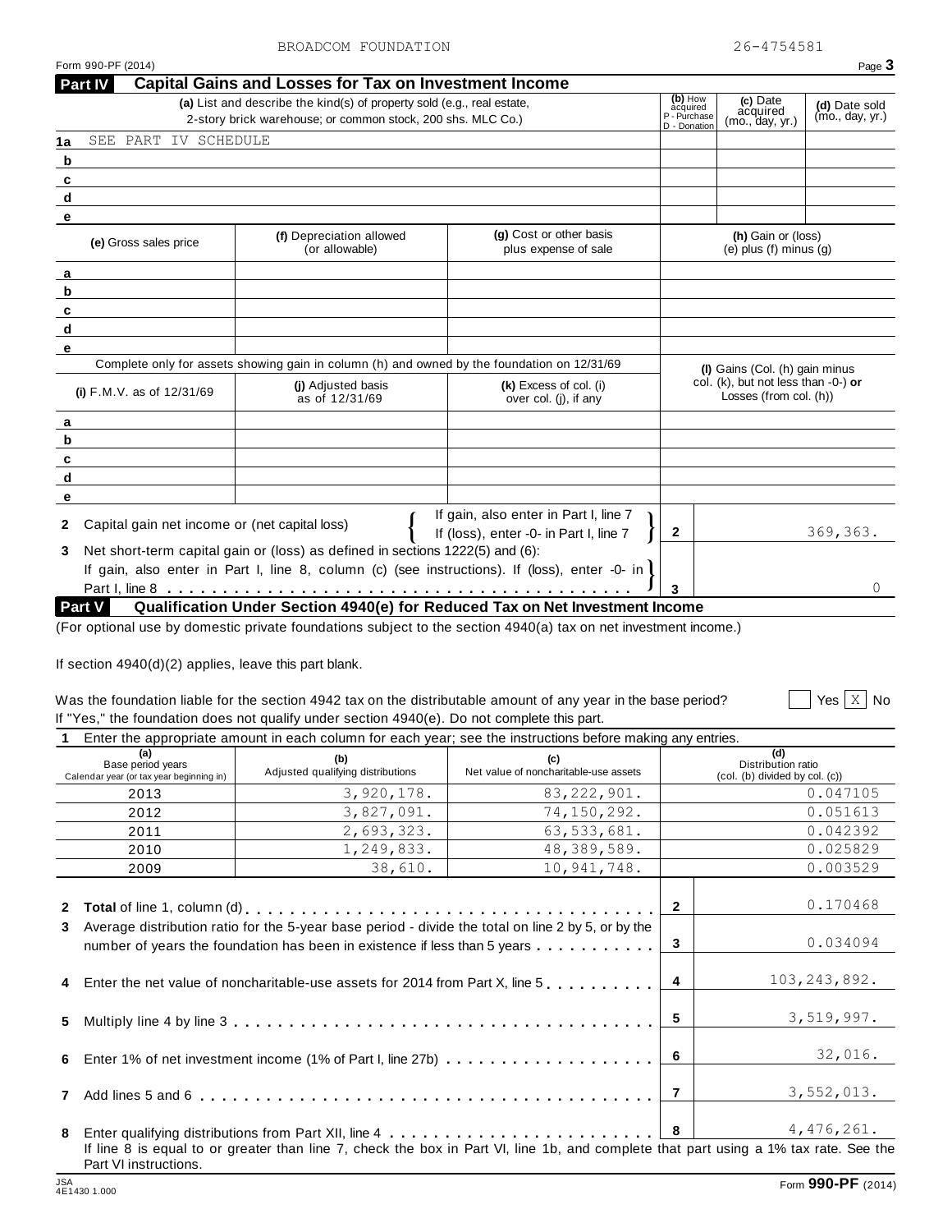BROADCOM FOUNDATION 26-4754581

Form 990-PF (2014)

## Part IV Capital Gains and Losses for Tax on Investment Income

| | (a) List and describe the kind(s) of property sold (e.g., real estate, 2-story brick warehouse; or common stock, 200 shs. MLC Co.) | (b) How acquired P - Purchase D - Donation | (c) Date acquired (mo., day, yr.) | (d) Date sold (mo., day, yr.) |
|---|---|---|---|---|
| 1a | SEE PART IV SCHEDULE | | | |
| b | | | | |
| c | | | | |
| d | | | | |
| e | | | | |

| | (e) Gross sales price | (f) Depreciation allowed (or allowable) | (g) Cost or other basis plus expense of sale | (h) Gain or (loss) (e) plus (f) minus (g) |
|---|---|---|---|---|
| a | | | | |
| b | | | | |
| c | | | | |
| d | | | | |
| e | | | | |

Complete only for assets showing gain in column (h) and owned by the foundation on 12/31/69

| | (i) F.M.V. as of 12/31/69 | (j) Adjusted basis as of 12/31/69 | (k) Excess of col. (i) over col. (j), if any | (l) Gains (Col. (h) gain minus col. (k), but not less than -0-) or Losses (from col. (h)) |
|---|---|---|---|---|
| a | | | | |
| b | | | | |
| c | | | | |
| d | | | | |
| e | | | | |

2 Capital gain net income or (net capital loss) { If gain, also enter in Part I, line 7; If (loss), enter -0- in Part I, line 7 } — **2** — 369,363.

3 Net short-term capital gain or (loss) as defined in sections 1222(5) and (6): If gain, also enter in Part I, line 8, column (c) (see instructions). If (loss), enter -0- in Part I, line 8 — **3** — 0

## Part V Qualification Under Section 4940(e) for Reduced Tax on Net Investment Income

(For optional use by domestic private foundations subject to the section 4940(a) tax on net investment income.)

If section 4940(d)(2) applies, leave this part blank.

Was the foundation liable for the section 4942 tax on the distributable amount of any year in the base period? ☐ Yes ☒ No

If "Yes," the foundation does not qualify under section 4940(e). Do not complete this part.

1 Enter the appropriate amount in each column for each year; see the instructions before making any entries.

| (a) Base period years Calendar year (or tax year beginning in) | (b) Adjusted qualifying distributions | (c) Net value of noncharitable-use assets | (d) Distribution ratio (col. (b) divided by col. (c)) |
|---|---|---|---|
| 2013 | 3,920,178. | 83,222,901. | 0.047105 |
| 2012 | 3,827,091. | 74,150,292. | 0.051613 |
| 2011 | 2,693,323. | 63,533,681. | 0.042392 |
| 2010 | 1,249,833. | 48,389,589. | 0.025829 |
| 2009 | 38,610. | 10,941,748. | 0.003529 |

| | | | |
|---|---|---|---|
| 2 | **Total** of line 1, column (d) | 2 | 0.170468 |
| 3 | Average distribution ratio for the 5-year base period - divide the total on line 2 by 5, or by the number of years the foundation has been in existence if less than 5 years | 3 | 0.034094 |
| 4 | Enter the net value of noncharitable-use assets for 2014 from Part X, line 5 | 4 | 103,243,892. |
| 5 | Multiply line 4 by line 3 | 5 | 3,519,997. |
| 6 | Enter 1% of net investment income (1% of Part I, line 27b) | 6 | 32,016. |
| 7 | Add lines 5 and 6 | 7 | 3,552,013. |
| 8 | Enter qualifying distributions from Part XII, line 4 | 8 | 4,476,261. |

If line 8 is equal to or greater than line 7, check the box in Part VI, line 1b, and complete that part using a 1% tax rate. See the Part VI instructions.

JSA 4E1430 1.000

Form **990-PF** (2014)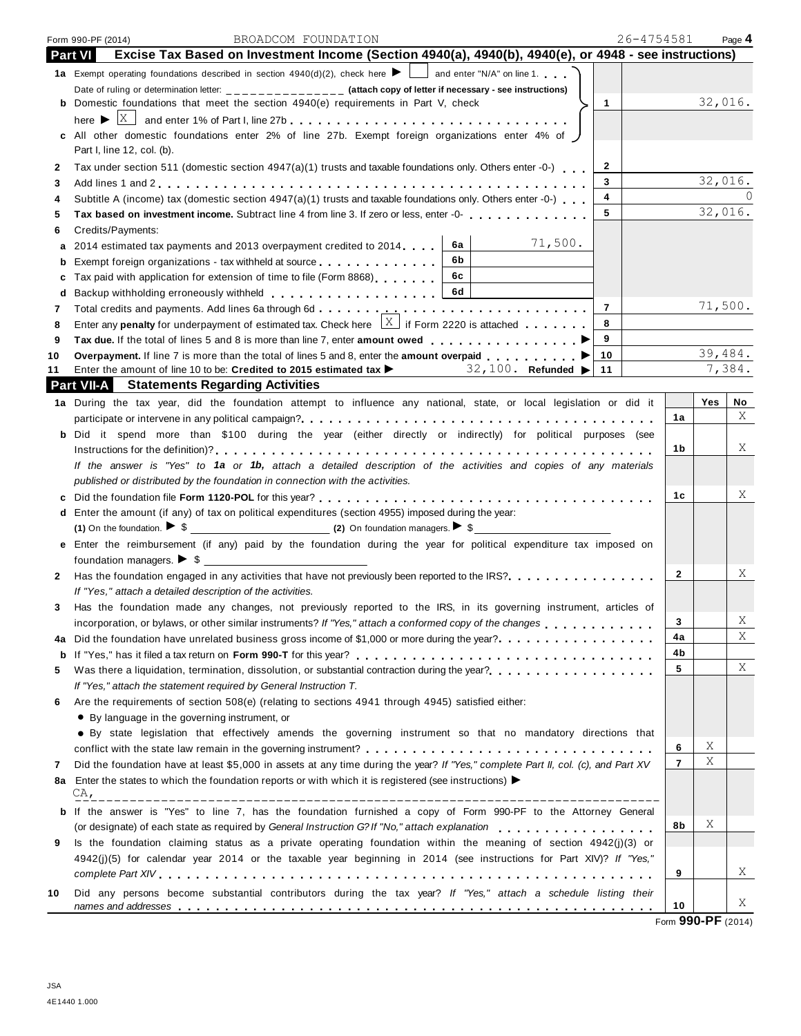Form 990-PF (2014) BROADCOM FOUNDATION 26-4754581 Page **4**

## Part VI Excise Tax Based on Investment Income (Section 4940(a), 4940(b), 4940(e), or 4948 - see instructions)

| | | | |
|---|---|---|---|
| **1a** Exempt operating foundations described in section 4940(d)(2), check here ▶ ☐ and enter "N/A" on line 1. | | | |
| Date of ruling or determination letter: _______________ **(attach copy of letter if necessary - see instructions)** | | | |
| **b** Domestic foundations that meet the section 4940(e) requirements in Part V, check here ▶ ☒ and enter 1% of Part I, line 27b | | 1 | 32,016. |
| **c** All other domestic foundations enter 2% of line 27b. Exempt foreign organizations enter 4% of Part I, line 12, col. (b). | | | |
| **2** Tax under section 511 (domestic section 4947(a)(1) trusts and taxable foundations only. Others enter -0-) | | 2 | |
| **3** Add lines 1 and 2 | | 3 | 32,016. |
| **4** Subtitle A (income) tax (domestic section 4947(a)(1) trusts and taxable foundations only. Others enter -0-) | | 4 | 0 |
| **5** **Tax based on investment income.** Subtract line 4 from line 3. If zero or less, enter -0- | | 5 | 32,016. |
| **6** Credits/Payments: | | | |
| **a** 2014 estimated tax payments and 2013 overpayment credited to 2014 | 6a 71,500. | | |
| **b** Exempt foreign organizations - tax withheld at source | 6b | | |
| **c** Tax paid with application for extension of time to file (Form 8868) | 6c | | |
| **d** Backup withholding erroneously withheld | 6d | | |
| **7** Total credits and payments. Add lines 6a through 6d | | 7 | 71,500. |
| **8** Enter any **penalty** for underpayment of estimated tax. Check here ☒ if Form 2220 is attached | | 8 | |
| **9** **Tax due.** If the total of lines 5 and 8 is more than line 7, enter **amount owed** ▶ | | 9 | |
| **10** **Overpayment.** If line 7 is more than the total of lines 5 and 8, enter the **amount overpaid** ▶ | | 10 | 39,484. |
| **11** Enter the amount of line 10 to be: **Credited to 2015 estimated tax** ▶ 32,100. **Refunded** ▶ | | 11 | 7,384. |

## Part VII-A Statements Regarding Activities

| | | Yes | No |
|---|---|---|---|
| **1a** During the tax year, did the foundation attempt to influence any national, state, or local legislation or did it participate or intervene in any political campaign? | 1a | | X |
| **b** Did it spend more than $100 during the year (either directly or indirectly) for political purposes (see Instructions for the definition)? | 1b | | X |
| *If the answer is "Yes" to **1a** or **1b**, attach a detailed description of the activities and copies of any materials published or distributed by the foundation in connection with the activities.* | | | |
| **c** Did the foundation file **Form 1120-POL** for this year? | 1c | | X |
| **d** Enter the amount (if any) of tax on political expenditures (section 4955) imposed during the year: **(1)** On the foundation. ▶ $ ______ **(2)** On foundation managers. ▶ $ ______ | | | |
| **e** Enter the reimbursement (if any) paid by the foundation during the year for political expenditure tax imposed on foundation managers. ▶ $ ______ | | | |
| **2** Has the foundation engaged in any activities that have not previously been reported to the IRS? *If "Yes," attach a detailed description of the activities.* | 2 | | X |
| **3** Has the foundation made any changes, not previously reported to the IRS, in its governing instrument, articles of incorporation, or bylaws, or other similar instruments? *If "Yes," attach a conformed copy of the changes* | 3 | | X |
| **4a** Did the foundation have unrelated business gross income of $1,000 or more during the year? | 4a | | X |
| **b** If "Yes," has it filed a tax return on **Form 990-T** for this year? | 4b | | |
| **5** Was there a liquidation, termination, dissolution, or substantial contraction during the year? *If "Yes," attach the statement required by General Instruction T.* | 5 | | X |
| **6** Are the requirements of section 508(e) (relating to sections 4941 through 4945) satisfied either: • By language in the governing instrument, or • By state legislation that effectively amends the governing instrument so that no mandatory directions that conflict with the state law remain in the governing instrument? | 6 | X | |
| **7** Did the foundation have at least $5,000 in assets at any time during the year? *If "Yes," complete Part II, col. (c), and Part XV* | 7 | X | |
| **8a** Enter the states to which the foundation reports or with which it is registered (see instructions) ▶ CA, | | | |
| **b** If the answer is "Yes" to line 7, has the foundation furnished a copy of Form 990-PF to the Attorney General (or designate) of each state as required by *General Instruction G? If "No," attach explanation* | 8b | X | |
| **9** Is the foundation claiming status as a private operating foundation within the meaning of section 4942(j)(3) or 4942(j)(5) for calendar year 2014 or the taxable year beginning in 2014 (see instructions for Part XIV)? *If "Yes," complete Part XIV* | 9 | | X |
| **10** Did any persons become substantial contributors during the tax year? *If "Yes," attach a schedule listing their names and addresses* | 10 | | X |

Form **990-PF** (2014)

JSA
4E1440 1.000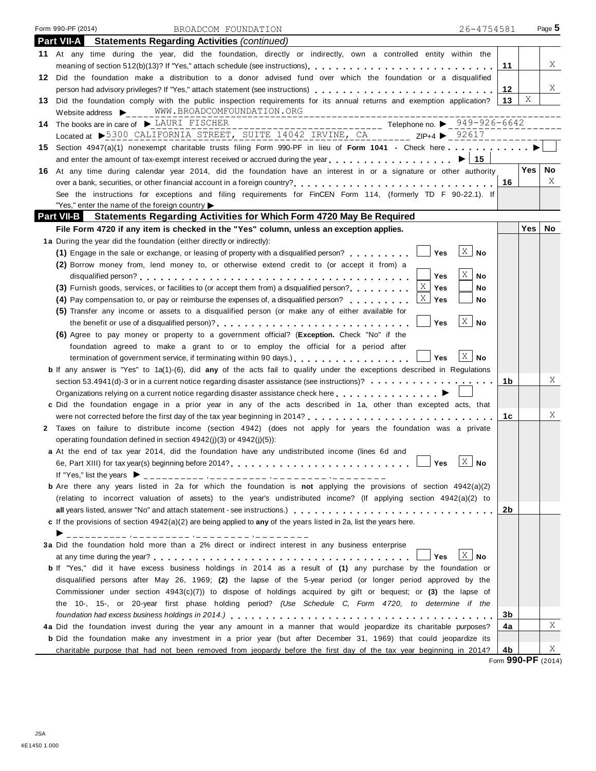Form 990-PF (2014) BROADCOM FOUNDATION 26-4754581

## Part VII-A Statements Regarding Activities *(continued)*

| | | Line | Yes | No |
|---|---|---|---|---|
| **11** | At any time during the year, did the foundation, directly or indirectly, own a controlled entity within the meaning of section 512(b)(13)? If "Yes," attach schedule (see instructions) | 11 | | X |
| **12** | Did the foundation make a distribution to a donor advised fund over which the foundation or a disqualified person had advisory privileges? If "Yes," attach statement (see instructions) | 12 | | X |
| **13** | Did the foundation comply with the public inspection requirements for its annual returns and exemption application? | 13 | X | |

Website address ▶ WWW.BROADCOMFOUNDATION.ORG

**14** The books are in care of ▶ LAURI FISCHER Telephone no. ▶ 949-926-6642

Located at ▶ 5300 CALIFORNIA STREET, SUITE 14042 IRVINE, CA ZIP+4 ▶ 92617

**15** Section 4947(a)(1) nonexempt charitable trusts filing Form 990-PF in lieu of **Form 1041** - Check here ▶ ☐

and enter the amount of tax-exempt interest received or accrued during the year ▶ | 15 |

| | | Line | Yes | No |
|---|---|---|---|---|
| **16** | At any time during calendar year 2014, did the foundation have an interest in or a signature or other authority over a bank, securities, or other financial account in a foreign country? | 16 | | X |

See the instructions for exceptions and filing requirements for FinCEN Form 114, (formerly TD F 90-22.1). If "Yes," enter the name of the foreign country ▶

## Part VII-B Statements Regarding Activities for Which Form 4720 May Be Required

**File Form 4720 if any item is checked in the "Yes" column, unless an exception applies.**

**1a** During the year did the foundation (either directly or indirectly):

| | Yes | No |
|---|---|---|
| **(1)** Engage in the sale or exchange, or leasing of property with a disqualified person? | | X |
| **(2)** Borrow money from, lend money to, or otherwise extend credit to (or accept it from) a disqualified person? | | X |
| **(3)** Furnish goods, services, or facilities to (or accept them from) a disqualified person? | X | |
| **(4)** Pay compensation to, or pay or reimburse the expenses of, a disqualified person? | X | |
| **(5)** Transfer any income or assets to a disqualified person (or make any of either available for the benefit or use of a disqualified person)? | | X |
| **(6)** Agree to pay money or property to a government official? (**Exception.** Check "No" if the foundation agreed to make a grant to or to employ the official for a period after termination of government service, if terminating within 90 days.) | | X |

| | | Line | Yes | No |
|---|---|---|---|---|
| **b** | If any answer is "Yes" to 1a(1)-(6), did **any** of the acts fail to qualify under the exceptions described in Regulations section 53.4941(d)-3 or in a current notice regarding disaster assistance (see instructions)? | 1b | | X |
| | Organizations relying on a current notice regarding disaster assistance check here ▶ ☐ | | | |
| **c** | Did the foundation engage in a prior year in any of the acts described in 1a, other than excepted acts, that were not corrected before the first day of the tax year beginning in 2014? | 1c | | X |

**2** Taxes on failure to distribute income (section 4942) (does not apply for years the foundation was a private operating foundation defined in section 4942(j)(3) or 4942(j)(5)):

**a** At the end of tax year 2014, did the foundation have any undistributed income (lines 6d and 6e, Part XIII) for tax year(s) beginning before 2014? ☐ Yes ☒ No

If "Yes," list the years ▶ ________ , ________ , ________ , ________

| | | Line | Yes | No |
|---|---|---|---|---|
| **b** | Are there any years listed in 2a for which the foundation is **not** applying the provisions of section 4942(a)(2) (relating to incorrect valuation of assets) to the year's undistributed income? (If applying section 4942(a)(2) to **all** years listed, answer "No" and attach statement - see instructions.) | 2b | | |

**c** If the provisions of section 4942(a)(2) are being applied to **any** of the years listed in 2a, list the years here.

▶ ________ , ________ , ________ , ________

**3a** Did the foundation hold more than a 2% direct or indirect interest in any business enterprise at any time during the year? ☐ Yes ☒ No

| | | Line | Yes | No |
|---|---|---|---|---|
| **b** | If "Yes," did it have excess business holdings in 2014 as a result of **(1)** any purchase by the foundation or disqualified persons after May 26, 1969; **(2)** the lapse of the 5-year period (or longer period approved by the Commissioner under section 4943(c)(7)) to dispose of holdings acquired by gift or bequest; or **(3)** the lapse of the 10-, 15-, or 20-year first phase holding period? *(Use Schedule C, Form 4720, to determine if the foundation had excess business holdings in 2014.)* | 3b | | |
| **4a** | Did the foundation invest during the year any amount in a manner that would jeopardize its charitable purposes? | 4a | | X |
| **b** | Did the foundation make any investment in a prior year (but after December 31, 1969) that could jeopardize its charitable purpose that had not been removed from jeopardy before the first day of the tax year beginning in 2014? | 4b | | X |

Form **990-PF** (2014)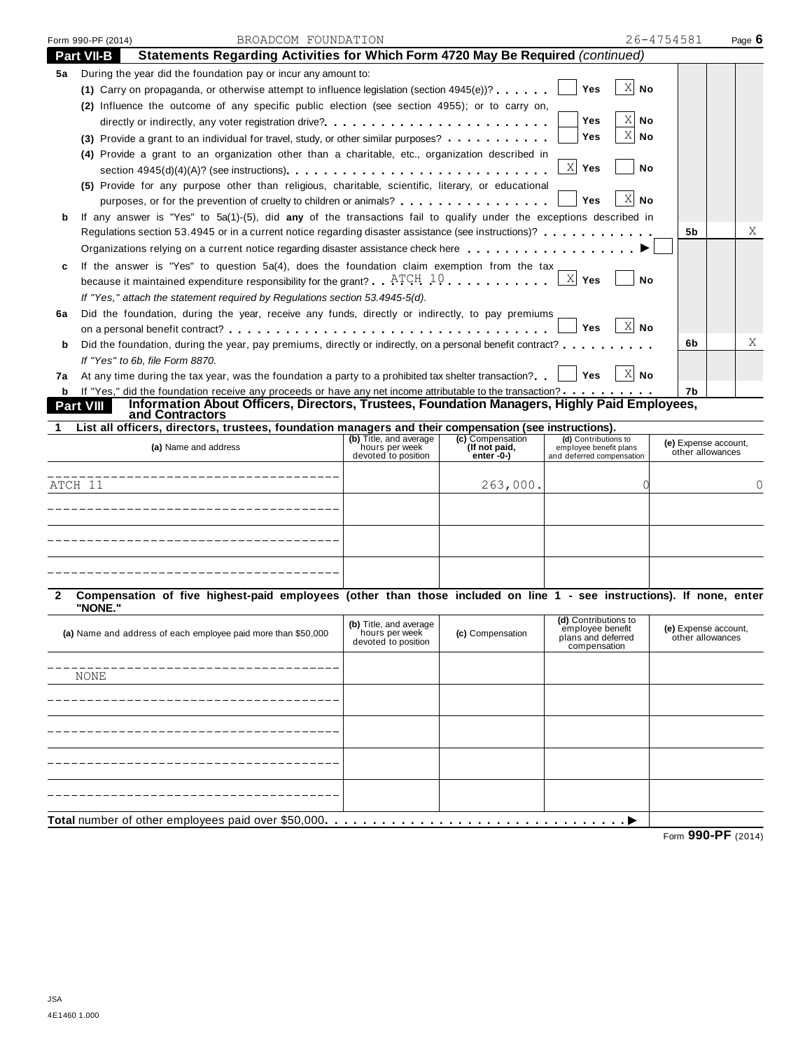Form 990-PF (2014) BROADCOM FOUNDATION 26-4754581

## Part VII-B Statements Regarding Activities for Which Form 4720 May Be Required *(continued)*

**5a** During the year did the foundation pay or incur any amount to:

**(1)** Carry on propaganda, or otherwise attempt to influence legislation (section 4945(e))? . . . . . . Yes [ ] No [X]

**(2)** Influence the outcome of any specific public election (see section 4955); or to carry on, directly or indirectly, any voter registration drive? . . . . . . Yes [ ] No [X]

**(3)** Provide a grant to an individual for travel, study, or other similar purposes? . . . . . . Yes [ ] No [X]

**(4)** Provide a grant to an organization other than a charitable, etc., organization described in section 4945(d)(4)(A)? (see instructions) . . . . . . Yes [X] No [ ]

**(5)** Provide for any purpose other than religious, charitable, scientific, literary, or educational purposes, or for the prevention of cruelty to children or animals? . . . . . . Yes [ ] No [X]

**b** If any answer is "Yes" to 5a(1)-(5), did **any** of the transactions fail to qualify under the exceptions described in Regulations section 53.4945 or in a current notice regarding disaster assistance (see instructions)? . . . . . . **5b** No: X

Organizations relying on a current notice regarding disaster assistance check here . . . . . . ▶ [ ]

**c** If the answer is "Yes" to question 5a(4), does the foundation claim exemption from the tax because it maintained expenditure responsibility for the grant? . . ATCH 10 . . . . . . Yes [X] No [ ]

*If "Yes," attach the statement required by Regulations section 53.4945-5(d).*

**6a** Did the foundation, during the year, receive any funds, directly or indirectly, to pay premiums on a personal benefit contract? . . . . . . Yes [ ] No [X]

**b** Did the foundation, during the year, pay premiums, directly or indirectly, on a personal benefit contract? . . . . . . **6b** No: X

*If "Yes" to 6b, file Form 8870.*

**7a** At any time during the tax year, was the foundation a party to a prohibited tax shelter transaction? . . Yes [ ] No [X]

**b** If "Yes," did the foundation receive any proceeds or have any net income attributable to the transaction? . . . . . . **7b**

## Part VIII Information About Officers, Directors, Trustees, Foundation Managers, Highly Paid Employees, and Contractors

**1 List all officers, directors, trustees, foundation managers and their compensation (see instructions).**

| (a) Name and address | (b) Title, and average hours per week devoted to position | (c) Compensation (If not paid, enter -0-) | (d) Contributions to employee benefit plans and deferred compensation | (e) Expense account, other allowances |
|---|---|---|---|---|
| ATCH 11 | | 263,000. | 0 | 0 |
| | | | | |
| | | | | |
| | | | | |

**2 Compensation of five highest-paid employees (other than those included on line 1 - see instructions). If none, enter "NONE."**

| (a) Name and address of each employee paid more than $50,000 | (b) Title, and average hours per week devoted to position | (c) Compensation | (d) Contributions to employee benefit plans and deferred compensation | (e) Expense account, other allowances |
|---|---|---|---|---|
| NONE | | | | |
| | | | | |
| | | | | |
| | | | | |
| | | | | |

**Total** number of other employees paid over $50,000 . . . . . . ▶

Form **990-PF** (2014)

JSA
4E1460 1.000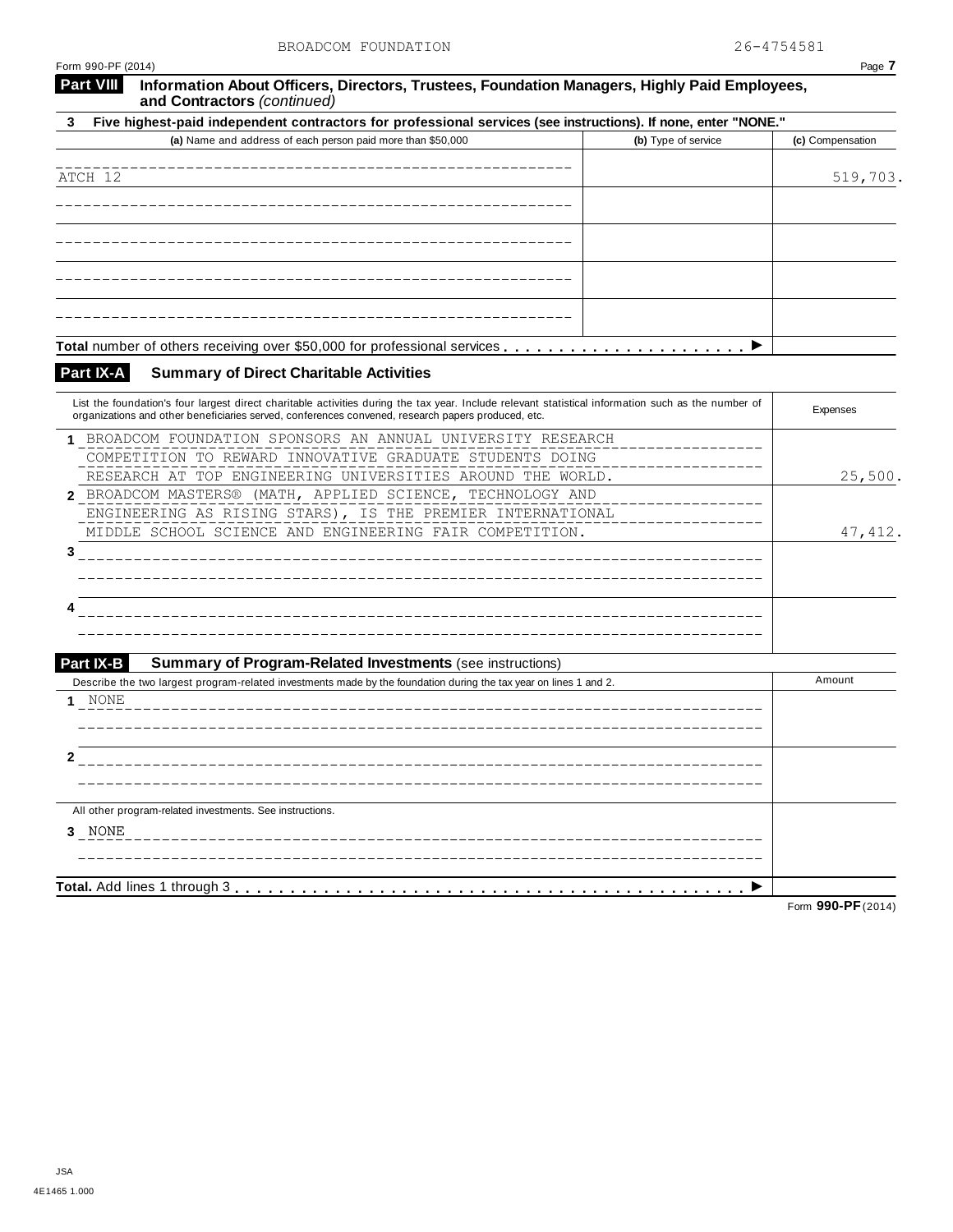BROADCOM FOUNDATION 26-4754581

Form 990-PF (2014)

## Part VIII Information About Officers, Directors, Trustees, Foundation Managers, Highly Paid Employees, and Contractors *(continued)*

**3 Five highest-paid independent contractors for professional services (see instructions). If none, enter "NONE."**

| (a) Name and address of each person paid more than $50,000 | (b) Type of service | (c) Compensation |
|---|---|---|
| ATCH 12 | | 519,703. |
| | | |
| | | |
| | | |
| | | |
| **Total** number of others receiving over $50,000 for professional services ▶ | | |

## Part IX-A Summary of Direct Charitable Activities

| List the foundation's four largest direct charitable activities during the tax year. Include relevant statistical information such as the number of organizations and other beneficiaries served, conferences convened, research papers produced, etc. | Expenses |
|---|---|
| **1** BROADCOM FOUNDATION SPONSORS AN ANNUAL UNIVERSITY RESEARCH COMPETITION TO REWARD INNOVATIVE GRADUATE STUDENTS DOING RESEARCH AT TOP ENGINEERING UNIVERSITIES AROUND THE WORLD. | 25,500. |
| **2** BROADCOM MASTERS® (MATH, APPLIED SCIENCE, TECHNOLOGY AND ENGINEERING AS RISING STARS), IS THE PREMIER INTERNATIONAL MIDDLE SCHOOL SCIENCE AND ENGINEERING FAIR COMPETITION. | 47,412. |
| **3** | |
| **4** | |

## Part IX-B Summary of Program-Related Investments (see instructions)

| Describe the two largest program-related investments made by the foundation during the tax year on lines 1 and 2. | Amount |
|---|---|
| **1** NONE | |
| **2** | |
| All other program-related investments. See instructions. | |
| **3** NONE | |
| **Total.** Add lines 1 through 3 ▶ | |

Form **990-PF** (2014)

JSA
4E1465 1.000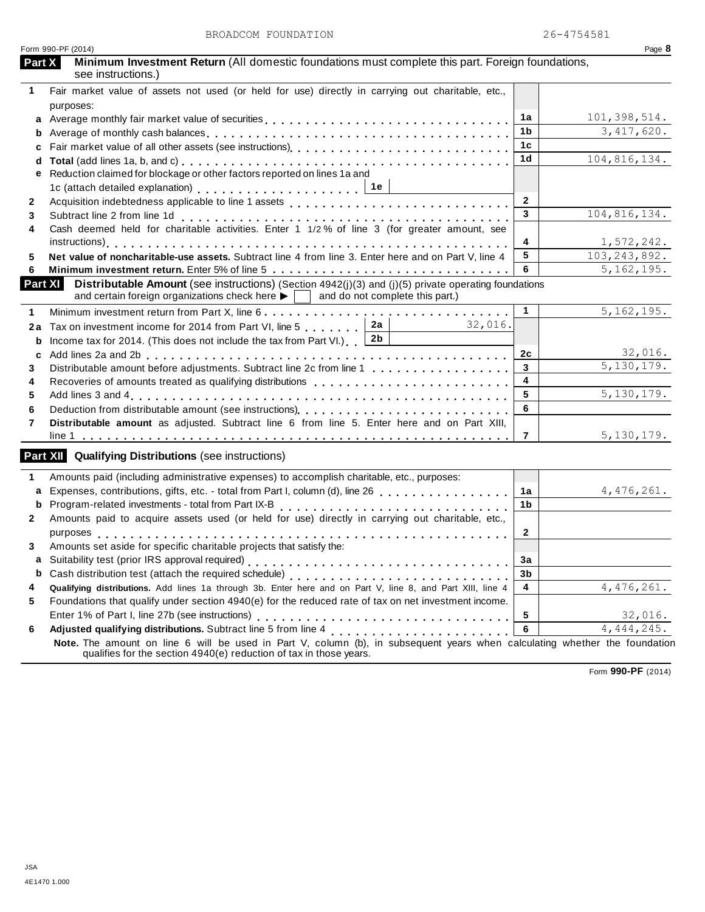BROADCOM FOUNDATION 26-4754581

Form 990-PF (2014)

## Part X Minimum Investment Return (All domestic foundations must complete this part. Foreign foundations, see instructions.)

| | | | |
|---|---|---|---|
| **1** | Fair market value of assets not used (or held for use) directly in carrying out charitable, etc., purposes: | | |
| **a** | Average monthly fair market value of securities | 1a | 101,398,514. |
| **b** | Average of monthly cash balances | 1b | 3,417,620. |
| **c** | Fair market value of all other assets (see instructions) | 1c | |
| **d** | **Total** (add lines 1a, b, and c) | 1d | 104,816,134. |
| **e** | Reduction claimed for blockage or other factors reported on lines 1a and 1c (attach detailed explanation) ... 1e | | |
| **2** | Acquisition indebtedness applicable to line 1 assets | 2 | |
| **3** | Subtract line 2 from line 1d | 3 | 104,816,134. |
| **4** | Cash deemed held for charitable activities. Enter 1 1/2 % of line 3 (for greater amount, see instructions) | 4 | 1,572,242. |
| **5** | **Net value of noncharitable-use assets.** Subtract line 4 from line 3. Enter here and on Part V, line 4 | 5 | 103,243,892. |
| **6** | **Minimum investment return.** Enter 5% of line 5 | 6 | 5,162,195. |

## Part XI Distributable Amount (see instructions) (Section 4942(j)(3) and (j)(5) private operating foundations and certain foreign organizations check here ▶ ☐ and do not complete this part.)

| | | | | |
|---|---|---|---|---|
| **1** | Minimum investment return from Part X, line 6 | | 1 | 5,162,195. |
| **2a** | Tax on investment income for 2014 from Part VI, line 5 ... 2a | 32,016. | | |
| **b** | Income tax for 2014. (This does not include the tax from Part VI.) ... 2b | | | |
| **c** | Add lines 2a and 2b | | 2c | 32,016. |
| **3** | Distributable amount before adjustments. Subtract line 2c from line 1 | | 3 | 5,130,179. |
| **4** | Recoveries of amounts treated as qualifying distributions | | 4 | |
| **5** | Add lines 3 and 4 | | 5 | 5,130,179. |
| **6** | Deduction from distributable amount (see instructions) | | 6 | |
| **7** | **Distributable amount** as adjusted. Subtract line 6 from line 5. Enter here and on Part XIII, line 1 | | 7 | 5,130,179. |

## Part XII Qualifying Distributions (see instructions)

| | | | |
|---|---|---|---|
| **1** | Amounts paid (including administrative expenses) to accomplish charitable, etc., purposes: | | |
| **a** | Expenses, contributions, gifts, etc. - total from Part I, column (d), line 26 | 1a | 4,476,261. |
| **b** | Program-related investments - total from Part IX-B | 1b | |
| **2** | Amounts paid to acquire assets used (or held for use) directly in carrying out charitable, etc., purposes | 2 | |
| **3** | Amounts set aside for specific charitable projects that satisfy the: | | |
| **a** | Suitability test (prior IRS approval required) | 3a | |
| **b** | Cash distribution test (attach the required schedule) | 3b | |
| **4** | **Qualifying distributions.** Add lines 1a through 3b. Enter here and on Part V, line 8, and Part XIII, line 4 | 4 | 4,476,261. |
| **5** | Foundations that qualify under section 4940(e) for the reduced rate of tax on net investment income. Enter 1% of Part I, line 27b (see instructions) | 5 | 32,016. |
| **6** | **Adjusted qualifying distributions.** Subtract line 5 from line 4 | 6 | 4,444,245. |

**Note.** The amount on line 6 will be used in Part V, column (b), in subsequent years when calculating whether the foundation qualifies for the section 4940(e) reduction of tax in those years.

Form **990-PF** (2014)

JSA
4E1470 1.000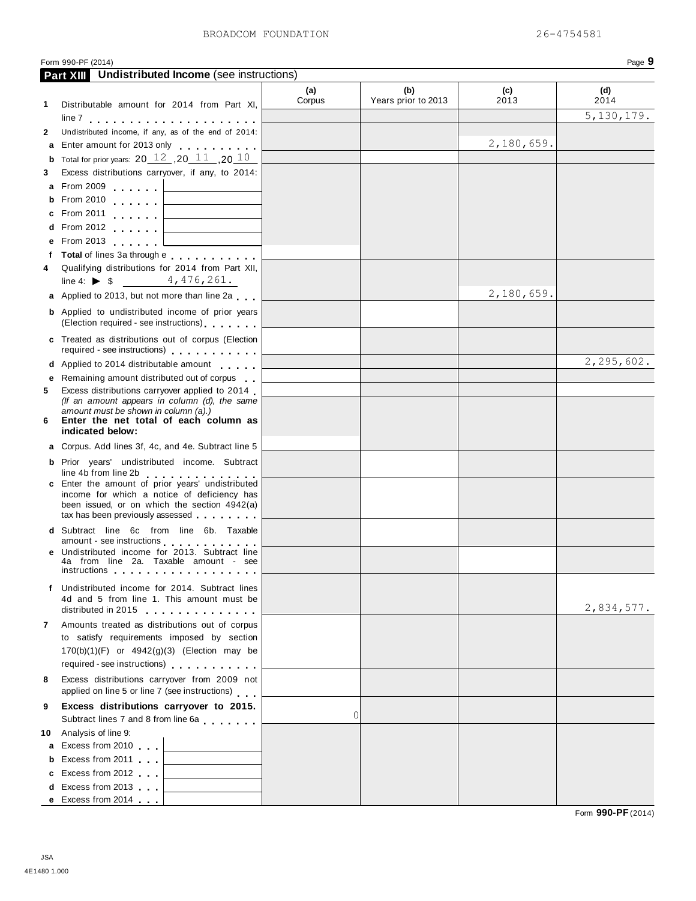Form 990-PF (2014)

## Part XIII Undistributed Income (see instructions)

| | | (a) Corpus | (b) Years prior to 2013 | (c) 2013 | (d) 2014 |
|---|---|---|---|---|---|
| **1** | Distributable amount for 2014 from Part XI, line 7 | | | | 5,130,179. |
| **2** | Undistributed income, if any, as of the end of 2014: | | | | |
| **a** | Enter amount for 2013 only | | | 2,180,659. | |
| **b** | Total for prior years: 20 12 ,20 11 ,20 10 | | | | |
| **3** | Excess distributions carryover, if any, to 2014: | | | | |
| **a** | From 2009 | | | | |
| **b** | From 2010 | | | | |
| **c** | From 2011 | | | | |
| **d** | From 2012 | | | | |
| **e** | From 2013 | | | | |
| **f** | **Total** of lines 3a through e | | | | |
| **4** | Qualifying distributions for 2014 from Part XII, line 4: ▶ $ 4,476,261. | | | | |
| **a** | Applied to 2013, but not more than line 2a | | | 2,180,659. | |
| **b** | Applied to undistributed income of prior years (Election required - see instructions) | | | | |
| **c** | Treated as distributions out of corpus (Election required - see instructions) | | | | |
| **d** | Applied to 2014 distributable amount | | | | 2,295,602. |
| **e** | Remaining amount distributed out of corpus | | | | |
| **5** | Excess distributions carryover applied to 2014 *(If an amount appears in column (d), the same amount must be shown in column (a).)* | | | | |
| **6** | **Enter the net total of each column as indicated below:** | | | | |
| **a** | Corpus. Add lines 3f, 4c, and 4e. Subtract line 5 | | | | |
| **b** | Prior years' undistributed income. Subtract line 4b from line 2b | | | | |
| **c** | Enter the amount of prior years' undistributed income for which a notice of deficiency has been issued, or on which the section 4942(a) tax has been previously assessed | | | | |
| **d** | Subtract line 6c from line 6b. Taxable amount - see instructions | | | | |
| **e** | Undistributed income for 2013. Subtract line 4a from line 2a. Taxable amount - see instructions | | | | |
| **f** | Undistributed income for 2014. Subtract lines 4d and 5 from line 1. This amount must be distributed in 2015 | | | | 2,834,577. |
| **7** | Amounts treated as distributions out of corpus to satisfy requirements imposed by section 170(b)(1)(F) or 4942(g)(3) (Election may be required - see instructions) | | | | |
| **8** | Excess distributions carryover from 2009 not applied on line 5 or line 7 (see instructions) | | | | |
| **9** | **Excess distributions carryover to 2015.** Subtract lines 7 and 8 from line 6a | 0 | | | |
| **10** | Analysis of line 9: | | | | |
| **a** | Excess from 2010 | | | | |
| **b** | Excess from 2011 | | | | |
| **c** | Excess from 2012 | | | | |
| **d** | Excess from 2013 | | | | |
| **e** | Excess from 2014 | | | | |

Form **990-PF** (2014)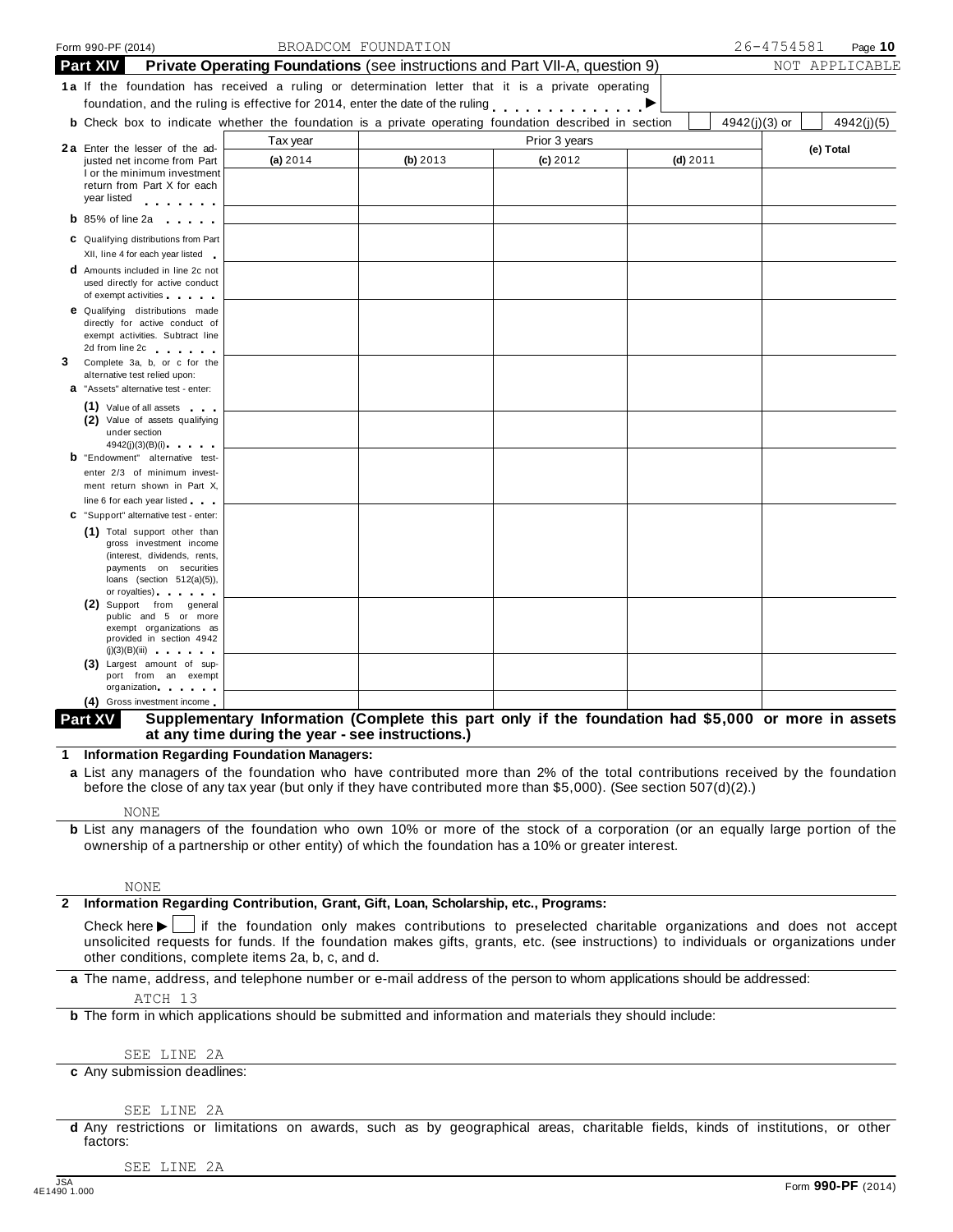Form 990-PF (2014) BROADCOM FOUNDATION 26-4754581

## Part XIV Private Operating Foundations (see instructions and Part VII-A, question 9)

NOT APPLICABLE

**1a** If the foundation has received a ruling or determination letter that it is a private operating foundation, and the ruling is effective for 2014, enter the date of the ruling ▶

**b** Check box to indicate whether the foundation is a private operating foundation described in section ☐ 4942(j)(3) or ☐ 4942(j)(5)

| | Tax year | Prior 3 years | | | (e) Total |
|---|---|---|---|---|---|
| | (a) 2014 | (b) 2013 | (c) 2012 | (d) 2011 | |
| **2a** Enter the lesser of the adjusted net income from Part I or the minimum investment return from Part X for each year listed | | | | | |
| **b** 85% of line 2a | | | | | |
| **c** Qualifying distributions from Part XII, line 4 for each year listed | | | | | |
| **d** Amounts included in line 2c not used directly for active conduct of exempt activities | | | | | |
| **e** Qualifying distributions made directly for active conduct of exempt activities. Subtract line 2d from line 2c | | | | | |
| **3** Complete 3a, b, or c for the alternative test relied upon: | | | | | |
| **a** "Assets" alternative test - enter: (1) Value of all assets | | | | | |
| (2) Value of assets qualifying under section 4942(j)(3)(B)(i) | | | | | |
| **b** "Endowment" alternative test-enter 2/3 of minimum investment return shown in Part X, line 6 for each year listed | | | | | |
| **c** "Support" alternative test - enter: (1) Total support other than gross investment income (interest, dividends, rents, payments on securities loans (section 512(a)(5)), or royalties) | | | | | |
| (2) Support from general public and 5 or more exempt organizations as provided in section 4942 (j)(3)(B)(iii) | | | | | |
| (3) Largest amount of support from an exempt organization | | | | | |
| (4) Gross investment income | | | | | |

## Part XV Supplementary Information (Complete this part only if the foundation had $5,000 or more in assets at any time during the year - see instructions.)

**1 Information Regarding Foundation Managers:**

**a** List any managers of the foundation who have contributed more than 2% of the total contributions received by the foundation before the close of any tax year (but only if they have contributed more than $5,000). (See section 507(d)(2).)

NONE

**b** List any managers of the foundation who own 10% or more of the stock of a corporation (or an equally large portion of the ownership of a partnership or other entity) of which the foundation has a 10% or greater interest.

NONE

**2 Information Regarding Contribution, Grant, Gift, Loan, Scholarship, etc., Programs:**

Check here ▶ ☐ if the foundation only makes contributions to preselected charitable organizations and does not accept unsolicited requests for funds. If the foundation makes gifts, grants, etc. (see instructions) to individuals or organizations under other conditions, complete items 2a, b, c, and d.

**a** The name, address, and telephone number or e-mail address of the person to whom applications should be addressed:

ATCH 13

**b** The form in which applications should be submitted and information and materials they should include:

SEE LINE 2A

**c** Any submission deadlines:

SEE LINE 2A

**d** Any restrictions or limitations on awards, such as by geographical areas, charitable fields, kinds of institutions, or other factors:

SEE LINE 2A

JSA 4E1490 1.000 Form **990-PF** (2014)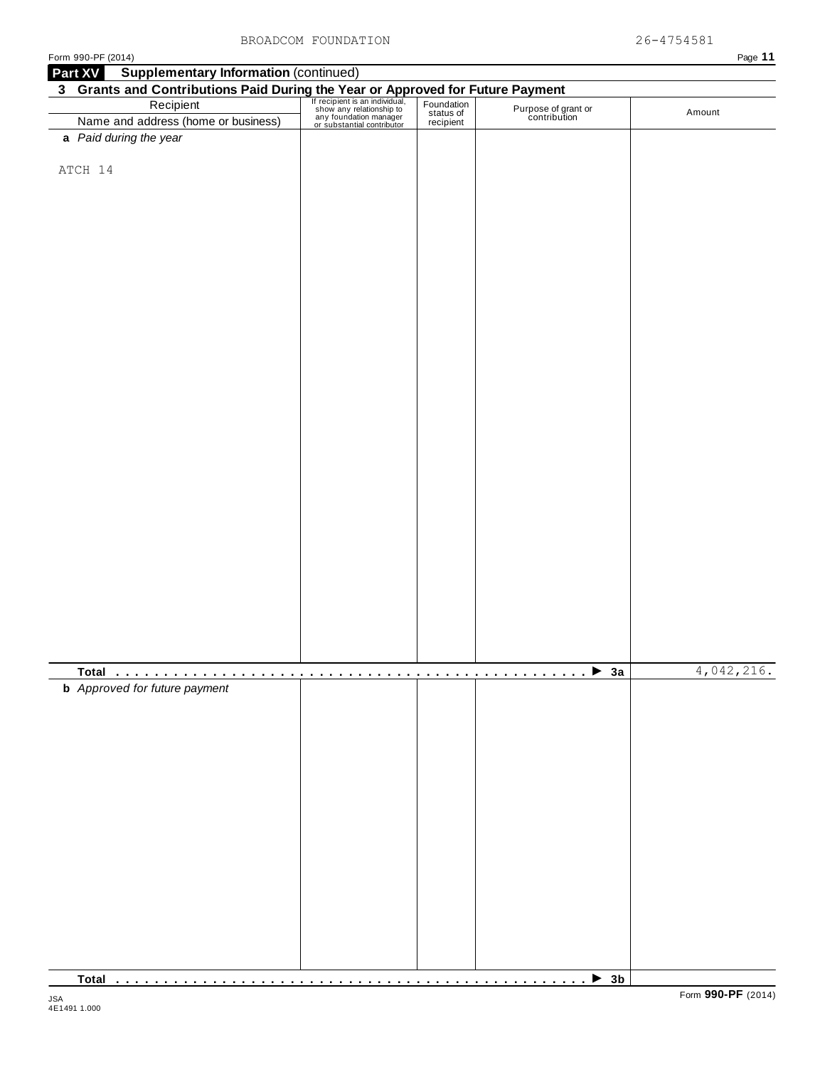BROADCOM FOUNDATION 26-4754581

## Part XV Supplementary Information (continued)

### 3 Grants and Contributions Paid During the Year or Approved for Future Payment

| Recipient<br>Name and address (home or business) | If recipient is an individual, show any relationship to any foundation manager or substantial contributor | Foundation status of recipient | Purpose of grant or contribution | Amount |
|---|---|---|---|---|
| **a** *Paid during the year* | | | | |
| ATCH 14 | | | | |
| **Total** | | | ▶ **3a** | 4,042,216. |
| **b** *Approved for future payment* | | | | |
| **Total** | | | ▶ **3b** | |

JSA
4E1491 1.000

Form **990-PF** (2014)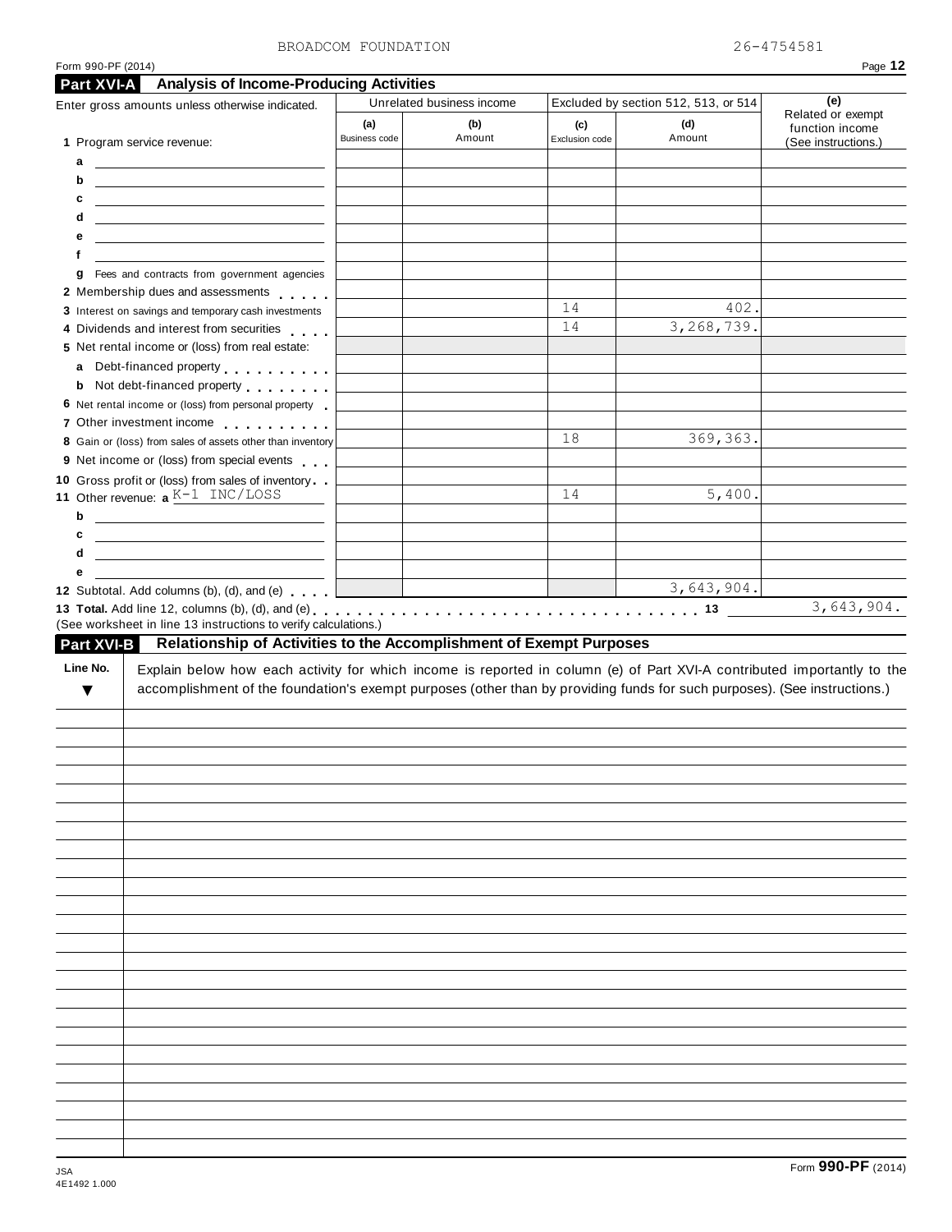BROADCOM FOUNDATION 26-4754581

Form 990-PF (2014)

## Part XVI-A Analysis of Income-Producing Activities

| Enter gross amounts unless otherwise indicated. | Unrelated business income | | Excluded by section 512, 513, or 514 | | (e) Related or exempt function income (See instructions.) |
|---|---|---|---|---|---|
| | (a) Business code | (b) Amount | (c) Exclusion code | (d) Amount | |
| 1 Program service revenue: | | | | | |
| a | | | | | |
| b | | | | | |
| c | | | | | |
| d | | | | | |
| e | | | | | |
| f | | | | | |
| g Fees and contracts from government agencies | | | | | |
| 2 Membership dues and assessments | | | | | |
| 3 Interest on savings and temporary cash investments | | | 14 | 402. | |
| 4 Dividends and interest from securities | | | 14 | 3,268,739. | |
| 5 Net rental income or (loss) from real estate: | | | | | |
| a Debt-financed property | | | | | |
| b Not debt-financed property | | | | | |
| 6 Net rental income or (loss) from personal property | | | | | |
| 7 Other investment income | | | | | |
| 8 Gain or (loss) from sales of assets other than inventory | | | 18 | 369,363. | |
| 9 Net income or (loss) from special events | | | | | |
| 10 Gross profit or (loss) from sales of inventory | | | | | |
| 11 Other revenue: a K-1 INC/LOSS | | | 14 | 5,400. | |
| b | | | | | |
| c | | | | | |
| d | | | | | |
| e | | | | | |
| 12 Subtotal. Add columns (b), (d), and (e) | | | | 3,643,904. | |

**13 Total.** Add line 12, columns (b), (d), and (e) . . . . . 13 3,643,904.

(See worksheet in line 13 instructions to verify calculations.)

## Part XVI-B Relationship of Activities to the Accomplishment of Exempt Purposes

| Line No. ▼ | Explain below how each activity for which income is reported in column (e) of Part XVI-A contributed importantly to the accomplishment of the foundation's exempt purposes (other than by providing funds for such purposes). (See instructions.) |
|---|---|
| | |

Form **990-PF** (2014)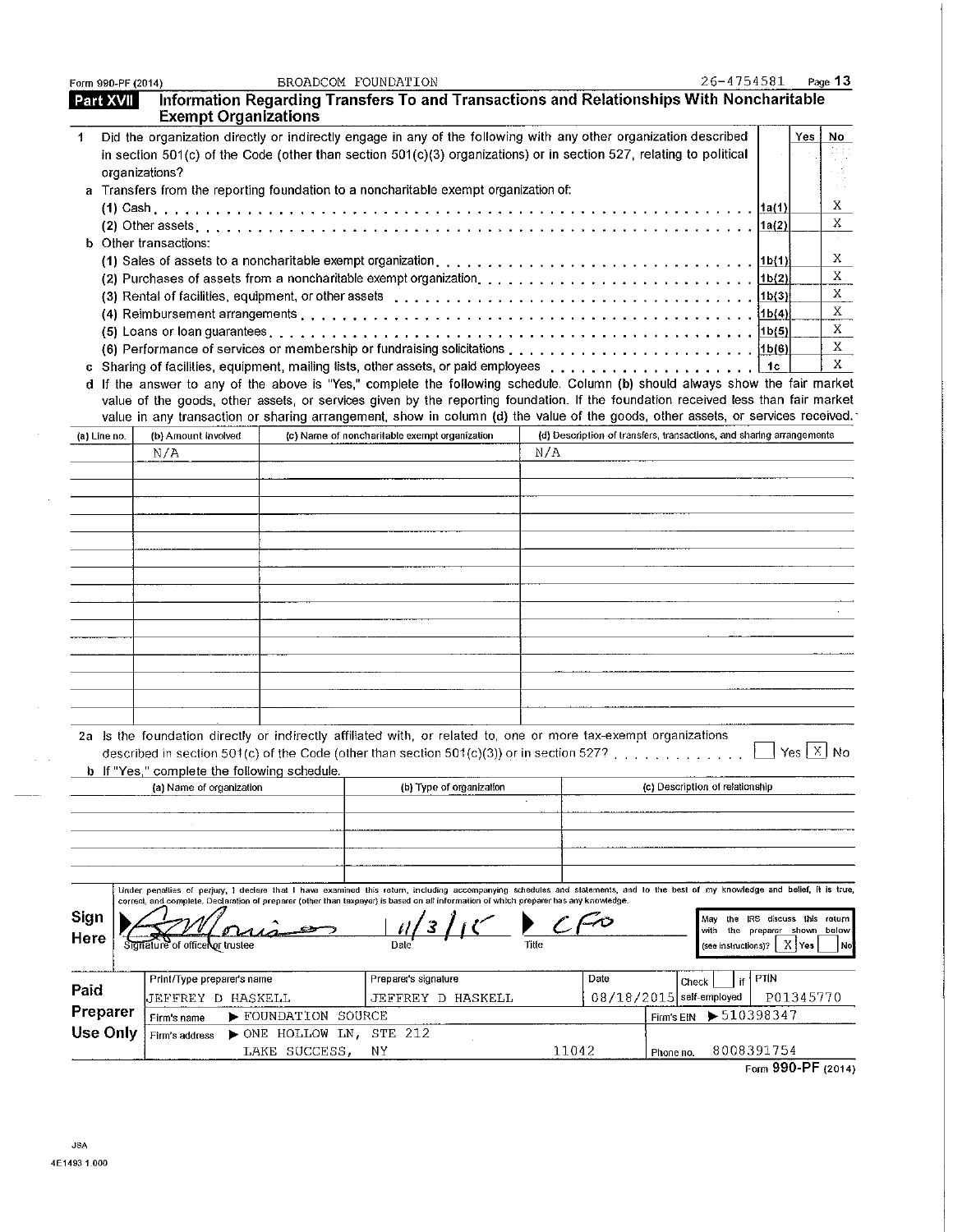Form 990-PF (2014) BROADCOM FOUNDATION 26-4754581

## Part XVII Information Regarding Transfers To and Transactions and Relationships With Noncharitable Exempt Organizations

| | | Yes | No |
|---|---|---|---|
| **1** Did the organization directly or indirectly engage in any of the following with any other organization described in section 501(c) of the Code (other than section 501(c)(3) organizations) or in section 527, relating to political organizations? | | | |
| **a** Transfers from the reporting foundation to a noncharitable exempt organization of: | | | |
| (1) Cash | 1a(1) | | X |
| (2) Other assets | 1a(2) | | X |
| **b** Other transactions: | | | |
| (1) Sales of assets to a noncharitable exempt organization | 1b(1) | | X |
| (2) Purchases of assets from a noncharitable exempt organization | 1b(2) | | X |
| (3) Rental of facilities, equipment, or other assets | 1b(3) | | X |
| (4) Reimbursement arrangements | 1b(4) | | X |
| (5) Loans or loan guarantees | 1b(5) | | X |
| (6) Performance of services or membership or fundraising solicitations | 1b(6) | | X |
| **c** Sharing of facilities, equipment, mailing lists, other assets, or paid employees | 1c | | X |

**d** If the answer to any of the above is "Yes," complete the following schedule. Column (b) should always show the fair market value of the goods, other assets, or services given by the reporting foundation. If the foundation received less than fair market value in any transaction or sharing arrangement, show in column (d) the value of the goods, other assets, or services received.

| (a) Line no. | (b) Amount involved | (c) Name of noncharitable exempt organization | (d) Description of transfers, transactions, and sharing arrangements |
|---|---|---|---|
| | N/A | | N/A |

**2a** Is the foundation directly or indirectly affiliated with, or related to, one or more tax-exempt organizations described in section 501(c) of the Code (other than section 501(c)(3)) or in section 527? ☐ Yes ☒ No

**b** If "Yes," complete the following schedule.

| (a) Name of organization | (b) Type of organization | (c) Description of relationship |
|---|---|---|
| | | |

**Sign Here**

Under penalties of perjury, I declare that I have examined this return, including accompanying schedules and statements, and to the best of my knowledge and belief, it is true, correct, and complete. Declaration of preparer (other than taxpayer) is based on all information of which preparer has any knowledge.

Signature of officer or trustee: [signature] Date: 11/3/15 Title: CFO

May the IRS discuss this return with the preparer shown below (see instructions)? ☒ Yes ☐ No

**Paid Preparer Use Only**

| Print/Type preparer's name | Preparer's signature | Date | Check ☐ if self-employed | PTIN |
|---|---|---|---|---|
| JEFFREY D HASKELL | JEFFREY D HASKELL | 08/18/2015 | | P01345770 |

Firm's name ▶ FOUNDATION SOURCE Firm's EIN ▶ 510398347

Firm's address ▶ ONE HOLLOW LN, STE 212 LAKE SUCCESS, NY 11042 Phone no. 8008391754

Form 990-PF (2014)

JSA
4E1493 1.000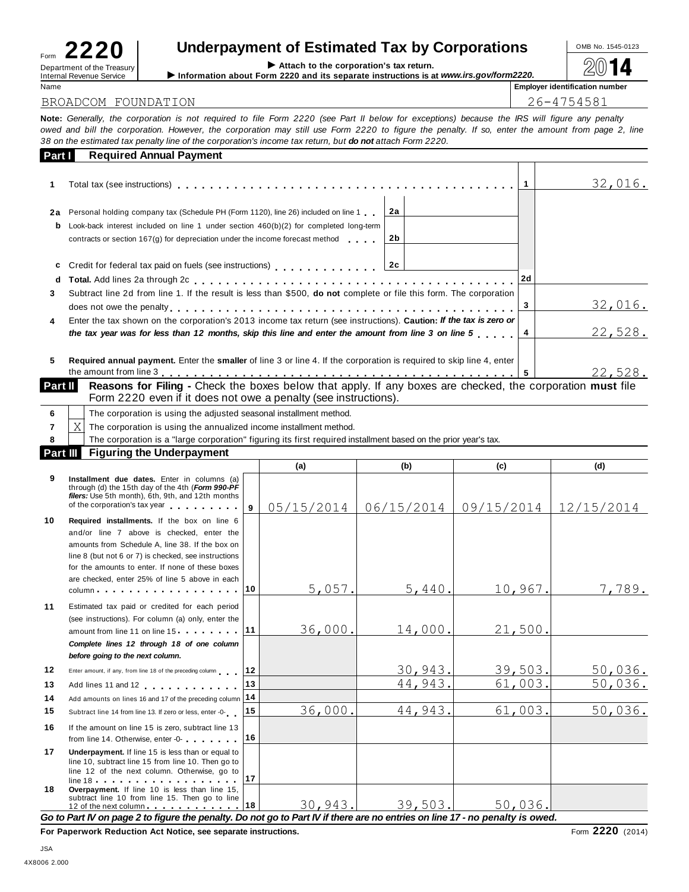Form **2220** Department of the Treasury Internal Revenue Service

# Underpayment of Estimated Tax by Corporations

▶ Attach to the corporation's tax return.

▶ Information about Form 2220 and its separate instructions is at *www.irs.gov/form2220.*

OMB No. 1545-0123

**2014**

| Name | Employer identification number |
|---|---|
| BROADCOM FOUNDATION | 26-4754581 |

**Note:** *Generally, the corporation is not required to file Form 2220 (see Part II below for exceptions) because the IRS will figure any penalty owed and bill the corporation. However, the corporation may still use Form 2220 to figure the penalty. If so, enter the amount from page 2, line 38 on the estimated tax penalty line of the corporation's income tax return, but* ***do not*** *attach Form 2220.*

## Part I Required Annual Payment

| | | | | | |
|---|---|---|---|---|---|
| **1** | Total tax (see instructions) | | | **1** | 32,016. |
| **2a** | Personal holding company tax (Schedule PH (Form 1120), line 26) included on line 1 | **2a** | | | |
| **b** | Look-back interest included on line 1 under section 460(b)(2) for completed long-term contracts or section 167(g) for depreciation under the income forecast method | **2b** | | | |
| **c** | Credit for federal tax paid on fuels (see instructions) | **2c** | | | |
| **d** | **Total.** Add lines 2a through 2c | | | **2d** | |
| **3** | Subtract line 2d from line 1. If the result is less than $500, **do not** complete or file this form. The corporation does not owe the penalty | | | **3** | 32,016. |
| **4** | Enter the tax shown on the corporation's 2013 income tax return (see instructions). **Caution:** ***If the tax is zero or the tax year was for less than 12 months, skip this line and enter the amount from line 3 on line 5*** | | | **4** | 22,528. |
| **5** | **Required annual payment.** Enter the **smaller** of line 3 or line 4. If the corporation is required to skip line 4, enter the amount from line 3 | | | **5** | 22,528. |

## Part II Reasons for Filing - Check the boxes below that apply. If any boxes are checked, the corporation **must** file Form 2220 even if it does not owe a penalty (see instructions).

| | | |
|---|---|---|
| **6** | [ ] | The corporation is using the adjusted seasonal installment method. |
| **7** | [X] | The corporation is using the annualized income installment method. |
| **8** | [ ] | The corporation is a "large corporation" figuring its first required installment based on the prior year's tax. |

## Part III Figuring the Underpayment

| | | | (a) | (b) | (c) | (d) |
|---|---|---|---|---|---|---|
| **9** | **Installment due dates.** Enter in columns (a) through (d) the 15th day of the 4th (***Form 990-PF filers:*** Use 5th month), 6th, 9th, and 12th months of the corporation's tax year | **9** | 05/15/2014 | 06/15/2014 | 09/15/2014 | 12/15/2014 |
| **10** | **Required installments.** If the box on line 6 and/or line 7 above is checked, enter the amounts from Schedule A, line 38. If the box on line 8 (but not 6 or 7) is checked, see instructions for the amounts to enter. If none of these boxes are checked, enter 25% of line 5 above in each column | **10** | 5,057. | 5,440. | 10,967. | 7,789. |
| **11** | Estimated tax paid or credited for each period (see instructions). For column (a) only, enter the amount from line 11 on line 15 | **11** | 36,000. | 14,000. | 21,500. | |
| | ***Complete lines 12 through 18 of one column before going to the next column.*** | | | | | |
| **12** | Enter amount, if any, from line 18 of the preceding column | **12** | | 30,943. | 39,503. | 50,036. |
| **13** | Add lines 11 and 12 | **13** | | 44,943. | 61,003. | 50,036. |
| **14** | Add amounts on lines 16 and 17 of the preceding column | **14** | | | | |
| **15** | Subtract line 14 from line 13. If zero or less, enter -0- | **15** | 36,000. | 44,943. | 61,003. | 50,036. |
| **16** | If the amount on line 15 is zero, subtract line 13 from line 14. Otherwise, enter -0- | **16** | | | | |
| **17** | **Underpayment.** If line 15 is less than or equal to line 10, subtract line 15 from line 10. Then go to line 12 of the next column. Otherwise, go to line 18 | **17** | | | | |
| **18** | **Overpayment.** If line 10 is less than line 15, subtract line 10 from line 15. Then go to line 12 of the next column | **18** | 30,943. | 39,503. | 50,036. | |

***Go to Part IV on page 2 to figure the penalty. Do not go to Part IV if there are no entries on line 17 - no penalty is owed.***

**For Paperwork Reduction Act Notice, see separate instructions.** Form **2220** (2014)

JSA
4X8006 2.000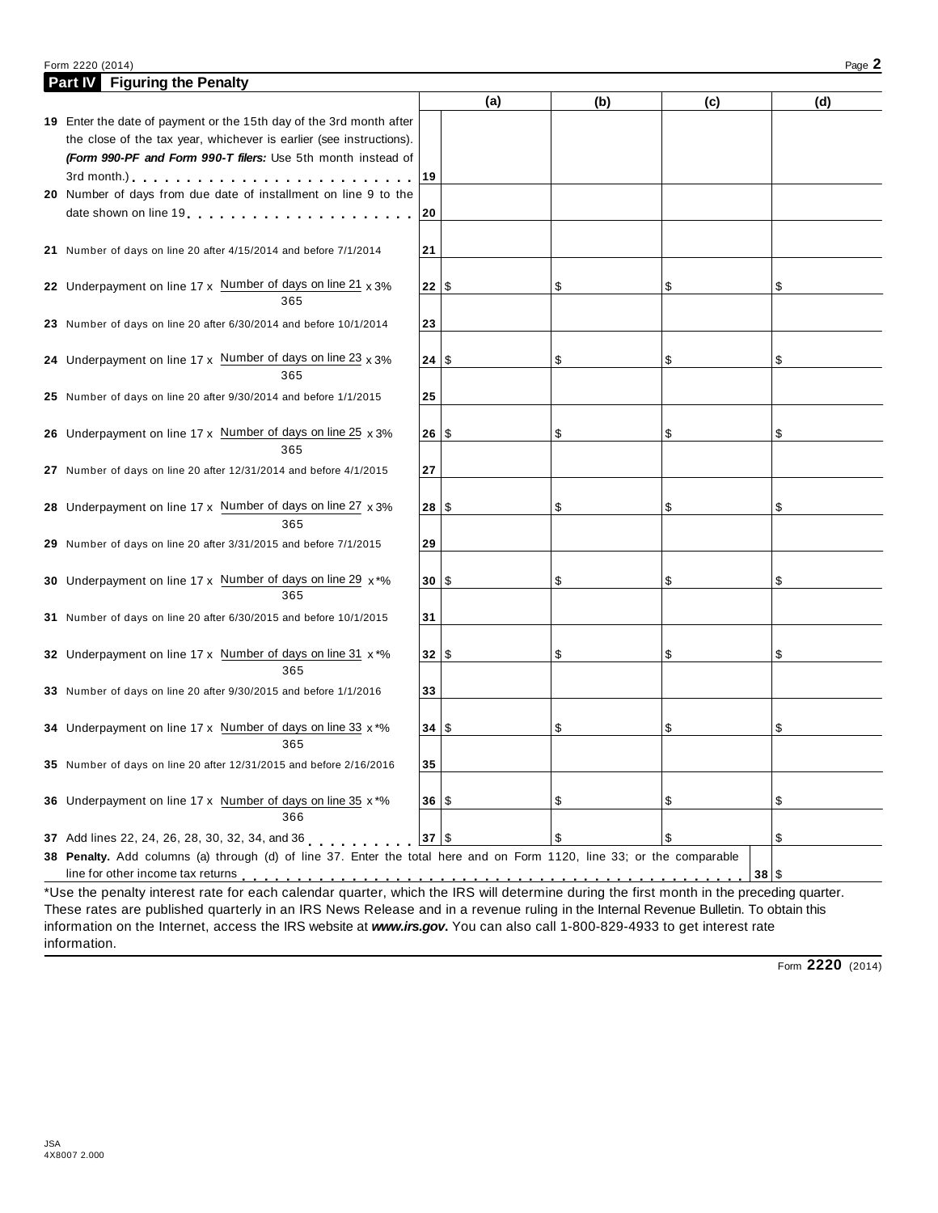Form 2220 (2014) Page **2**

## Part IV Figuring the Penalty

| | | (a) | (b) | (c) | (d) |
|---|---|---|---|---|---|
| **19** Enter the date of payment or the 15th day of the 3rd month after the close of the tax year, whichever is earlier (see instructions). ***(Form 990-PF and Form 990-T filers:*** Use 5th month instead of 3rd month.) | **19** | | | | |
| **20** Number of days from due date of installment on line 9 to the date shown on line 19 | **20** | | | | |
| **21** Number of days on line 20 after 4/15/2014 and before 7/1/2014 | **21** | | | | |
| **22** Underpayment on line 17 x $\frac{\text{Number of days on line 21}}{365}$ x 3% | **22** | $ | $ | $ | $ |
| **23** Number of days on line 20 after 6/30/2014 and before 10/1/2014 | **23** | | | | |
| **24** Underpayment on line 17 x $\frac{\text{Number of days on line 23}}{365}$ x 3% | **24** | $ | $ | $ | $ |
| **25** Number of days on line 20 after 9/30/2014 and before 1/1/2015 | **25** | | | | |
| **26** Underpayment on line 17 x $\frac{\text{Number of days on line 25}}{365}$ x 3% | **26** | $ | $ | $ | $ |
| **27** Number of days on line 20 after 12/31/2014 and before 4/1/2015 | **27** | | | | |
| **28** Underpayment on line 17 x $\frac{\text{Number of days on line 27}}{365}$ x 3% | **28** | $ | $ | $ | $ |
| **29** Number of days on line 20 after 3/31/2015 and before 7/1/2015 | **29** | | | | |
| **30** Underpayment on line 17 x $\frac{\text{Number of days on line 29}}{365}$ x *% | **30** | $ | $ | $ | $ |
| **31** Number of days on line 20 after 6/30/2015 and before 10/1/2015 | **31** | | | | |
| **32** Underpayment on line 17 x $\frac{\text{Number of days on line 31}}{365}$ x *% | **32** | $ | $ | $ | $ |
| **33** Number of days on line 20 after 9/30/2015 and before 1/1/2016 | **33** | | | | |
| **34** Underpayment on line 17 x $\frac{\text{Number of days on line 33}}{365}$ x *% | **34** | $ | $ | $ | $ |
| **35** Number of days on line 20 after 12/31/2015 and before 2/16/2016 | **35** | | | | |
| **36** Underpayment on line 17 x $\frac{\text{Number of days on line 35}}{366}$ x *% | **36** | $ | $ | $ | $ |
| **37** Add lines 22, 24, 26, 28, 30, 32, 34, and 36 | **37** | $ | $ | $ | $ |
| **38 Penalty.** Add columns (a) through (d) of line 37. Enter the total here and on Form 1120, line 33; or the comparable line for other income tax returns | | | | **38** | $ |

*Use the penalty interest rate for each calendar quarter, which the IRS will determine during the first month in the preceding quarter. These rates are published quarterly in an IRS News Release and in a revenue ruling in the Internal Revenue Bulletin. To obtain this information on the Internet, access the IRS website at ***www.irs.gov***. You can also call 1-800-829-4933 to get interest rate information.

Form **2220** (2014)

JSA
4X8007 2.000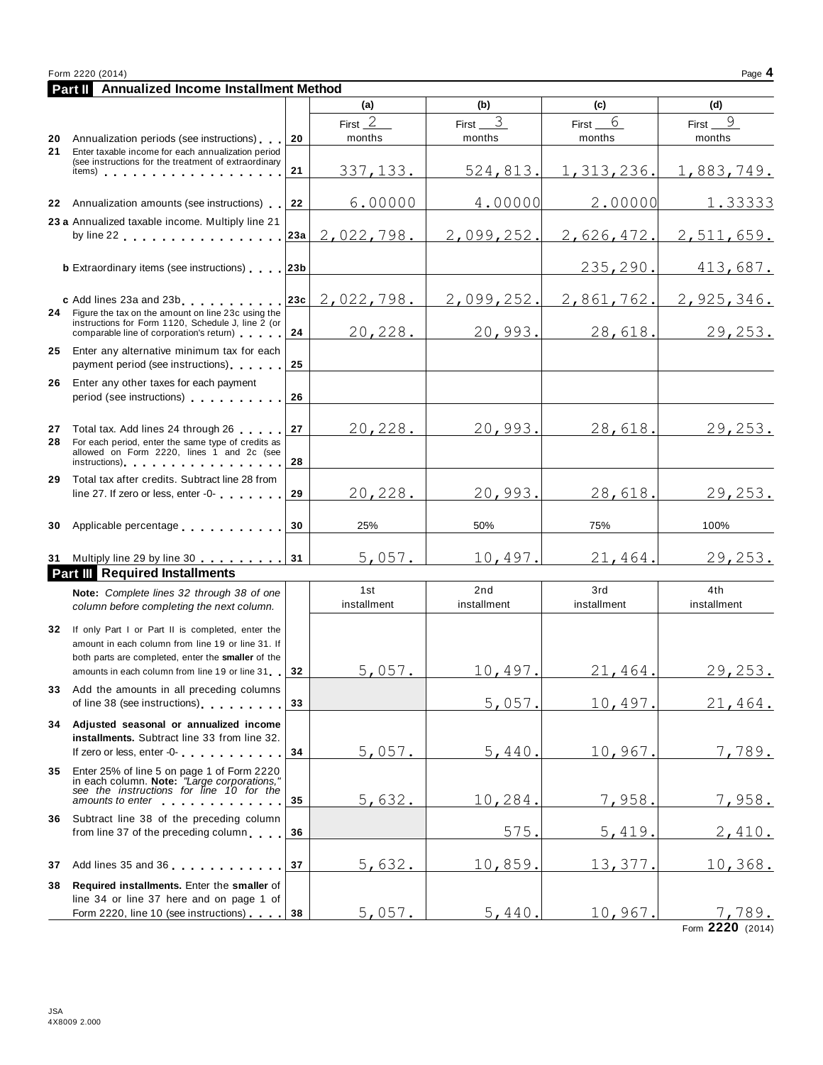Form 2220 (2014) Page **4**

## Part II Annualized Income Installment Method

| | | | (a) | (b) | (c) | (d) |
|---|---|---|---|---|---|---|
| 20 | Annualization periods (see instructions) | 20 | First 2 months | First 3 months | First 6 months | First 9 months |
| 21 | Enter taxable income for each annualization period (see instructions for the treatment of extraordinary items) | 21 | 337,133. | 524,813. | 1,313,236. | 1,883,749. |
| 22 | Annualization amounts (see instructions) | 22 | 6.00000 | 4.00000 | 2.00000 | 1.33333 |
| 23a | Annualized taxable income. Multiply line 21 by line 22 | 23a | 2,022,798. | 2,099,252. | 2,626,472. | 2,511,659. |
| b | Extraordinary items (see instructions) | 23b | | | 235,290. | 413,687. |
| c | Add lines 23a and 23b | 23c | 2,022,798. | 2,099,252. | 2,861,762. | 2,925,346. |
| 24 | Figure the tax on the amount on line 23c using the instructions for Form 1120, Schedule J, line 2 (or comparable line of corporation's return) | 24 | 20,228. | 20,993. | 28,618. | 29,253. |
| 25 | Enter any alternative minimum tax for each payment period (see instructions) | 25 | | | | |
| 26 | Enter any other taxes for each payment period (see instructions) | 26 | | | | |
| 27 | Total tax. Add lines 24 through 26 | 27 | 20,228. | 20,993. | 28,618. | 29,253. |
| 28 | For each period, enter the same type of credits as allowed on Form 2220, lines 1 and 2c (see instructions) | 28 | | | | |
| 29 | Total tax after credits. Subtract line 28 from line 27. If zero or less, enter -0- | 29 | 20,228. | 20,993. | 28,618. | 29,253. |
| 30 | Applicable percentage | 30 | 25% | 50% | 75% | 100% |
| 31 | Multiply line 29 by line 30 | 31 | 5,057. | 10,497. | 21,464. | 29,253. |

## Part III Required Installments

| | **Note:** *Complete lines 32 through 38 of one column before completing the next column.* | | 1st installment | 2nd installment | 3rd installment | 4th installment |
|---|---|---|---|---|---|---|
| 32 | If only Part I or Part II is completed, enter the amount in each column from line 19 or line 31. If both parts are completed, enter the **smaller** of the amounts in each column from line 19 or line 31 | 32 | 5,057. | 10,497. | 21,464. | 29,253. |
| 33 | Add the amounts in all preceding columns of line 38 (see instructions) | 33 | | 5,057. | 10,497. | 21,464. |
| 34 | **Adjusted seasonal or annualized income installments.** Subtract line 33 from line 32. If zero or less, enter -0- | 34 | 5,057. | 5,440. | 10,967. | 7,789. |
| 35 | Enter 25% of line 5 on page 1 of Form 2220 in each column. **Note:** *"Large corporations," see the instructions for line 10 for the amounts to enter* | 35 | 5,632. | 10,284. | 7,958. | 7,958. |
| 36 | Subtract line 38 of the preceding column from line 37 of the preceding column | 36 | | 575. | 5,419. | 2,410. |
| 37 | Add lines 35 and 36 | 37 | 5,632. | 10,859. | 13,377. | 10,368. |
| 38 | **Required installments.** Enter the **smaller** of line 34 or line 37 here and on page 1 of Form 2220, line 10 (see instructions) | 38 | 5,057. | 5,440. | 10,967. | 7,789. |

Form **2220** (2014)

JSA
4X8009 2.000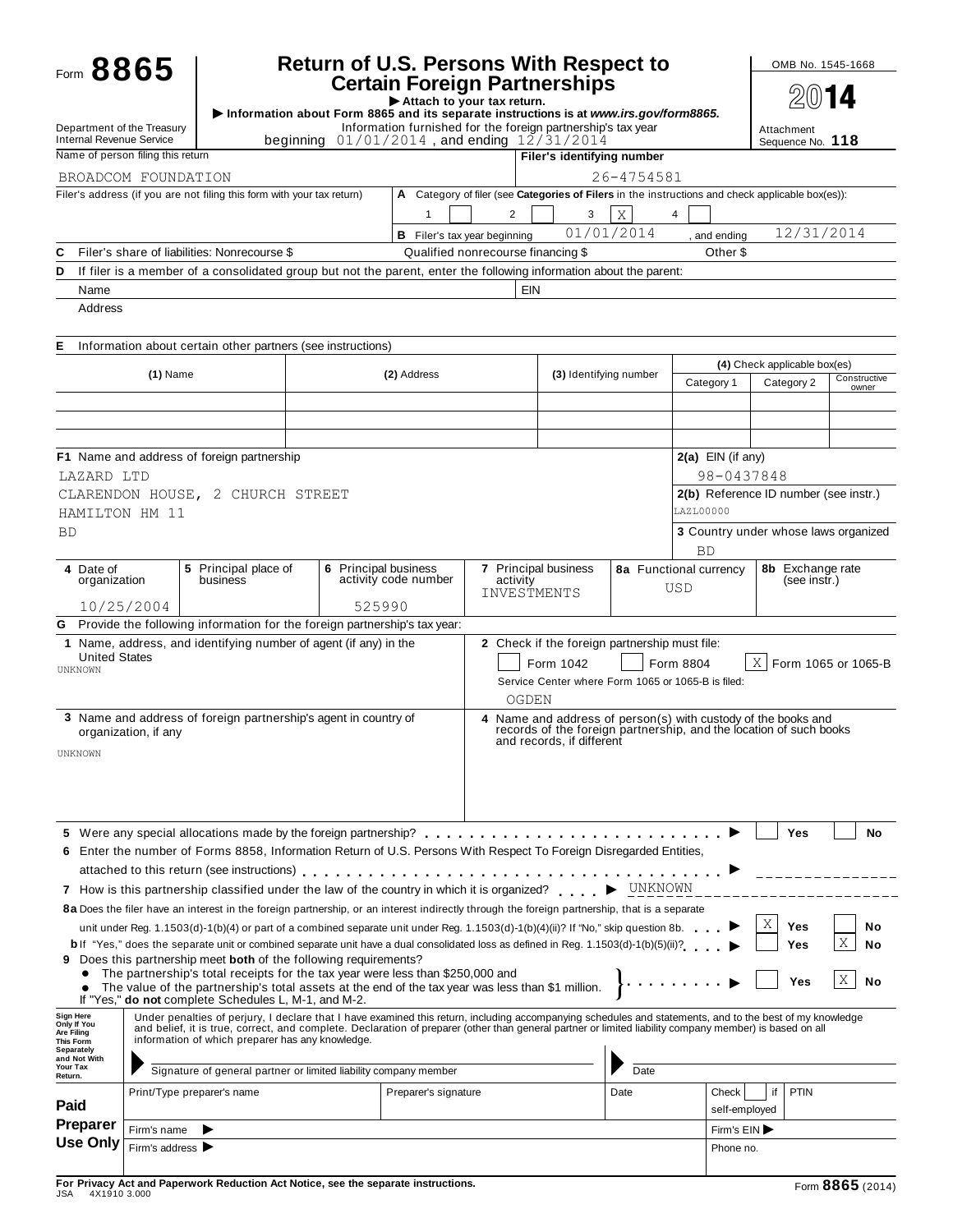Form **8865**

# Return of U.S. Persons With Respect to Certain Foreign Partnerships

▶ Attach to your tax return.

▶ Information about Form 8865 and its separate instructions is at *www.irs.gov/form8865*.

Information furnished for the foreign partnership's tax year beginning 01/01/2014 , and ending 12/31/2014

Department of the Treasury
Internal Revenue Service

OMB No. 1545-1668

2014

Attachment Sequence No. **118**

| Name of person filing this return | Filer's identifying number |
|---|---|
| BROADCOM FOUNDATION | 26-4754581 |

Filer's address (if you are not filing this form with your tax return)

**A** Category of filer (see **Categories of Filers** in the instructions and check applicable box(es)): 1 [ ] 2 [ ] 3 [X] 4 [ ]

**B** Filer's tax year beginning 01/01/2014 , and ending 12/31/2014

**C** Filer's share of liabilities: Nonrecourse $ Qualified nonrecourse financing $ Other $

**D** If filer is a member of a consolidated group but not the parent, enter the following information about the parent:

Name EIN

Address

**E** Information about certain other partners (see instructions)

| (1) Name | (2) Address | (3) Identifying number | (4) Category 1 | Category 2 | Constructive owner |
|---|---|---|---|---|---|
| | | | | | |
| | | | | | |
| | | | | | |

**F1** Name and address of foreign partnership

LAZARD LTD
CLARENDON HOUSE, 2 CHURCH STREET
HAMILTON HM 11
BD

**2(a)** EIN (if any) 98-0437848

**2(b)** Reference ID number (see instr.) LAZL00000

**3** Country under whose laws organized BD

| 4 Date of organization | 5 Principal place of business | 6 Principal business activity code number | 7 Principal business activity | 8a Functional currency | 8b Exchange rate (see instr.) |
|---|---|---|---|---|---|
| 10/25/2004 | | 525990 | INVESTMENTS | USD | |

**G** Provide the following information for the foreign partnership's tax year:

**1** Name, address, and identifying number of agent (if any) in the United States

UNKNOWN

**2** Check if the foreign partnership must file: [ ] Form 1042 [ ] Form 8804 [X] Form 1065 or 1065-B

Service Center where Form 1065 or 1065-B is filed: OGDEN

**3** Name and address of foreign partnership's agent in country of organization, if any

UNKNOWN

**4** Name and address of person(s) with custody of the books and records of the foreign partnership, and the location of such books and records, if different

**5** Were any special allocations made by the foreign partnership? ▶ [ ] Yes [ ] No

**6** Enter the number of Forms 8858, Information Return of U.S. Persons With Respect to Foreign Disregarded Entities, attached to this return (see instructions) ▶

**7** How is this partnership classified under the law of the country in which it is organized? ▶ UNKNOWN

**8a** Does the filer have an interest in the foreign partnership, or an interest indirectly through the foreign partnership, that is a separate unit under Reg. 1.1503(d)-1(b)(4) or part of a combined separate unit under Reg. 1.1503(d)-1(b)(4)(ii)? If "No," skip question 8b. ▶ [X] Yes [ ] No

**b** If "Yes," does the separate unit or combined separate unit have a dual consolidated loss as defined in Reg. 1.1503(d)-1(b)(5)(ii)? ▶ [ ] Yes [X] No

**9** Does this partnership meet **both** of the following requirements?

- The partnership's total receipts for the tax year were less than $250,000 and
- The value of the partnership's total assets at the end of the tax year was less than $1 million.

If "Yes," **do not** complete Schedules L, M-1, and M-2. ▶ [ ] Yes [X] No

**Sign Here Only If You Are Filing This Form Separately and Not With Your Tax Return.**

Under penalties of perjury, I declare that I have examined this return, including accompanying schedules and statements, and to the best of my knowledge and belief, it is true, correct, and complete. Declaration of preparer (other than general partner or limited liability company member) is based on all information of which preparer has any knowledge.

Signature of general partner or limited liability company member Date

**Paid Preparer Use Only**

| Print/Type preparer's name | Preparer's signature | Date | Check [ ] if self-employed | PTIN |
|---|---|---|---|---|
| Firm's name ▶ | | | Firm's EIN ▶ | |
| Firm's address ▶ | | | Phone no. | |

**For Privacy Act and Paperwork Reduction Act Notice, see the separate instructions.**

JSA 4X1910 3.000

Form **8865** (2014)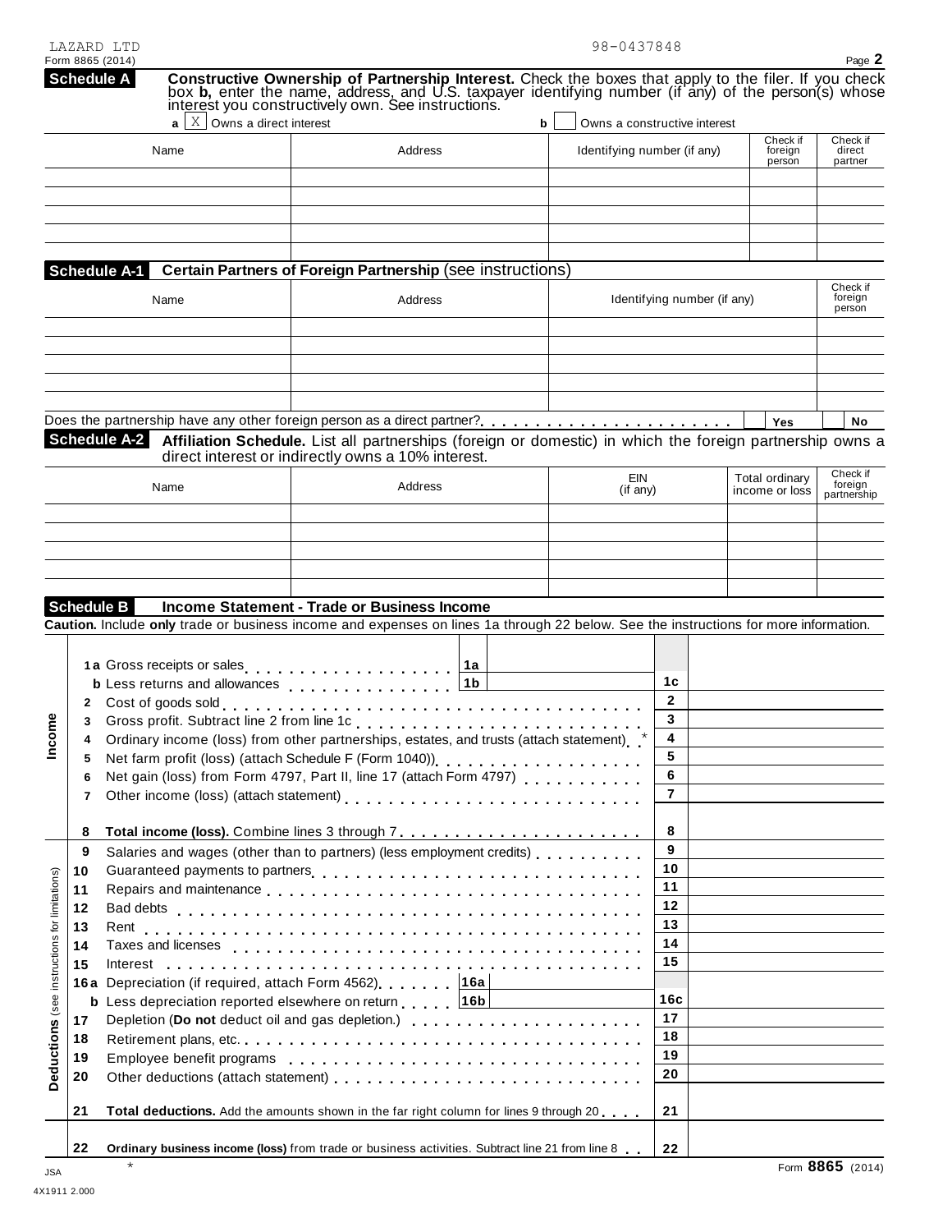LAZARD LTD 98-0437848

Form 8865 (2014)

## Schedule A — Constructive Ownership of Partnership Interest.

Check the boxes that apply to the filer. If you check box **b**, enter the name, address, and U.S. taxpayer identifying number (if any) of the person(s) whose interest you constructively own. See instructions.

**a** [X] Owns a direct interest **b** [ ] Owns a constructive interest

| Name | Address | Identifying number (if any) | Check if foreign person | Check if direct partner |
|---|---|---|---|---|
| | | | | |
| | | | | |
| | | | | |
| | | | | |
| | | | | |

## Schedule A-1 — Certain Partners of Foreign Partnership (see instructions)

| Name | Address | Identifying number (if any) | Check if foreign person |
|---|---|---|---|
| | | | |
| | | | |
| | | | |
| | | | |
| | | | |

Does the partnership have any other foreign person as a direct partner? [ ] Yes [ ] No

## Schedule A-2 — Affiliation Schedule.

List all partnerships (foreign or domestic) in which the foreign partnership owns a direct interest or indirectly owns a 10% interest.

| Name | Address | EIN (if any) | Total ordinary income or loss | Check if foreign partnership |
|---|---|---|---|---|
| | | | | |
| | | | | |
| | | | | |
| | | | | |
| | | | | |

## Schedule B — Income Statement - Trade or Business Income

**Caution.** Include **only** trade or business income and expenses on lines 1a through 22 below. See the instructions for more information.

### Income

| Line | Description | | Line | Amount |
|---|---|---|---|---|
| 1a | Gross receipts or sales | 1a | | |
| b | Less returns and allowances | 1b | 1c | |
| 2 | Cost of goods sold | | 2 | |
| 3 | Gross profit. Subtract line 2 from line 1c | | 3 | |
| 4 | Ordinary income (loss) from other partnerships, estates, and trusts (attach statement) * | | 4 | |
| 5 | Net farm profit (loss) (attach Schedule F (Form 1040)) | | 5 | |
| 6 | Net gain (loss) from Form 4797, Part II, line 17 (attach Form 4797) | | 6 | |
| 7 | Other income (loss) (attach statement) | | 7 | |
| 8 | **Total income (loss).** Combine lines 3 through 7 | | 8 | |

### Deductions (see instructions for limitations)

| Line | Description | | Line | Amount |
|---|---|---|---|---|
| 9 | Salaries and wages (other than to partners) (less employment credits) | | 9 | |
| 10 | Guaranteed payments to partners | | 10 | |
| 11 | Repairs and maintenance | | 11 | |
| 12 | Bad debts | | 12 | |
| 13 | Rent | | 13 | |
| 14 | Taxes and licenses | | 14 | |
| 15 | Interest | | 15 | |
| 16a | Depreciation (if required, attach Form 4562) | 16a | | |
| b | Less depreciation reported elsewhere on return | 16b | 16c | |
| 17 | Depletion (**Do not** deduct oil and gas depletion.) | | 17 | |
| 18 | Retirement plans, etc. | | 18 | |
| 19 | Employee benefit programs | | 19 | |
| 20 | Other deductions (attach statement) | | 20 | |
| 21 | **Total deductions.** Add the amounts shown in the far right column for lines 9 through 20 | | 21 | |
| 22 | **Ordinary business income (loss)** from trade or business activities. Subtract line 21 from line 8 | | 22 | |

*

Form **8865** (2014)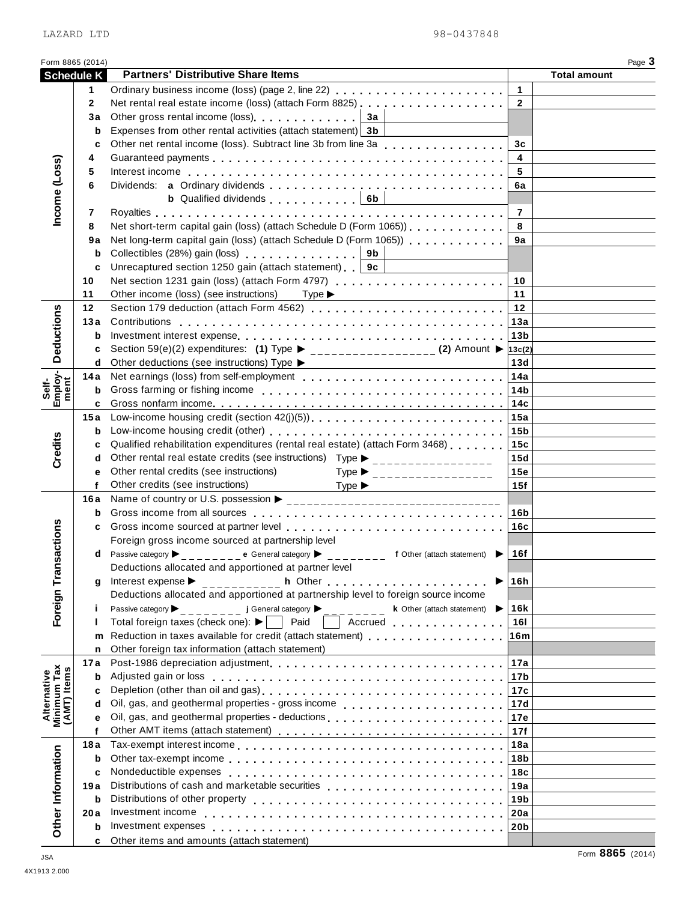LAZARD LTD 98-0437848

Form 8865 (2014) Page **3**

## Schedule K — Partners' Distributive Share Items

| Section | Line | Description | Line No. | Total amount |
|---|---|---|---|---|
| Income (Loss) | 1 | Ordinary business income (loss) (page 2, line 22) | 1 | |
| | 2 | Net rental real estate income (loss) (attach Form 8825) | 2 | |
| | 3a | Other gross rental income (loss) — 3a | | |
| | b | Expenses from other rental activities (attach statement) — 3b | | |
| | c | Other net rental income (loss). Subtract line 3b from line 3a | 3c | |
| | 4 | Guaranteed payments | 4 | |
| | 5 | Interest income | 5 | |
| | 6 | Dividends: **a** Ordinary dividends | 6a | |
| | | **b** Qualified dividends — 6b | | |
| | 7 | Royalties | 7 | |
| | 8 | Net short-term capital gain (loss) (attach Schedule D (Form 1065)) | 8 | |
| | 9a | Net long-term capital gain (loss) (attach Schedule D (Form 1065)) | 9a | |
| | b | Collectibles (28%) gain (loss) — 9b | | |
| | c | Unrecaptured section 1250 gain (attach statement) — 9c | | |
| | 10 | Net section 1231 gain (loss) (attach Form 4797) | 10 | |
| | 11 | Other income (loss) (see instructions) Type ▶ | 11 | |
| Deductions | 12 | Section 179 deduction (attach Form 4562) | 12 | |
| | 13a | Contributions | 13a | |
| | b | Investment interest expense | 13b | |
| | c | Section 59(e)(2) expenditures: **(1)** Type ▶ **(2)** Amount ▶ | 13c(2) | |
| | d | Other deductions (see instructions) Type ▶ | 13d | |
| Self-Employment | 14a | Net earnings (loss) from self-employment | 14a | |
| | b | Gross farming or fishing income | 14b | |
| | c | Gross nonfarm income | 14c | |
| Credits | 15a | Low-income housing credit (section 42(j)(5)) | 15a | |
| | b | Low-income housing credit (other) | 15b | |
| | c | Qualified rehabilitation expenditures (rental real estate) (attach Form 3468) | 15c | |
| | d | Other rental real estate credits (see instructions) Type ▶ | 15d | |
| | e | Other rental credits (see instructions) Type ▶ | 15e | |
| | f | Other credits (see instructions) Type ▶ | 15f | |
| Foreign Transactions | 16a | Name of country or U.S. possession ▶ | | |
| | b | Gross income from all sources | 16b | |
| | c | Gross income sourced at partner level | 16c | |
| | | Foreign gross income sourced at partnership level | | |
| | d | Passive category ▶ **e** General category ▶ **f** Other (attach statement) ▶ | 16f | |
| | | Deductions allocated and apportioned at partner level | | |
| | g | Interest expense ▶ **h** Other ▶ | 16h | |
| | | Deductions allocated and apportioned at partnership level to foreign source income | | |
| | i | Passive category ▶ **j** General category ▶ **k** Other (attach statement) ▶ | 16k | |
| | l | Total foreign taxes (check one): ▶ ☐ Paid ☐ Accrued | 16l | |
| | m | Reduction in taxes available for credit (attach statement) | 16m | |
| | n | Other foreign tax information (attach statement) | | |
| Alternative Minimum Tax (AMT) Items | 17a | Post-1986 depreciation adjustment | 17a | |
| | b | Adjusted gain or loss | 17b | |
| | c | Depletion (other than oil and gas) | 17c | |
| | d | Oil, gas, and geothermal properties - gross income | 17d | |
| | e | Oil, gas, and geothermal properties - deductions | 17e | |
| | f | Other AMT items (attach statement) | 17f | |
| Other Information | 18a | Tax-exempt interest income | 18a | |
| | b | Other tax-exempt income | 18b | |
| | c | Nondeductible expenses | 18c | |
| | 19a | Distributions of cash and marketable securities | 19a | |
| | b | Distributions of other property | 19b | |
| | 20a | Investment income | 20a | |
| | b | Investment expenses | 20b | |
| | c | Other items and amounts (attach statement) | | |

JSA
4X1913 2.000

Form **8865** (2014)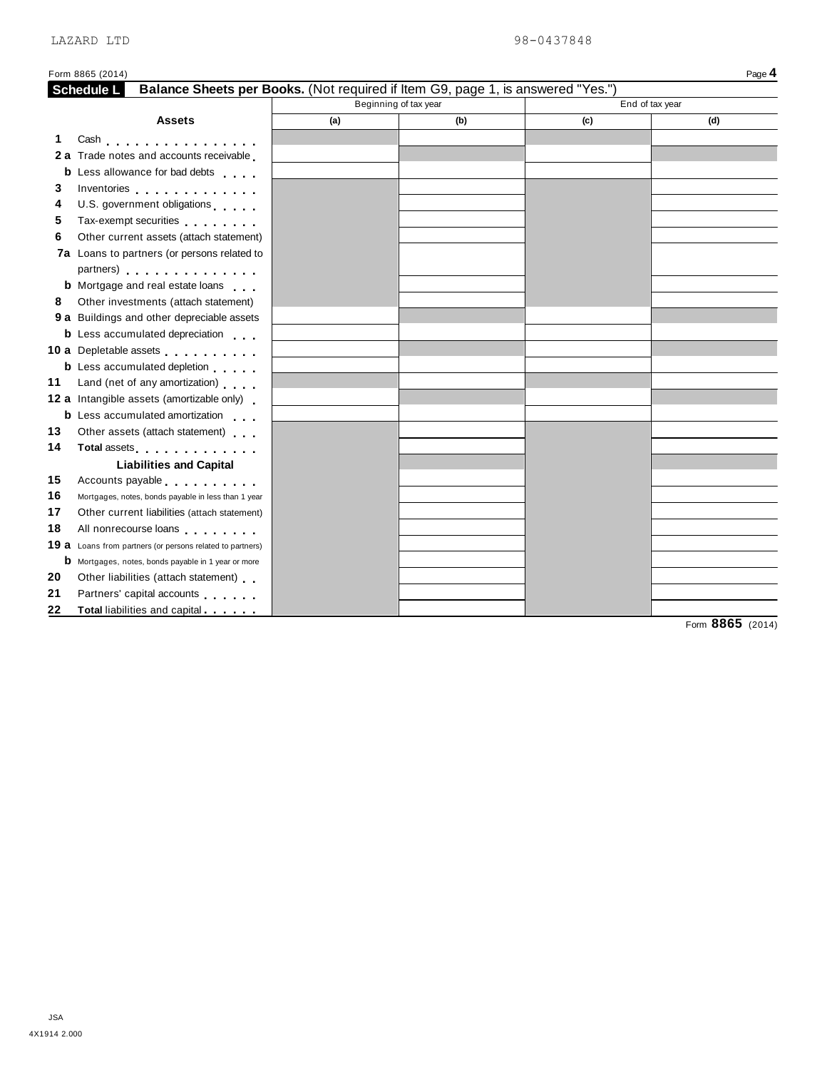LAZARD LTD 98-0437848

Form 8865 (2014)

## Schedule L Balance Sheets per Books. (Not required if Item G9, page 1, is answered "Yes.")

| | Assets | Beginning of tax year | | End of tax year | |
|---|---|---|---|---|---|
| | | (a) | (b) | (c) | (d) |
| 1 | Cash | | | | |
| 2 a | Trade notes and accounts receivable | | | | |
| b | Less allowance for bad debts | | | | |
| 3 | Inventories | | | | |
| 4 | U.S. government obligations | | | | |
| 5 | Tax-exempt securities | | | | |
| 6 | Other current assets (attach statement) | | | | |
| 7a | Loans to partners (or persons related to partners) | | | | |
| b | Mortgage and real estate loans | | | | |
| 8 | Other investments (attach statement) | | | | |
| 9 a | Buildings and other depreciable assets | | | | |
| b | Less accumulated depreciation | | | | |
| 10 a | Depletable assets | | | | |
| b | Less accumulated depletion | | | | |
| 11 | Land (net of any amortization) | | | | |
| 12 a | Intangible assets (amortizable only) | | | | |
| b | Less accumulated amortization | | | | |
| 13 | Other assets (attach statement) | | | | |
| 14 | **Total** assets | | | | |
| | **Liabilities and Capital** | | | | |
| 15 | Accounts payable | | | | |
| 16 | Mortgages, notes, bonds payable in less than 1 year | | | | |
| 17 | Other current liabilities (attach statement) | | | | |
| 18 | All nonrecourse loans | | | | |
| 19 a | Loans from partners (or persons related to partners) | | | | |
| b | Mortgages, notes, bonds payable in 1 year or more | | | | |
| 20 | Other liabilities (attach statement) | | | | |
| 21 | Partners' capital accounts | | | | |
| 22 | **Total** liabilities and capital | | | | |

Form **8865** (2014)

JSA
4X1914 2.000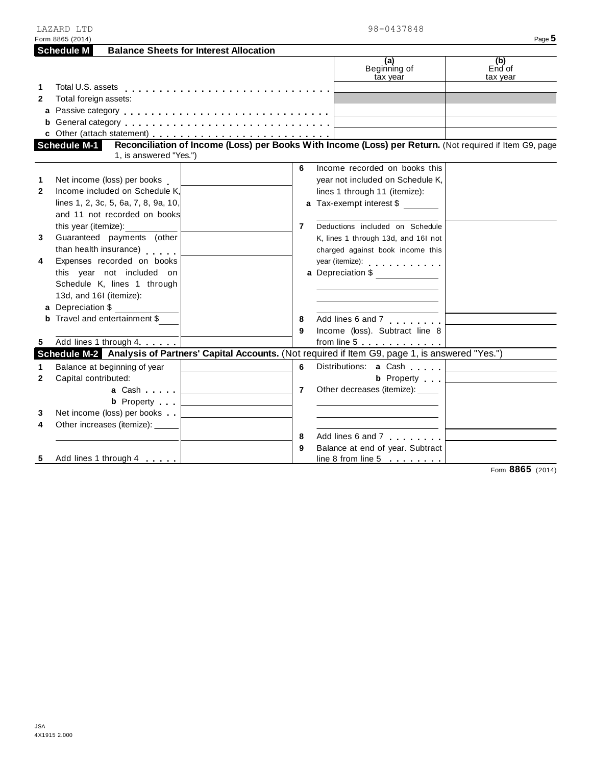LAZARD LTD 98-0437848

Form 8865 (2014) Page **5**

## Schedule M Balance Sheets for Interest Allocation

| | | (a) Beginning of tax year | (b) End of tax year |
|---|---|---|---|
| 1 | Total U.S. assets | | |
| 2 | Total foreign assets: | | |
| a | Passive category | | |
| b | General category | | |
| c | Other (attach statement) | | |

## Schedule M-1 Reconciliation of Income (Loss) per Books With Income (Loss) per Return.

(Not required if Item G9, page 1, is answered "Yes.")

| | | | | | |
|---|---|---|---|---|---|
| 1 | Net income (loss) per books | | 6 | Income recorded on books this year not included on Schedule K, lines 1 through 11 (itemize): | |
| 2 | Income included on Schedule K, lines 1, 2, 3c, 5, 6a, 7, 8, 9a, 10, and 11 not recorded on books this year (itemize): | | a | Tax-exempt interest $ | |
| 3 | Guaranteed payments (other than health insurance) | | 7 | Deductions included on Schedule K, lines 1 through 13d, and 16l not charged against book income this year (itemize): | |
| 4 | Expenses recorded on books this year not included on Schedule K, lines 1 through 13d, and 16l (itemize): | | a | Depreciation $ | |
| a | Depreciation $ | | | | |
| b | Travel and entertainment $ | | 8 | Add lines 6 and 7 | |
| 5 | Add lines 1 through 4 | | 9 | Income (loss). Subtract line 8 from line 5 | |

## Schedule M-2 Analysis of Partners' Capital Accounts.

(Not required if Item G9, page 1, is answered "Yes.")

| | | | | | |
|---|---|---|---|---|---|
| 1 | Balance at beginning of year | | 6 | Distributions: a Cash | |
| 2 | Capital contributed: | | | b Property | |
| | a Cash | | 7 | Other decreases (itemize): | |
| | b Property | | | | |
| 3 | Net income (loss) per books | | | | |
| 4 | Other increases (itemize): | | 8 | Add lines 6 and 7 | |
| 5 | Add lines 1 through 4 | | 9 | Balance at end of year. Subtract line 8 from line 5 | |

Form **8865** (2014)

JSA
4X1915 2.000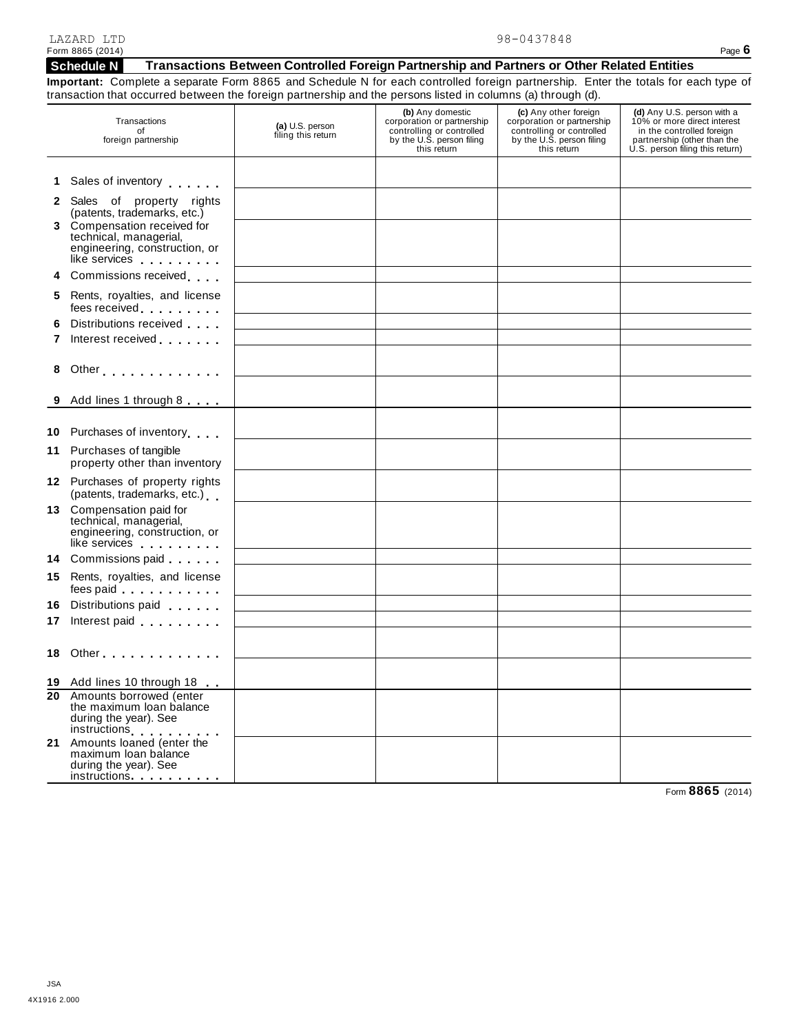LAZARD LTD 98-0437848

Form 8865 (2014) Page **6**

## Schedule N Transactions Between Controlled Foreign Partnership and Partners or Other Related Entities

**Important:** Complete a separate Form 8865 and Schedule N for each controlled foreign partnership. Enter the totals for each type of transaction that occurred between the foreign partnership and the persons listed in columns (a) through (d).

| Transactions of foreign partnership | **(a)** U.S. person filing this return | **(b)** Any domestic corporation or partnership controlling or controlled by the U.S. person filing this return | **(c)** Any other foreign corporation or partnership controlling or controlled by the U.S. person filing this return | **(d)** Any U.S. person with a 10% or more direct interest in the controlled foreign partnership (other than the U.S. person filing this return) |
|---|---|---|---|---|
| **1** Sales of inventory | | | | |
| **2** Sales of property rights (patents, trademarks, etc.) | | | | |
| **3** Compensation received for technical, managerial, engineering, construction, or like services | | | | |
| **4** Commissions received | | | | |
| **5** Rents, royalties, and license fees received | | | | |
| **6** Distributions received | | | | |
| **7** Interest received | | | | |
| **8** Other | | | | |
| **9** Add lines 1 through 8 | | | | |
| **10** Purchases of inventory | | | | |
| **11** Purchases of tangible property other than inventory | | | | |
| **12** Purchases of property rights (patents, trademarks, etc.) | | | | |
| **13** Compensation paid for technical, managerial, engineering, construction, or like services | | | | |
| **14** Commissions paid | | | | |
| **15** Rents, royalties, and license fees paid | | | | |
| **16** Distributions paid | | | | |
| **17** Interest paid | | | | |
| **18** Other | | | | |
| **19** Add lines 10 through 18 | | | | |
| **20** Amounts borrowed (enter the maximum loan balance during the year). See instructions | | | | |
| **21** Amounts loaned (enter the maximum loan balance during the year). See instructions | | | | |

Form **8865** (2014)

JSA
4X1916 2.000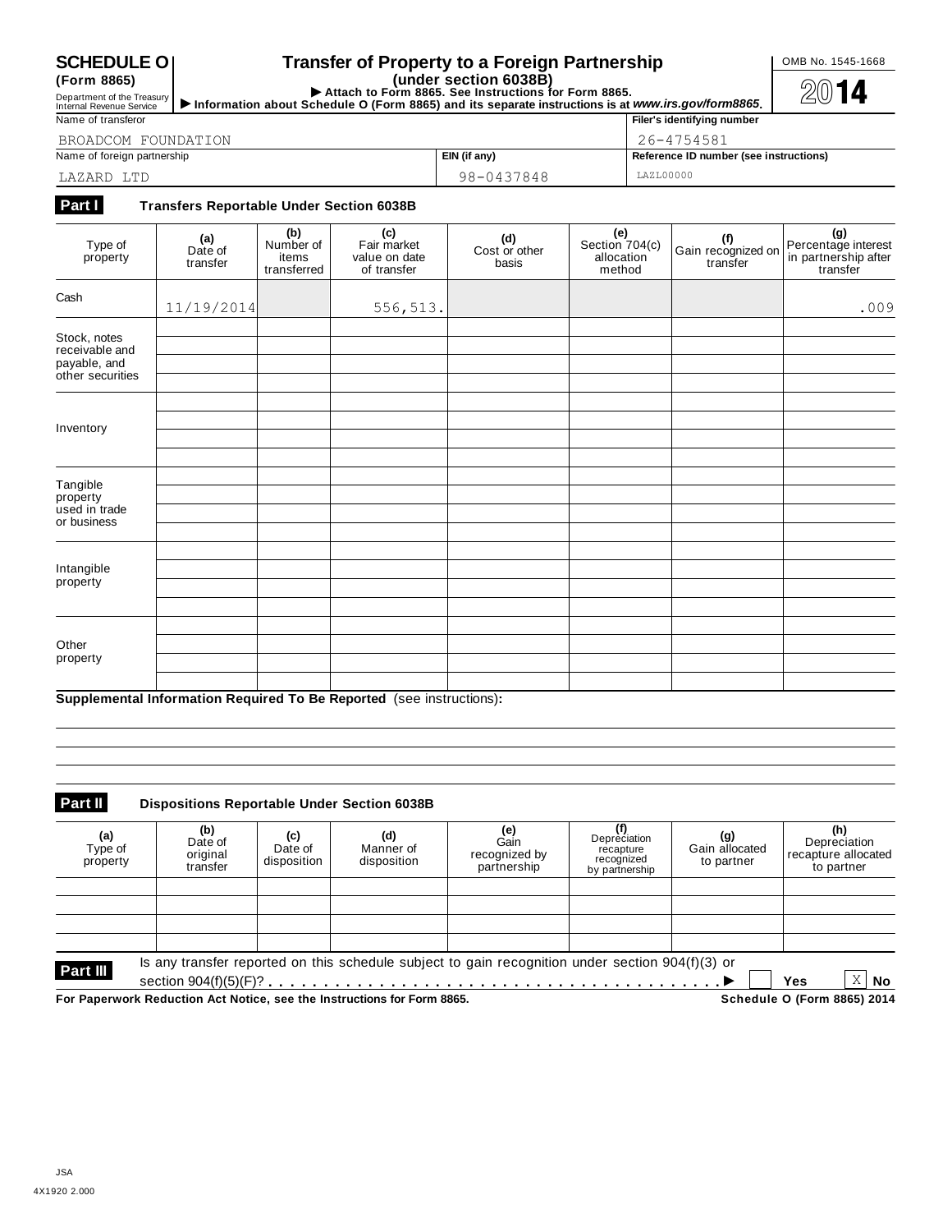**SCHEDULE O (Form 8865)**

Department of the Treasury
Internal Revenue Service

# Transfer of Property to a Foreign Partnership

**(under section 6038B)**

▶ **Attach to Form 8865. See Instructions for Form 8865.**

▶ **Information about Schedule O (Form 8865) and its separate instructions is at *www.irs.gov/form8865*.**

OMB No. 1545-1668

**2014**

| Name of transferor | | Filer's identifying number |
|---|---|---|
| BROADCOM FOUNDATION | | 26-4754581 |
| **Name of foreign partnership** | **EIN (if any)** | **Reference ID number (see instructions)** |
| LAZARD LTD | 98-0437848 | LAZL00000 |

**Part I** **Transfers Reportable Under Section 6038B**

| Type of property | (a) Date of transfer | (b) Number of items transferred | (c) Fair market value on date of transfer | (d) Cost or other basis | (e) Section 704(c) allocation method | (f) Gain recognized on transfer | (g) Percentage interest in partnership after transfer |
|---|---|---|---|---|---|---|---|
| Cash | 11/19/2014 | | 556,513. | | | | .009 |
| Stock, notes receivable and payable, and other securities | | | | | | | |
| Inventory | | | | | | | |
| Tangible property used in trade or business | | | | | | | |
| Intangible property | | | | | | | |
| Other property | | | | | | | |

**Supplemental Information Required To Be Reported** (see instructions)**:**

**Part II** **Dispositions Reportable Under Section 6038B**

| (a) Type of property | (b) Date of original transfer | (c) Date of disposition | (d) Manner of disposition | (e) Gain recognized by partnership | (f) Depreciation recapture recognized by partnership | (g) Gain allocated to partner | (h) Depreciation recapture allocated to partner |
|---|---|---|---|---|---|---|---|
| | | | | | | | |
| | | | | | | | |
| | | | | | | | |
| | | | | | | | |

**Part III** Is any transfer reported on this schedule subject to gain recognition under section 904(f)(3) or section 904(f)(5)(F)? ▶ ☐ **Yes** ☒ **No**

**For Paperwork Reduction Act Notice, see the Instructions for Form 8865.** **Schedule O (Form 8865) 2014**

JSA
4X1920 2.000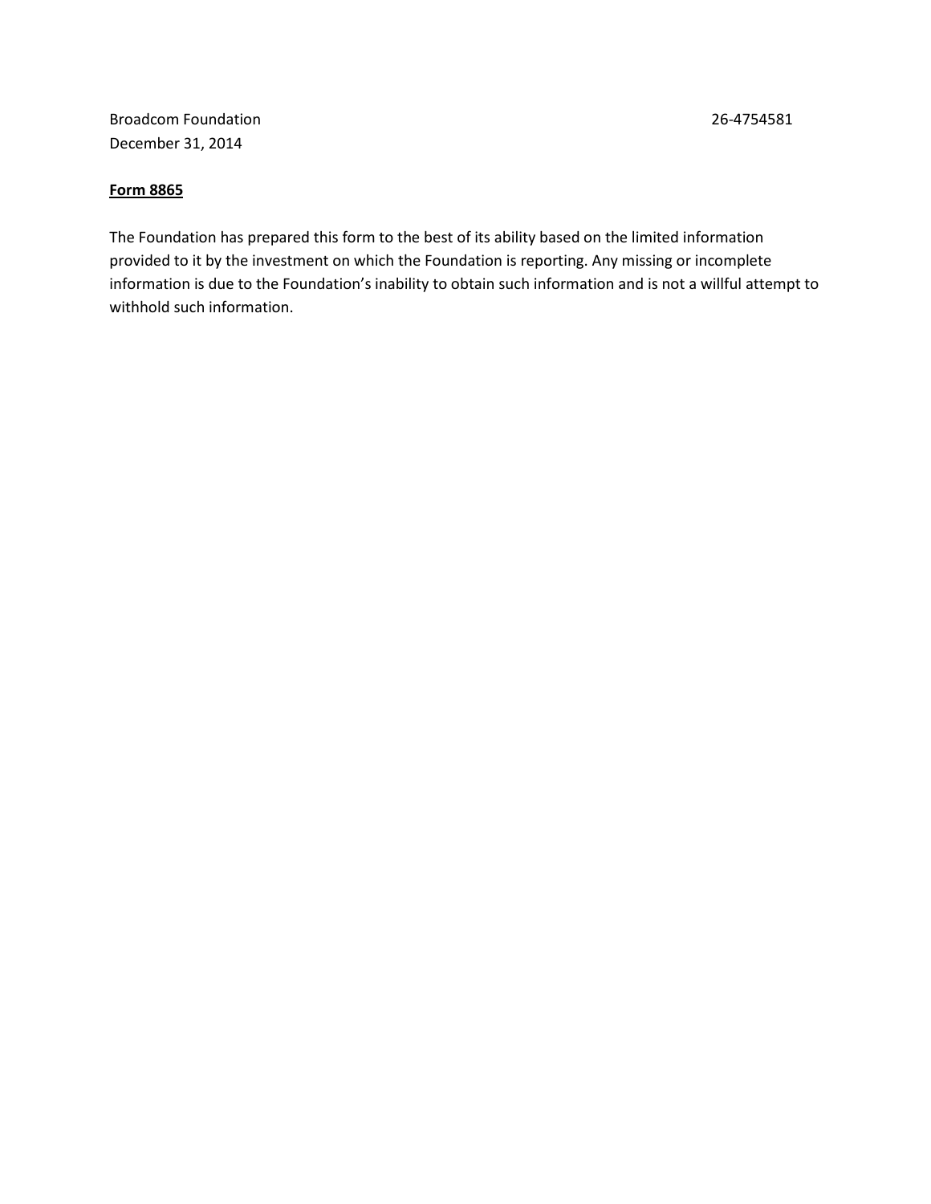Broadcom Foundation 26-4754581
December 31, 2014

**Form 8865**

The Foundation has prepared this form to the best of its ability based on the limited information provided to it by the investment on which the Foundation is reporting. Any missing or incomplete information is due to the Foundation's inability to obtain such information and is not a willful attempt to withhold such information.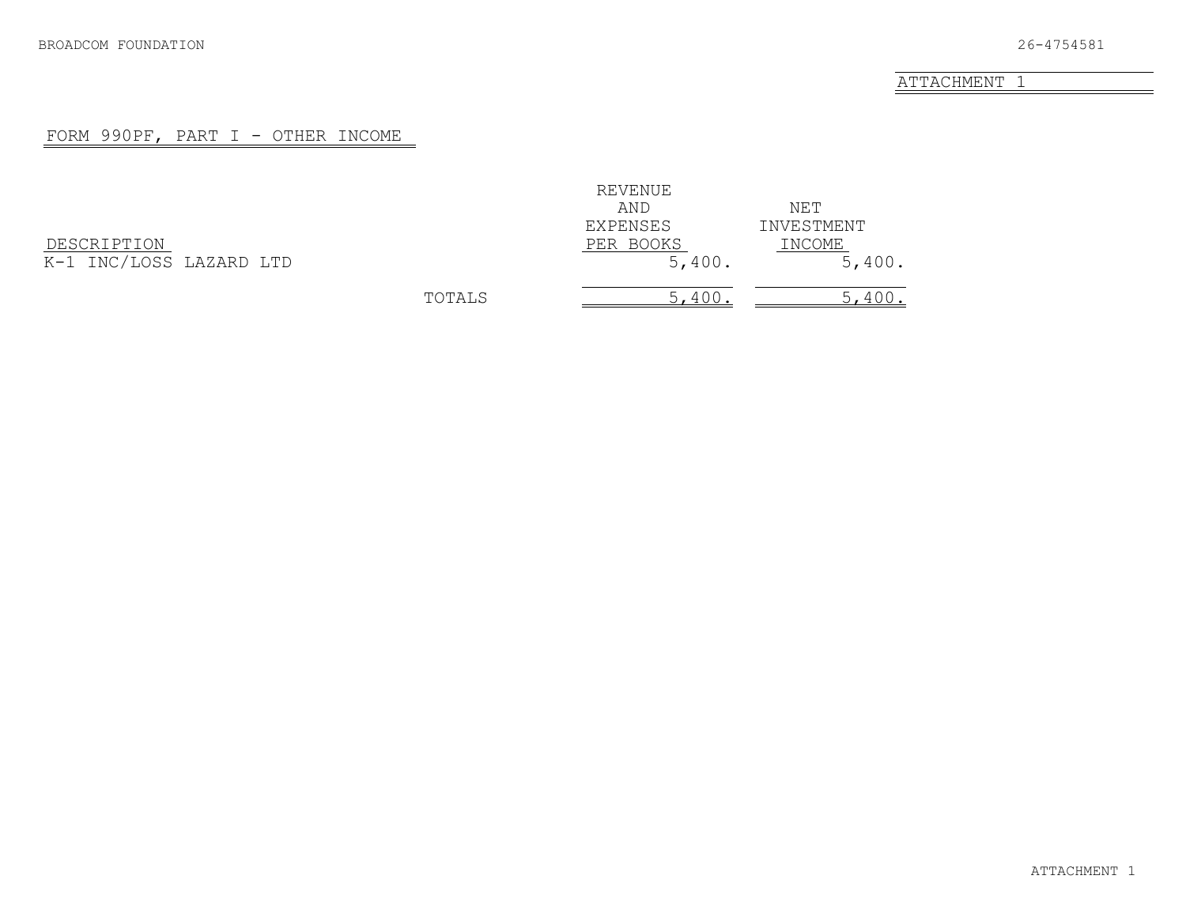BROADCOM FOUNDATION 26-4754581

ATTACHMENT 1

## FORM 990PF, PART I - OTHER INCOME

| DESCRIPTION | | REVENUE AND EXPENSES PER BOOKS | NET INVESTMENT INCOME |
|---|---|---|---|
| K-1 INC/LOSS LAZARD LTD | | 5,400. | 5,400. |
| | TOTALS | 5,400. | 5,400. |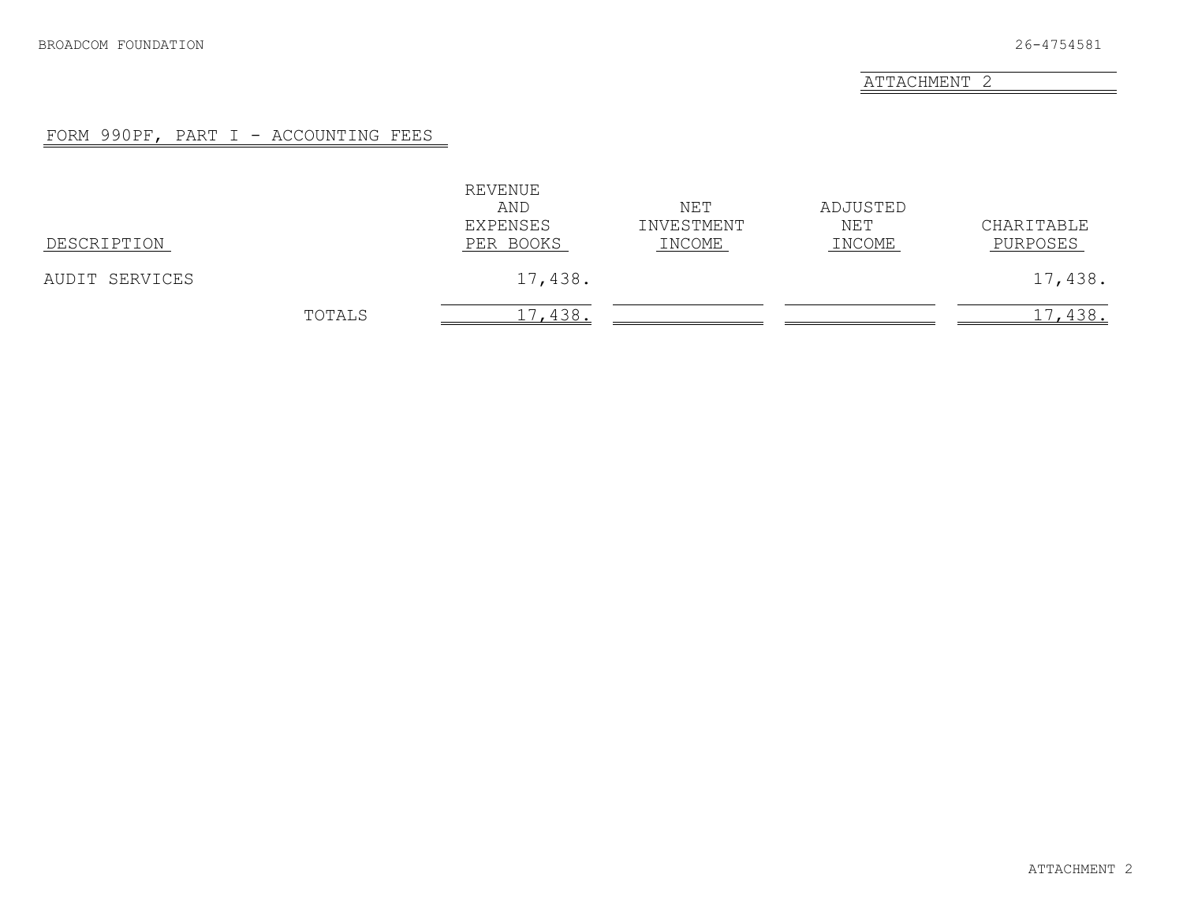BROADCOM FOUNDATION 26-4754581

ATTACHMENT 2

## FORM 990PF, PART I - ACCOUNTING FEES

| DESCRIPTION | REVENUE AND EXPENSES PER BOOKS | NET INVESTMENT INCOME | ADJUSTED NET INCOME | CHARITABLE PURPOSES |
|---|---|---|---|---|
| AUDIT SERVICES | 17,438. | | | 17,438. |
| TOTALS | 17,438. | | | 17,438. |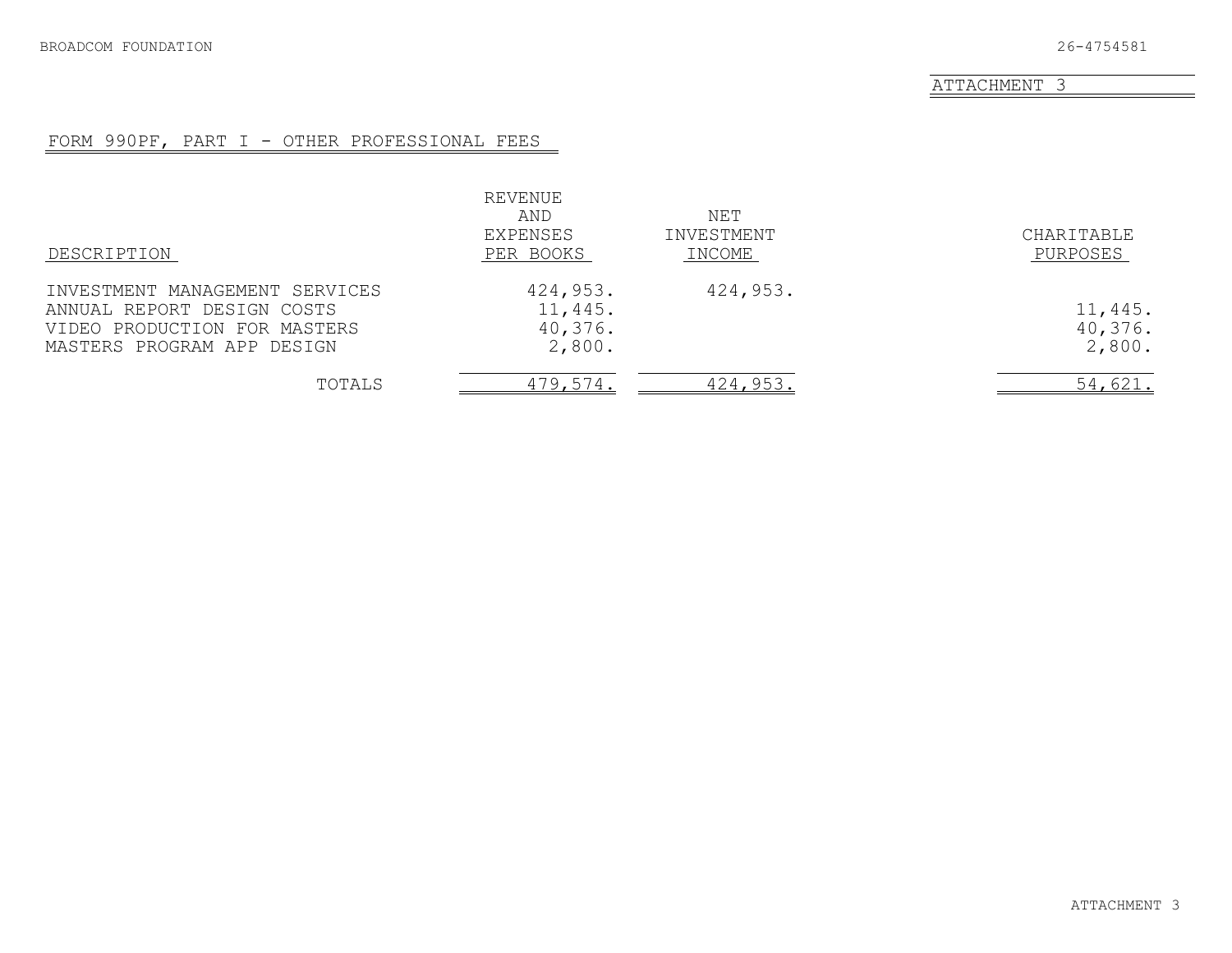BROADCOM FOUNDATION 26-4754581

ATTACHMENT 3

## FORM 990PF, PART I - OTHER PROFESSIONAL FEES

| DESCRIPTION | REVENUE AND EXPENSES PER BOOKS | NET INVESTMENT INCOME | CHARITABLE PURPOSES |
|---|---|---|---|
| INVESTMENT MANAGEMENT SERVICES | 424,953. | 424,953. | |
| ANNUAL REPORT DESIGN COSTS | 11,445. | | 11,445. |
| VIDEO PRODUCTION FOR MASTERS | 40,376. | | 40,376. |
| MASTERS PROGRAM APP DESIGN | 2,800. | | 2,800. |
| TOTALS | 479,574. | 424,953. | 54,621. |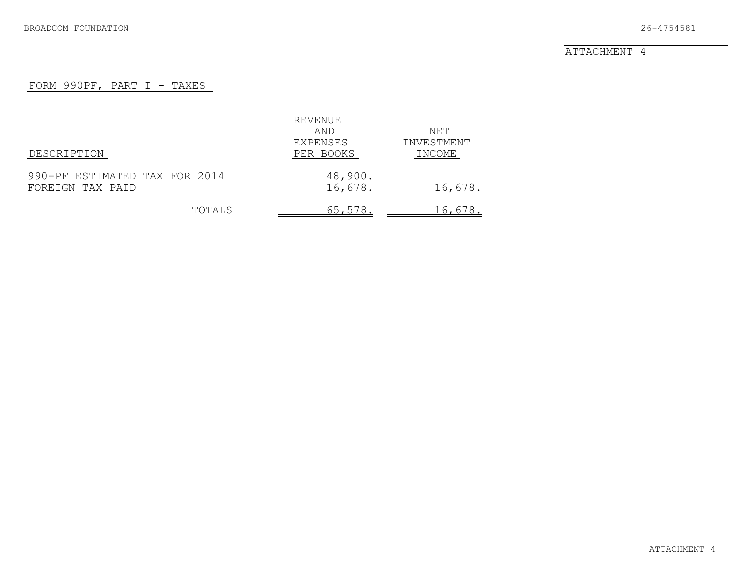BROADCOM FOUNDATION 26-4754581

ATTACHMENT 4

## FORM 990PF, PART I - TAXES

| DESCRIPTION | REVENUE AND EXPENSES PER BOOKS | NET INVESTMENT INCOME |
|---|---|---|
| 990-PF ESTIMATED TAX FOR 2014 | 48,900. | |
| FOREIGN TAX PAID | 16,678. | 16,678. |
| TOTALS | 65,578. | 16,678. |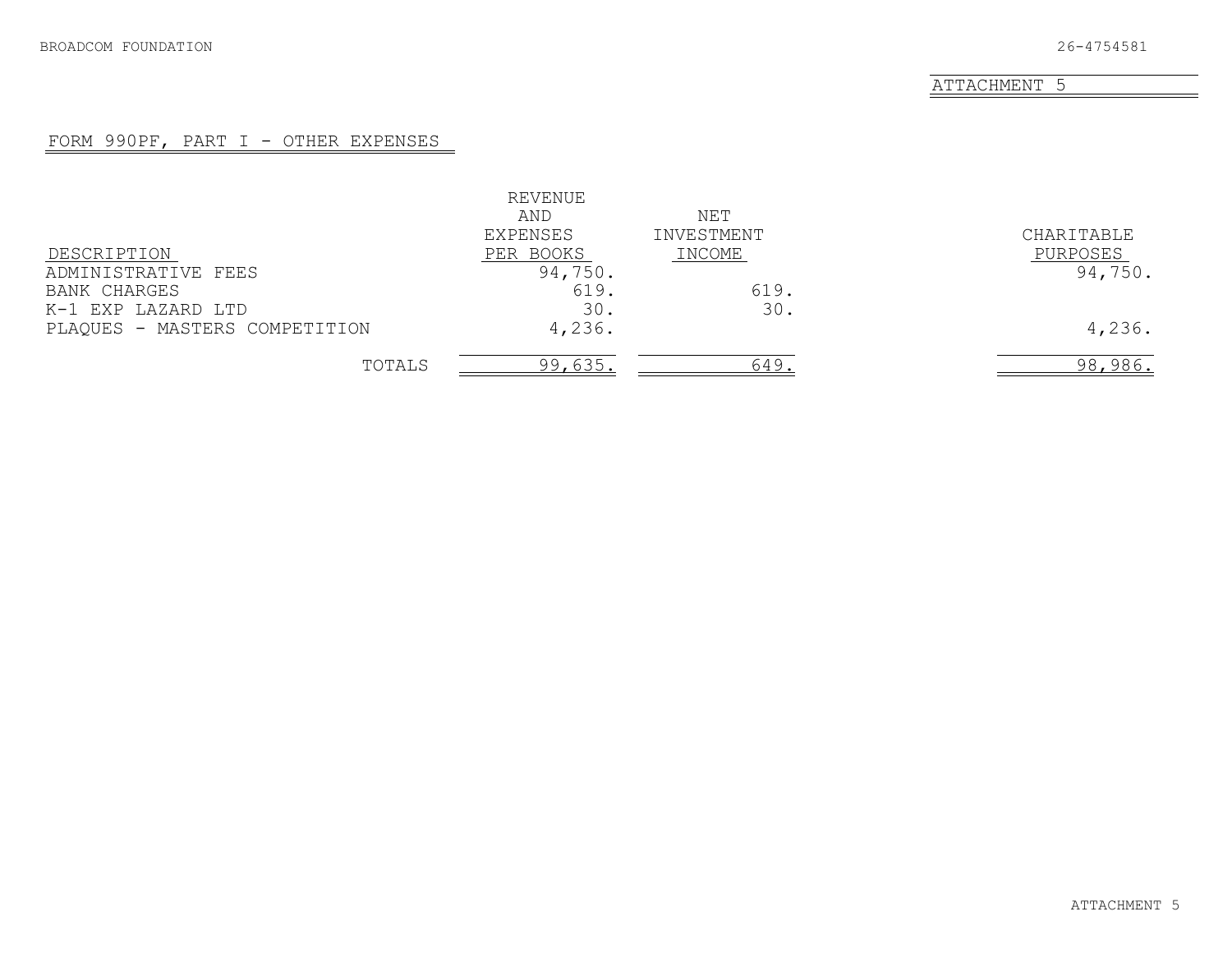BROADCOM FOUNDATION 26-4754581

ATTACHMENT 5

## FORM 990PF, PART I - OTHER EXPENSES

| DESCRIPTION | REVENUE AND EXPENSES PER BOOKS | NET INVESTMENT INCOME | CHARITABLE PURPOSES |
|---|---|---|---|
| ADMINISTRATIVE FEES | 94,750. | | 94,750. |
| BANK CHARGES | 619. | 619. | |
| K-1 EXP LAZARD LTD | 30. | 30. | |
| PLAQUES - MASTERS COMPETITION | 4,236. | | 4,236. |
| TOTALS | 99,635. | 649. | 98,986. |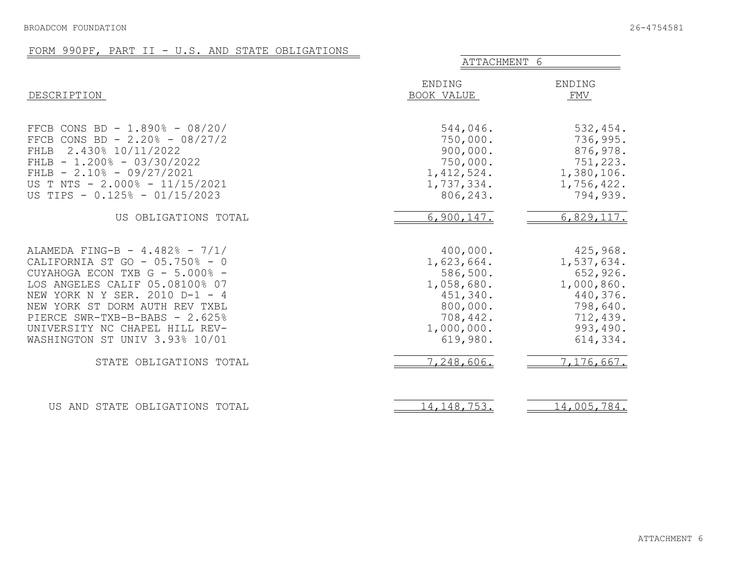BROADCOM FOUNDATION

26-4754581

## FORM 990PF, PART II - U.S. AND STATE OBLIGATIONS

ATTACHMENT 6

| DESCRIPTION | ENDING BOOK VALUE | ENDING FMV |
|---|---|---|
| FFCB CONS BD - 1.890% - 08/20/ | 544,046. | 532,454. |
| FFCB CONS BD - 2.20% - 08/27/2 | 750,000. | 736,995. |
| FHLB 2.430% 10/11/2022 | 900,000. | 876,978. |
| FHLB - 1.200% - 03/30/2022 | 750,000. | 751,223. |
| FHLB - 2.10% - 09/27/2021 | 1,412,524. | 1,380,106. |
| US T NTS - 2.000% - 11/15/2021 | 1,737,334. | 1,756,422. |
| US TIPS - 0.125% - 01/15/2023 | 806,243. | 794,939. |
| US OBLIGATIONS TOTAL | 6,900,147. | 6,829,117. |
| ALAMEDA FING-B - 4.482% - 7/1/ | 400,000. | 425,968. |
| CALIFORNIA ST GO - 05.750% - 0 | 1,623,664. | 1,537,634. |
| CUYAHOGA ECON TXB G - 5.000% - | 586,500. | 652,926. |
| LOS ANGELES CALIF 05.08100% 07 | 1,058,680. | 1,000,860. |
| NEW YORK N Y SER. 2010 D-1 - 4 | 451,340. | 440,376. |
| NEW YORK ST DORM AUTH REV TXBL | 800,000. | 798,640. |
| PIERCE SWR-TXB-B-BABS - 2.625% | 708,442. | 712,439. |
| UNIVERSITY NC CHAPEL HILL REV- | 1,000,000. | 993,490. |
| WASHINGTON ST UNIV 3.93% 10/01 | 619,980. | 614,334. |
| STATE OBLIGATIONS TOTAL | 7,248,606. | 7,176,667. |
| US AND STATE OBLIGATIONS TOTAL | 14,148,753. | 14,005,784. |

ATTACHMENT 6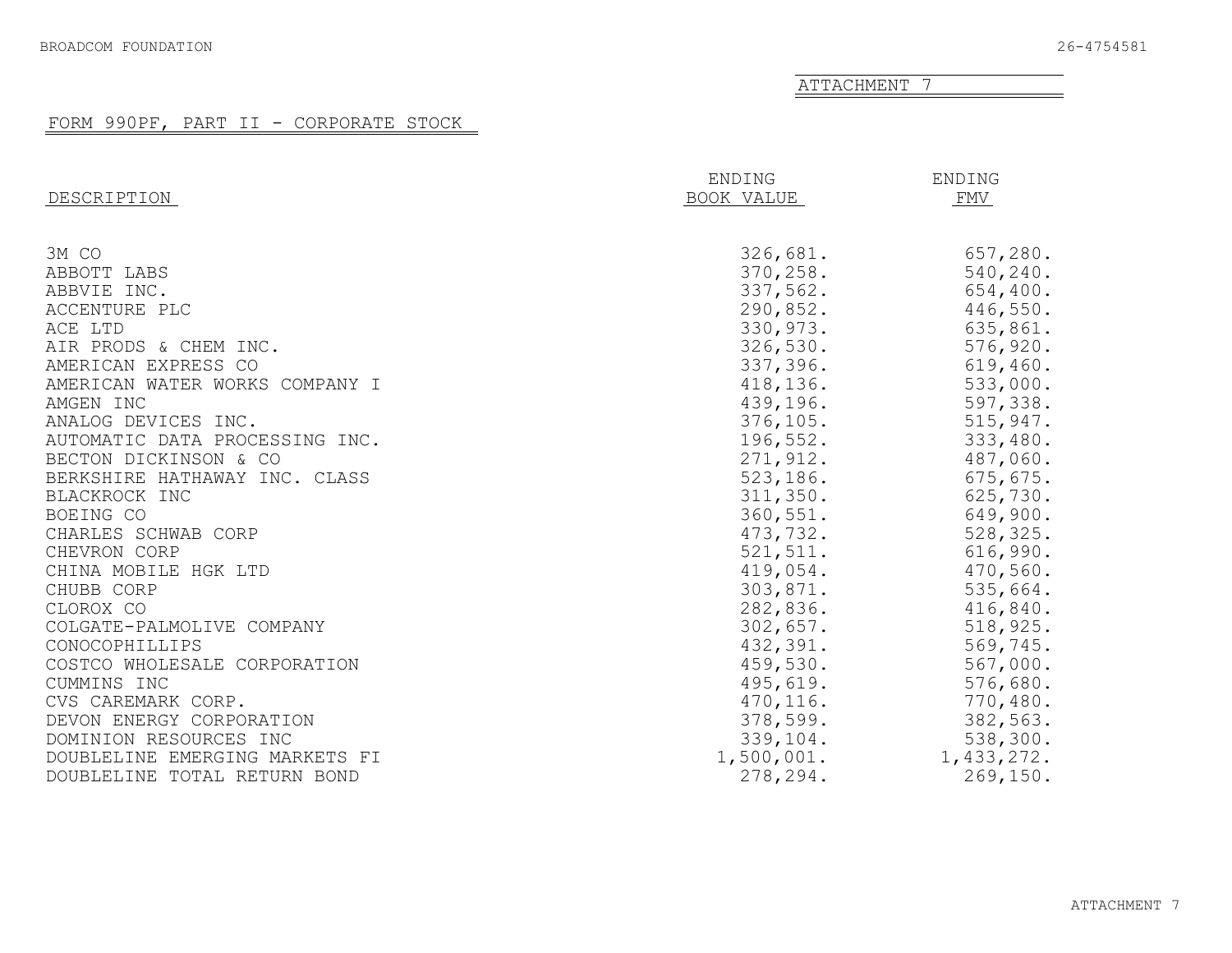BROADCOM FOUNDATION 26-4754581

ATTACHMENT 7

## FORM 990PF, PART II - CORPORATE STOCK

| DESCRIPTION | ENDING BOOK VALUE | ENDING FMV |
|---|---|---|
| 3M CO | 326,681. | 657,280. |
| ABBOTT LABS | 370,258. | 540,240. |
| ABBVIE INC. | 337,562. | 654,400. |
| ACCENTURE PLC | 290,852. | 446,550. |
| ACE LTD | 330,973. | 635,861. |
| AIR PRODS & CHEM INC. | 326,530. | 576,920. |
| AMERICAN EXPRESS CO | 337,396. | 619,460. |
| AMERICAN WATER WORKS COMPANY I | 418,136. | 533,000. |
| AMGEN INC | 439,196. | 597,338. |
| ANALOG DEVICES INC. | 376,105. | 515,947. |
| AUTOMATIC DATA PROCESSING INC. | 196,552. | 333,480. |
| BECTON DICKINSON & CO | 271,912. | 487,060. |
| BERKSHIRE HATHAWAY INC. CLASS | 523,186. | 675,675. |
| BLACKROCK INC | 311,350. | 625,730. |
| BOEING CO | 360,551. | 649,900. |
| CHARLES SCHWAB CORP | 473,732. | 528,325. |
| CHEVRON CORP | 521,511. | 616,990. |
| CHINA MOBILE HGK LTD | 419,054. | 470,560. |
| CHUBB CORP | 303,871. | 535,664. |
| CLOROX CO | 282,836. | 416,840. |
| COLGATE-PALMOLIVE COMPANY | 302,657. | 518,925. |
| CONOCOPHILLIPS | 432,391. | 569,745. |
| COSTCO WHOLESALE CORPORATION | 459,530. | 567,000. |
| CUMMINS INC | 495,619. | 576,680. |
| CVS CAREMARK CORP. | 470,116. | 770,480. |
| DEVON ENERGY CORPORATION | 378,599. | 382,563. |
| DOMINION RESOURCES INC | 339,104. | 538,300. |
| DOUBLELINE EMERGING MARKETS FI | 1,500,001. | 1,433,272. |
| DOUBLELINE TOTAL RETURN BOND | 278,294. | 269,150. |

ATTACHMENT 7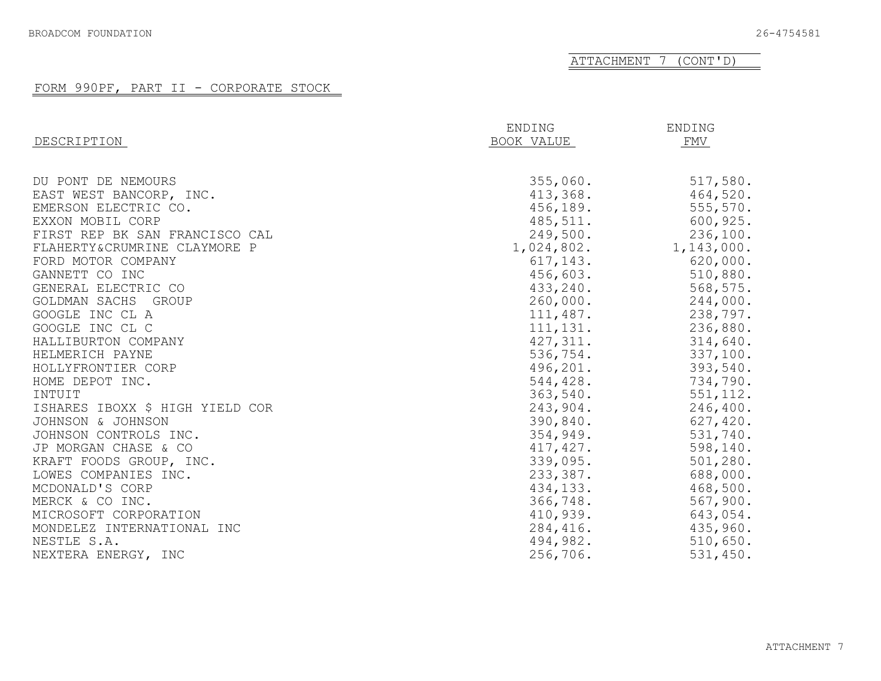ATTACHMENT 7 (CONT'D)

## FORM 990PF, PART II - CORPORATE STOCK

| DESCRIPTION | ENDING BOOK VALUE | ENDING FMV |
|---|---|---|
| DU PONT DE NEMOURS | 355,060. | 517,580. |
| EAST WEST BANCORP, INC. | 413,368. | 464,520. |
| EMERSON ELECTRIC CO. | 456,189. | 555,570. |
| EXXON MOBIL CORP | 485,511. | 600,925. |
| FIRST REP BK SAN FRANCISCO CAL | 249,500. | 236,100. |
| FLAHERTY&CRUMRINE CLAYMORE P | 1,024,802. | 1,143,000. |
| FORD MOTOR COMPANY | 617,143. | 620,000. |
| GANNETT CO INC | 456,603. | 510,880. |
| GENERAL ELECTRIC CO | 433,240. | 568,575. |
| GOLDMAN SACHS GROUP | 260,000. | 244,000. |
| GOOGLE INC CL A | 111,487. | 238,797. |
| GOOGLE INC CL C | 111,131. | 236,880. |
| HALLIBURTON COMPANY | 427,311. | 314,640. |
| HELMERICH PAYNE | 536,754. | 337,100. |
| HOLLYFRONTIER CORP | 496,201. | 393,540. |
| HOME DEPOT INC. | 544,428. | 734,790. |
| INTUIT | 363,540. | 551,112. |
| ISHARES IBOXX $ HIGH YIELD COR | 243,904. | 246,400. |
| JOHNSON & JOHNSON | 390,840. | 627,420. |
| JOHNSON CONTROLS INC. | 354,949. | 531,740. |
| JP MORGAN CHASE & CO | 417,427. | 598,140. |
| KRAFT FOODS GROUP, INC. | 339,095. | 501,280. |
| LOWES COMPANIES INC. | 233,387. | 688,000. |
| MCDONALD'S CORP | 434,133. | 468,500. |
| MERCK & CO INC. | 366,748. | 567,900. |
| MICROSOFT CORPORATION | 410,939. | 643,054. |
| MONDELEZ INTERNATIONAL INC | 284,416. | 435,960. |
| NESTLE S.A. | 494,982. | 510,650. |
| NEXTERA ENERGY, INC | 256,706. | 531,450. |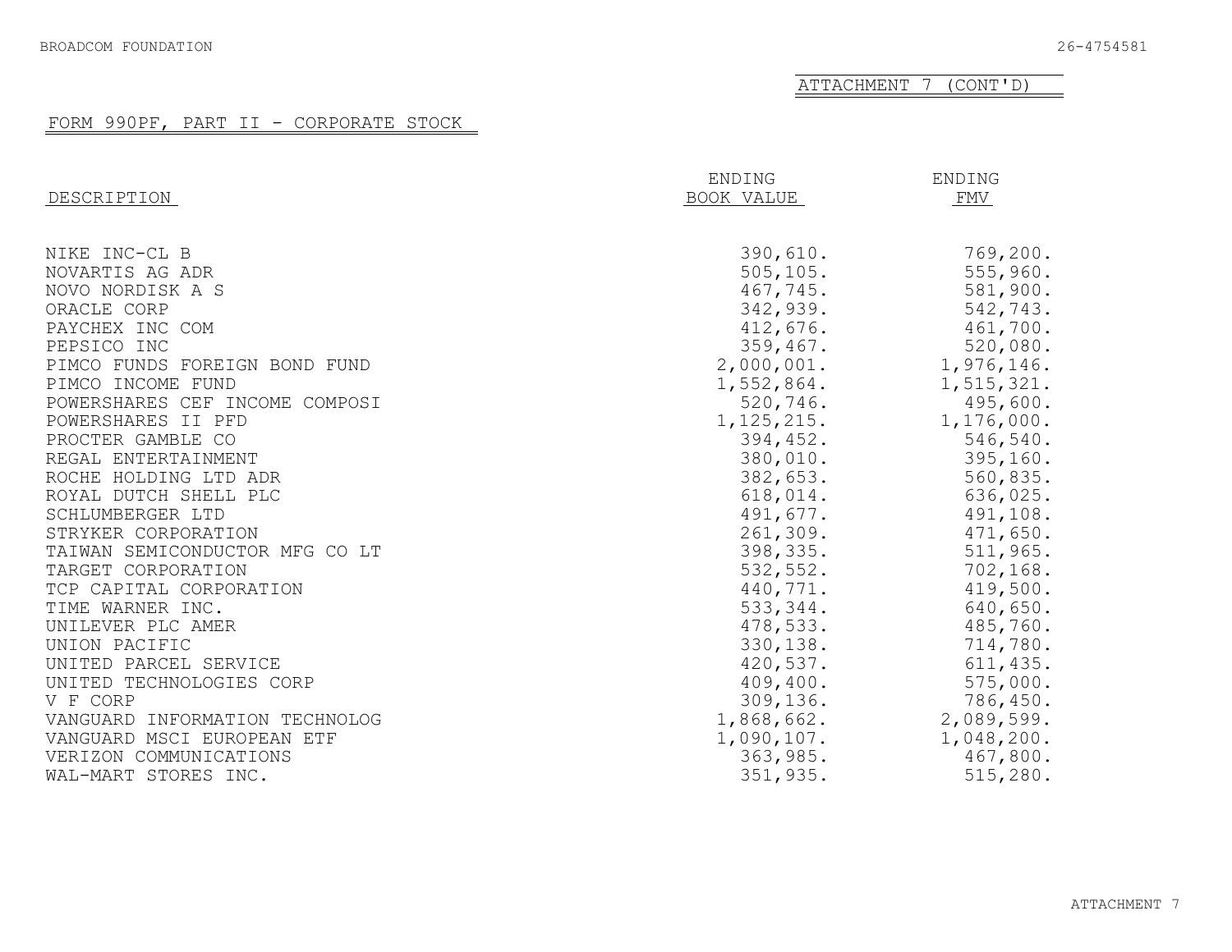BROADCOM FOUNDATION 26-4754581

ATTACHMENT 7 (CONT'D)

## FORM 990PF, PART II - CORPORATE STOCK

| DESCRIPTION | ENDING BOOK VALUE | ENDING FMV |
|---|---|---|
| NIKE INC-CL B | 390,610. | 769,200. |
| NOVARTIS AG ADR | 505,105. | 555,960. |
| NOVO NORDISK A S | 467,745. | 581,900. |
| ORACLE CORP | 342,939. | 542,743. |
| PAYCHEX INC COM | 412,676. | 461,700. |
| PEPSICO INC | 359,467. | 520,080. |
| PIMCO FUNDS FOREIGN BOND FUND | 2,000,001. | 1,976,146. |
| PIMCO INCOME FUND | 1,552,864. | 1,515,321. |
| POWERSHARES CEF INCOME COMPOSI | 520,746. | 495,600. |
| POWERSHARES II PFD | 1,125,215. | 1,176,000. |
| PROCTER GAMBLE CO | 394,452. | 546,540. |
| REGAL ENTERTAINMENT | 380,010. | 395,160. |
| ROCHE HOLDING LTD ADR | 382,653. | 560,835. |
| ROYAL DUTCH SHELL PLC | 618,014. | 636,025. |
| SCHLUMBERGER LTD | 491,677. | 491,108. |
| STRYKER CORPORATION | 261,309. | 471,650. |
| TAIWAN SEMICONDUCTOR MFG CO LT | 398,335. | 511,965. |
| TARGET CORPORATION | 532,552. | 702,168. |
| TCP CAPITAL CORPORATION | 440,771. | 419,500. |
| TIME WARNER INC. | 533,344. | 640,650. |
| UNILEVER PLC AMER | 478,533. | 485,760. |
| UNION PACIFIC | 330,138. | 714,780. |
| UNITED PARCEL SERVICE | 420,537. | 611,435. |
| UNITED TECHNOLOGIES CORP | 409,400. | 575,000. |
| V F CORP | 309,136. | 786,450. |
| VANGUARD INFORMATION TECHNOLOG | 1,868,662. | 2,089,599. |
| VANGUARD MSCI EUROPEAN ETF | 1,090,107. | 1,048,200. |
| VERIZON COMMUNICATIONS | 363,985. | 467,800. |
| WAL-MART STORES INC. | 351,935. | 515,280. |

ATTACHMENT 7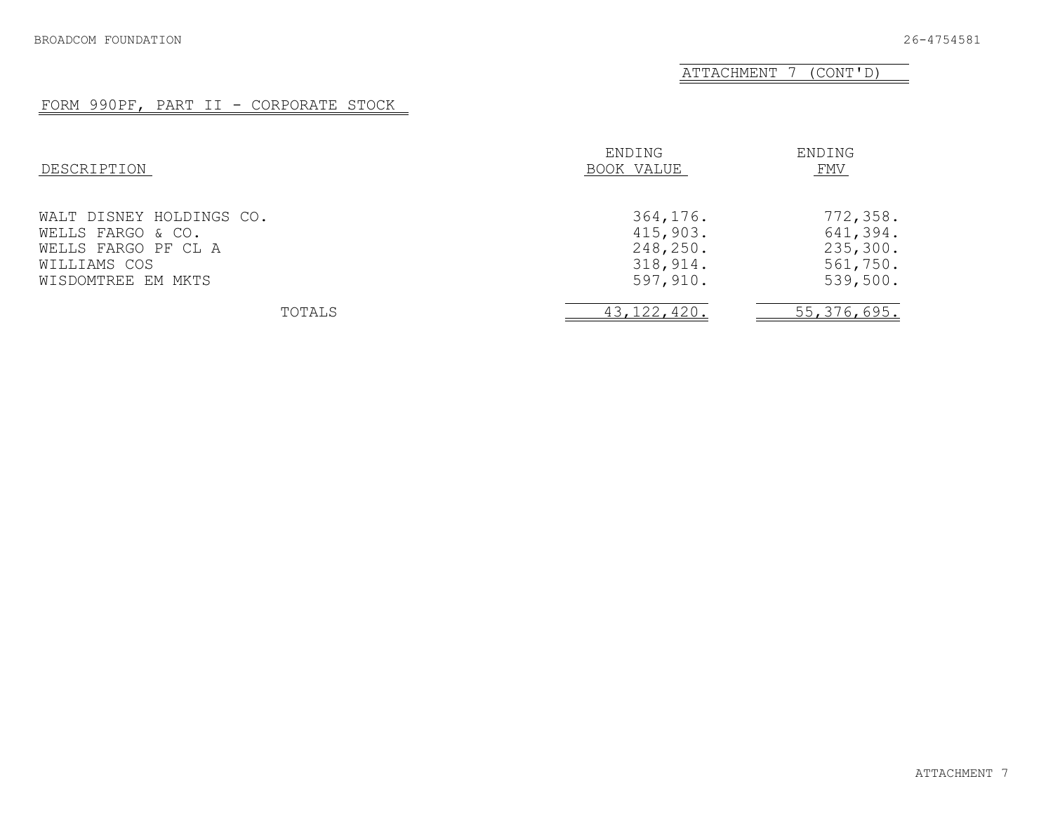ATTACHMENT 7 (CONT'D)

## FORM 990PF, PART II - CORPORATE STOCK

| DESCRIPTION | ENDING BOOK VALUE | ENDING FMV |
|---|---|---|
| WALT DISNEY HOLDINGS CO. | 364,176. | 772,358. |
| WELLS FARGO & CO. | 415,903. | 641,394. |
| WELLS FARGO PF CL A | 248,250. | 235,300. |
| WILLIAMS COS | 318,914. | 561,750. |
| WISDOMTREE EM MKTS | 597,910. | 539,500. |
| TOTALS | 43,122,420. | 55,376,695. |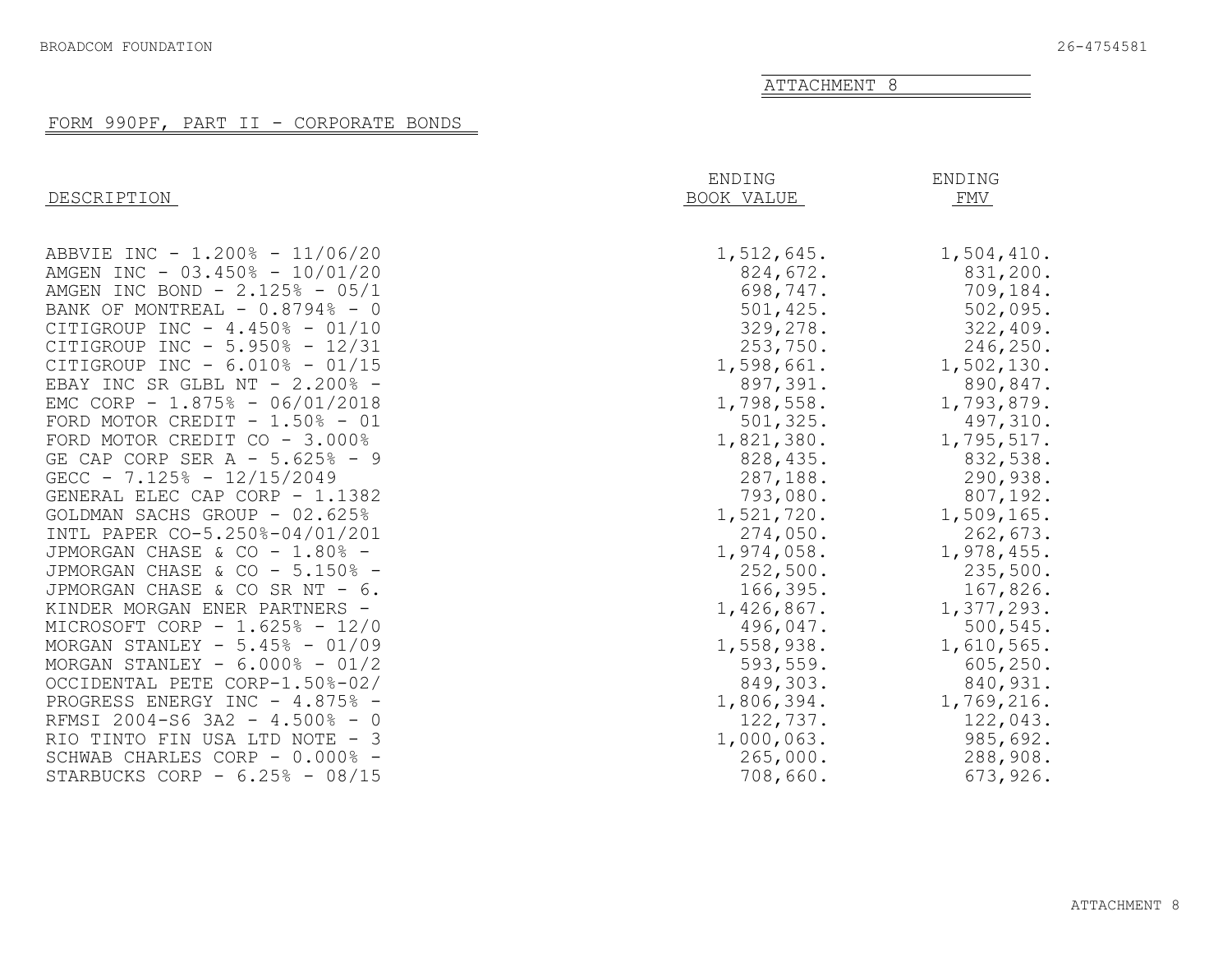BROADCOM FOUNDATION 26-4754581

ATTACHMENT 8

## FORM 990PF, PART II - CORPORATE BONDS

| DESCRIPTION | ENDING BOOK VALUE | ENDING FMV |
|---|---|---|
| ABBVIE INC - 1.200% - 11/06/20 | 1,512,645. | 1,504,410. |
| AMGEN INC - 03.450% - 10/01/20 | 824,672. | 831,200. |
| AMGEN INC BOND - 2.125% - 05/1 | 698,747. | 709,184. |
| BANK OF MONTREAL - 0.8794% - 0 | 501,425. | 502,095. |
| CITIGROUP INC - 4.450% - 01/10 | 329,278. | 322,409. |
| CITIGROUP INC - 5.950% - 12/31 | 253,750. | 246,250. |
| CITIGROUP INC - 6.010% - 01/15 | 1,598,661. | 1,502,130. |
| EBAY INC SR GLBL NT - 2.200% - | 897,391. | 890,847. |
| EMC CORP - 1.875% - 06/01/2018 | 1,798,558. | 1,793,879. |
| FORD MOTOR CREDIT - 1.50% - 01 | 501,325. | 497,310. |
| FORD MOTOR CREDIT CO - 3.000% | 1,821,380. | 1,795,517. |
| GE CAP CORP SER A - 5.625% - 9 | 828,435. | 832,538. |
| GECC - 7.125% - 12/15/2049 | 287,188. | 290,938. |
| GENERAL ELEC CAP CORP - 1.1382 | 793,080. | 807,192. |
| GOLDMAN SACHS GROUP - 02.625% | 1,521,720. | 1,509,165. |
| INTL PAPER CO-5.250%-04/01/201 | 274,050. | 262,673. |
| JPMORGAN CHASE & CO - 1.80% - | 1,974,058. | 1,978,455. |
| JPMORGAN CHASE & CO - 5.150% - | 252,500. | 235,500. |
| JPMORGAN CHASE & CO SR NT - 6. | 166,395. | 167,826. |
| KINDER MORGAN ENER PARTNERS - | 1,426,867. | 1,377,293. |
| MICROSOFT CORP - 1.625% - 12/0 | 496,047. | 500,545. |
| MORGAN STANLEY - 5.45% - 01/09 | 1,558,938. | 1,610,565. |
| MORGAN STANLEY - 6.000% - 01/2 | 593,559. | 605,250. |
| OCCIDENTAL PETE CORP-1.50%-02/ | 849,303. | 840,931. |
| PROGRESS ENERGY INC - 4.875% - | 1,806,394. | 1,769,216. |
| RFMSI 2004-S6 3A2 - 4.500% - 0 | 122,737. | 122,043. |
| RIO TINTO FIN USA LTD NOTE - 3 | 1,000,063. | 985,692. |
| SCHWAB CHARLES CORP - 0.000% - | 265,000. | 288,908. |
| STARBUCKS CORP - 6.25% - 08/15 | 708,660. | 673,926. |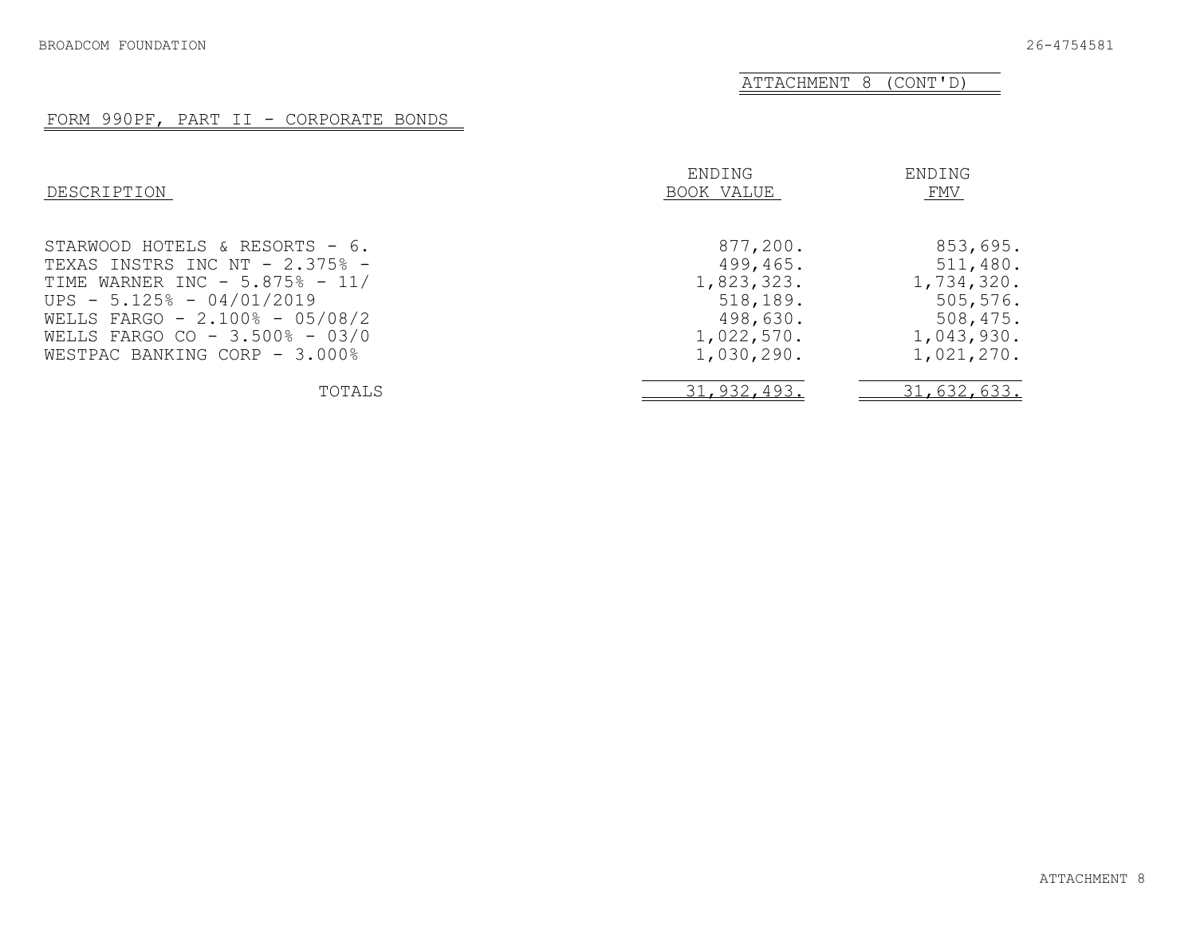BROADCOM FOUNDATION 26-4754581

ATTACHMENT 8 (CONT'D)

FORM 990PF, PART II - CORPORATE BONDS

| DESCRIPTION | ENDING BOOK VALUE | ENDING FMV |
|---|---|---|
| STARWOOD HOTELS & RESORTS - 6. | 877,200. | 853,695. |
| TEXAS INSTRS INC NT - 2.375% - | 499,465. | 511,480. |
| TIME WARNER INC - 5.875% - 11/ | 1,823,323. | 1,734,320. |
| UPS - 5.125% - 04/01/2019 | 518,189. | 505,576. |
| WELLS FARGO - 2.100% - 05/08/2 | 498,630. | 508,475. |
| WELLS FARGO CO - 3.500% - 03/0 | 1,022,570. | 1,043,930. |
| WESTPAC BANKING CORP - 3.000% | 1,030,290. | 1,021,270. |
| TOTALS | 31,932,493. | 31,632,633. |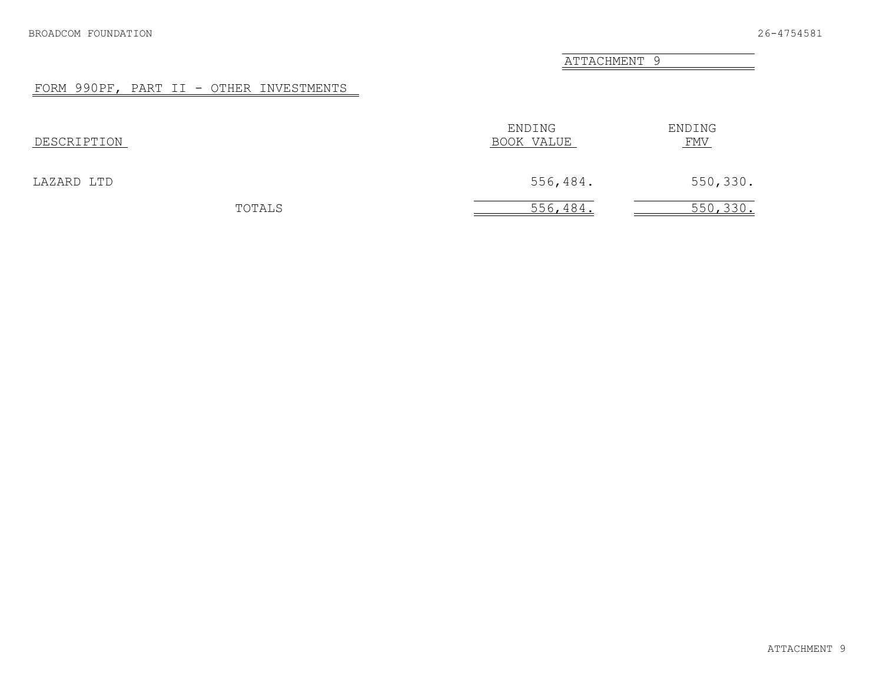ATTACHMENT 9

## FORM 990PF, PART II - OTHER INVESTMENTS

| DESCRIPTION | ENDING BOOK VALUE | ENDING FMV |
|---|---|---|
| LAZARD LTD | 556,484. | 550,330. |
| TOTALS | 556,484. | 550,330. |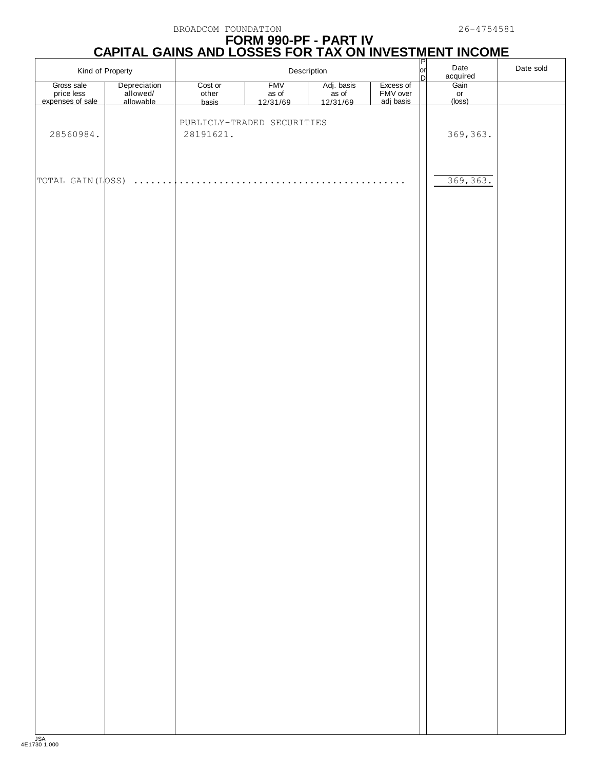BROADCOM FOUNDATION 26-4754581

# FORM 990-PF - PART IV
# CAPITAL GAINS AND LOSSES FOR TAX ON INVESTMENT INCOME

| Kind of Property | | Description | | | | P or D | Date acquired | Date sold |
|---|---|---|---|---|---|---|---|---|
| Gross sale price less expenses of sale | Depreciation allowed/ allowable | Cost or other basis | FMV as of 12/31/69 | Adj. basis as of 12/31/69 | Excess of FMV over adj basis | | Gain or (loss) | |
| | | PUBLICLY-TRADED SECURITIES | | | | | | |
| 28560984. | | 28191621. | | | | | 369,363. | |
| TOTAL GAIN(LOSS) ............................................. | | | | | | | 369,363. | |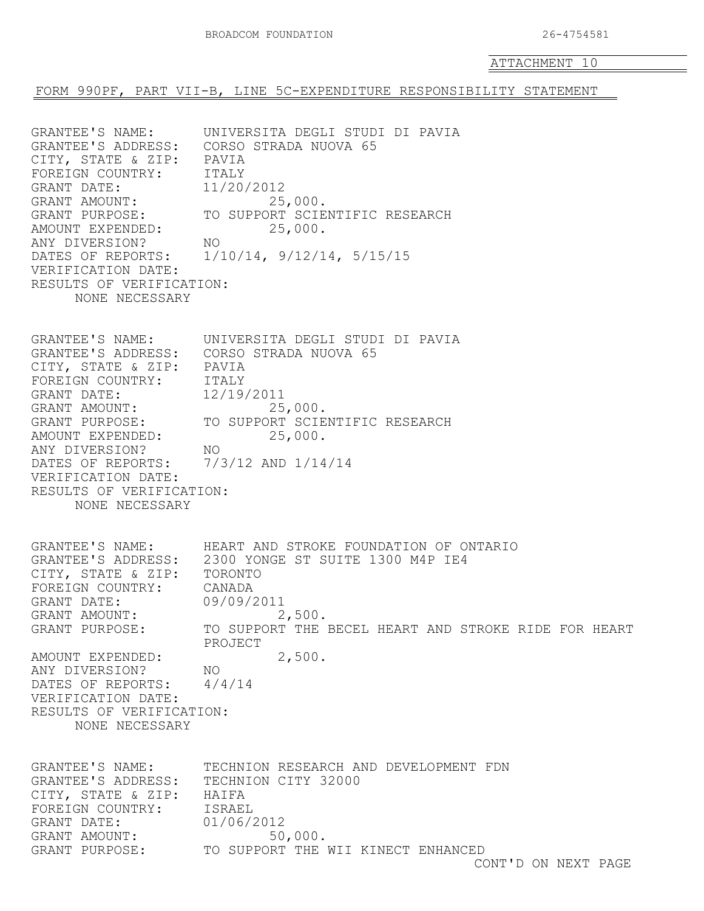ATTACHMENT 10

## FORM 990PF, PART VII-B, LINE 5C-EXPENDITURE RESPONSIBILITY STATEMENT

GRANTEE'S NAME: UNIVERSITA DEGLI STUDI DI PAVIA
GRANTEE'S ADDRESS: CORSO STRADA NUOVA 65
CITY, STATE & ZIP: PAVIA
FOREIGN COUNTRY: ITALY
GRANT DATE: 11/20/2012
GRANT AMOUNT: 25,000.
GRANT PURPOSE: TO SUPPORT SCIENTIFIC RESEARCH
AMOUNT EXPENDED: 25,000.
ANY DIVERSION? NO
DATES OF REPORTS: 1/10/14, 9/12/14, 5/15/15
VERIFICATION DATE:
RESULTS OF VERIFICATION:
NONE NECESSARY

GRANTEE'S NAME: UNIVERSITA DEGLI STUDI DI PAVIA
GRANTEE'S ADDRESS: CORSO STRADA NUOVA 65
CITY, STATE & ZIP: PAVIA
FOREIGN COUNTRY: ITALY
GRANT DATE: 12/19/2011
GRANT AMOUNT: 25,000.
GRANT PURPOSE: TO SUPPORT SCIENTIFIC RESEARCH
AMOUNT EXPENDED: 25,000.
ANY DIVERSION? NO
DATES OF REPORTS: 7/3/12 AND 1/14/14
VERIFICATION DATE:
RESULTS OF VERIFICATION:
NONE NECESSARY

GRANTEE'S NAME: HEART AND STROKE FOUNDATION OF ONTARIO
GRANTEE'S ADDRESS: 2300 YONGE ST SUITE 1300 M4P IE4
CITY, STATE & ZIP: TORONTO
FOREIGN COUNTRY: CANADA
GRANT DATE: 09/09/2011
GRANT AMOUNT: 2,500.
GRANT PURPOSE: TO SUPPORT THE BECEL HEART AND STROKE RIDE FOR HEART PROJECT
AMOUNT EXPENDED: 2,500.
ANY DIVERSION? NO
DATES OF REPORTS: 4/4/14
VERIFICATION DATE:
RESULTS OF VERIFICATION:
NONE NECESSARY

GRANTEE'S NAME: TECHNION RESEARCH AND DEVELOPMENT FDN
GRANTEE'S ADDRESS: TECHNION CITY 32000
CITY, STATE & ZIP: HAIFA
FOREIGN COUNTRY: ISRAEL
GRANT DATE: 01/06/2012
GRANT AMOUNT: 50,000.
GRANT PURPOSE: TO SUPPORT THE WII KINECT ENHANCED

CONT'D ON NEXT PAGE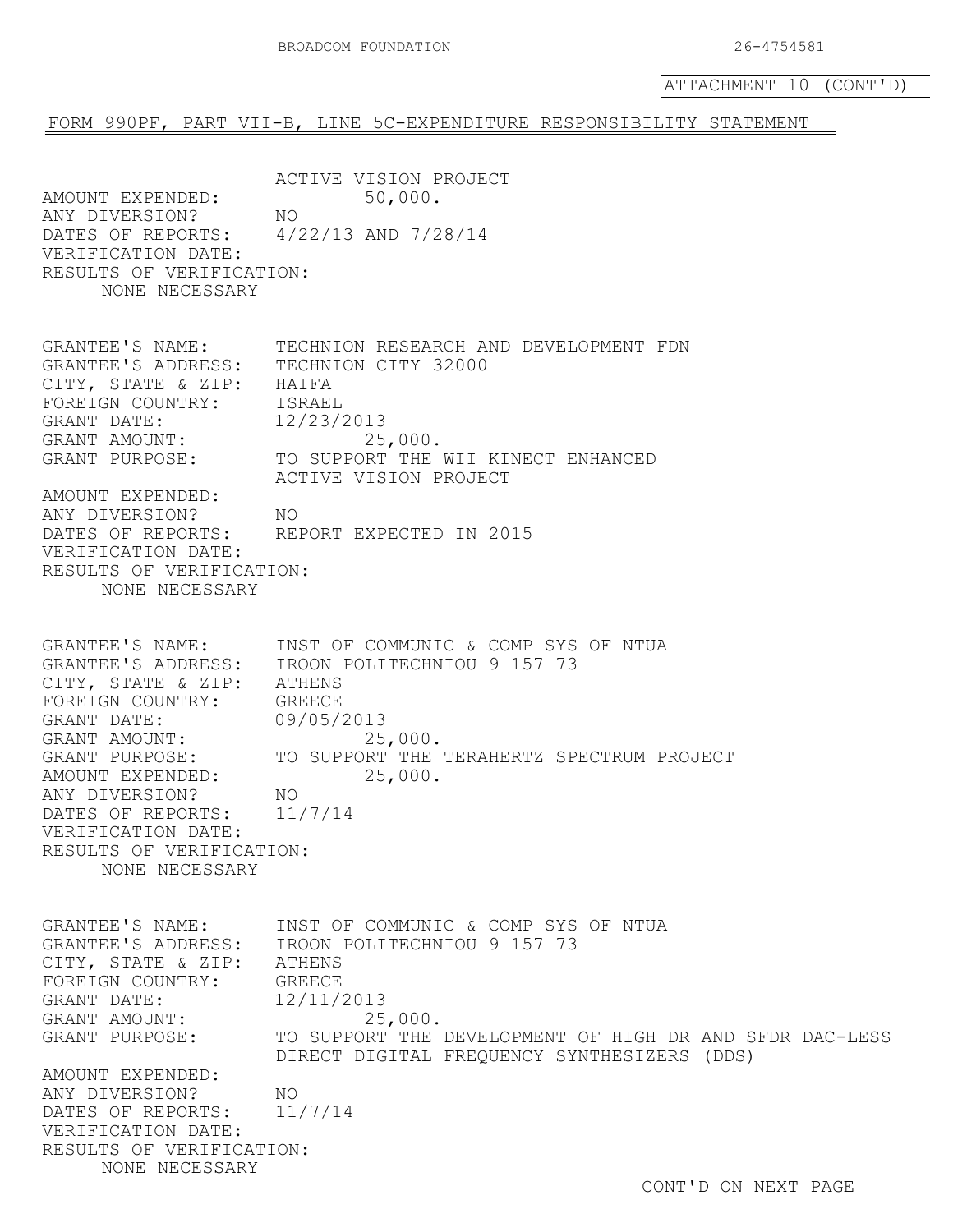ATTACHMENT 10 (CONT'D)

## FORM 990PF, PART VII-B, LINE 5C-EXPENDITURE RESPONSIBILITY STATEMENT

ACTIVE VISION PROJECT
AMOUNT EXPENDED: 50,000.
ANY DIVERSION? NO
DATES OF REPORTS: 4/22/13 AND 7/28/14
VERIFICATION DATE:
RESULTS OF VERIFICATION:
NONE NECESSARY

GRANTEE'S NAME: TECHNION RESEARCH AND DEVELOPMENT FDN
GRANTEE'S ADDRESS: TECHNION CITY 32000
CITY, STATE & ZIP: HAIFA
FOREIGN COUNTRY: ISRAEL
GRANT DATE: 12/23/2013
GRANT AMOUNT: 25,000.
GRANT PURPOSE: TO SUPPORT THE WII KINECT ENHANCED ACTIVE VISION PROJECT
AMOUNT EXPENDED:
ANY DIVERSION? NO
DATES OF REPORTS: REPORT EXPECTED IN 2015
VERIFICATION DATE:
RESULTS OF VERIFICATION:
NONE NECESSARY

GRANTEE'S NAME: INST OF COMMUNIC & COMP SYS OF NTUA
GRANTEE'S ADDRESS: IROON POLITECHNIOU 9 157 73
CITY, STATE & ZIP: ATHENS
FOREIGN COUNTRY: GREECE
GRANT DATE: 09/05/2013
GRANT AMOUNT: 25,000.
GRANT PURPOSE: TO SUPPORT THE TERAHERTZ SPECTRUM PROJECT
AMOUNT EXPENDED: 25,000.
ANY DIVERSION? NO
DATES OF REPORTS: 11/7/14
VERIFICATION DATE:
RESULTS OF VERIFICATION:
NONE NECESSARY

GRANTEE'S NAME: INST OF COMMUNIC & COMP SYS OF NTUA
GRANTEE'S ADDRESS: IROON POLITECHNIOU 9 157 73
CITY, STATE & ZIP: ATHENS
FOREIGN COUNTRY: GREECE
GRANT DATE: 12/11/2013
GRANT AMOUNT: 25,000.
GRANT PURPOSE: TO SUPPORT THE DEVELOPMENT OF HIGH DR AND SFDR DAC-LESS DIRECT DIGITAL FREQUENCY SYNTHESIZERS (DDS)
AMOUNT EXPENDED:
ANY DIVERSION? NO
DATES OF REPORTS: 11/7/14
VERIFICATION DATE:
RESULTS OF VERIFICATION:
NONE NECESSARY

CONT'D ON NEXT PAGE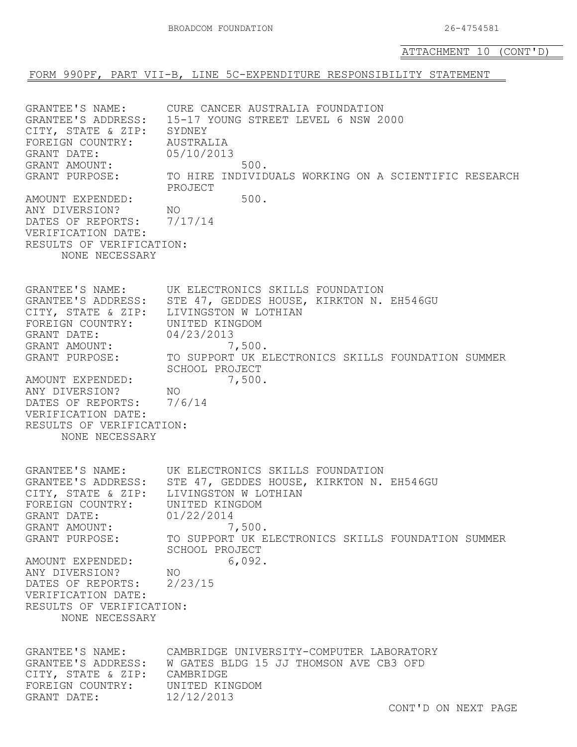ATTACHMENT 10 (CONT'D)

## FORM 990PF, PART VII-B, LINE 5C-EXPENDITURE RESPONSIBILITY STATEMENT

GRANTEE'S NAME: CURE CANCER AUSTRALIA FOUNDATION
GRANTEE'S ADDRESS: 15-17 YOUNG STREET LEVEL 6 NSW 2000
CITY, STATE & ZIP: SYDNEY
FOREIGN COUNTRY: AUSTRALIA
GRANT DATE: 05/10/2013
GRANT AMOUNT: 500.
GRANT PURPOSE: TO HIRE INDIVIDUALS WORKING ON A SCIENTIFIC RESEARCH PROJECT
AMOUNT EXPENDED: 500.
ANY DIVERSION? NO
DATES OF REPORTS: 7/17/14
VERIFICATION DATE:
RESULTS OF VERIFICATION:
NONE NECESSARY

GRANTEE'S NAME: UK ELECTRONICS SKILLS FOUNDATION
GRANTEE'S ADDRESS: STE 47, GEDDES HOUSE, KIRKTON N. EH546GU
CITY, STATE & ZIP: LIVINGSTON W LOTHIAN
FOREIGN COUNTRY: UNITED KINGDOM
GRANT DATE: 04/23/2013
GRANT AMOUNT: 7,500.
GRANT PURPOSE: TO SUPPORT UK ELECTRONICS SKILLS FOUNDATION SUMMER SCHOOL PROJECT
AMOUNT EXPENDED: 7,500.
ANY DIVERSION? NO
DATES OF REPORTS: 7/6/14
VERIFICATION DATE:
RESULTS OF VERIFICATION:
NONE NECESSARY

GRANTEE'S NAME: UK ELECTRONICS SKILLS FOUNDATION
GRANTEE'S ADDRESS: STE 47, GEDDES HOUSE, KIRKTON N. EH546GU
CITY, STATE & ZIP: LIVINGSTON W LOTHIAN
FOREIGN COUNTRY: UNITED KINGDOM
GRANT DATE: 01/22/2014
GRANT AMOUNT: 7,500.
GRANT PURPOSE: TO SUPPORT UK ELECTRONICS SKILLS FOUNDATION SUMMER SCHOOL PROJECT
AMOUNT EXPENDED: 6,092.
ANY DIVERSION? NO
DATES OF REPORTS: 2/23/15
VERIFICATION DATE:
RESULTS OF VERIFICATION:
NONE NECESSARY

GRANTEE'S NAME: CAMBRIDGE UNIVERSITY-COMPUTER LABORATORY
GRANTEE'S ADDRESS: W GATES BLDG 15 JJ THOMSON AVE CB3 OFD
CITY, STATE & ZIP: CAMBRIDGE
FOREIGN COUNTRY: UNITED KINGDOM
GRANT DATE: 12/12/2013

CONT'D ON NEXT PAGE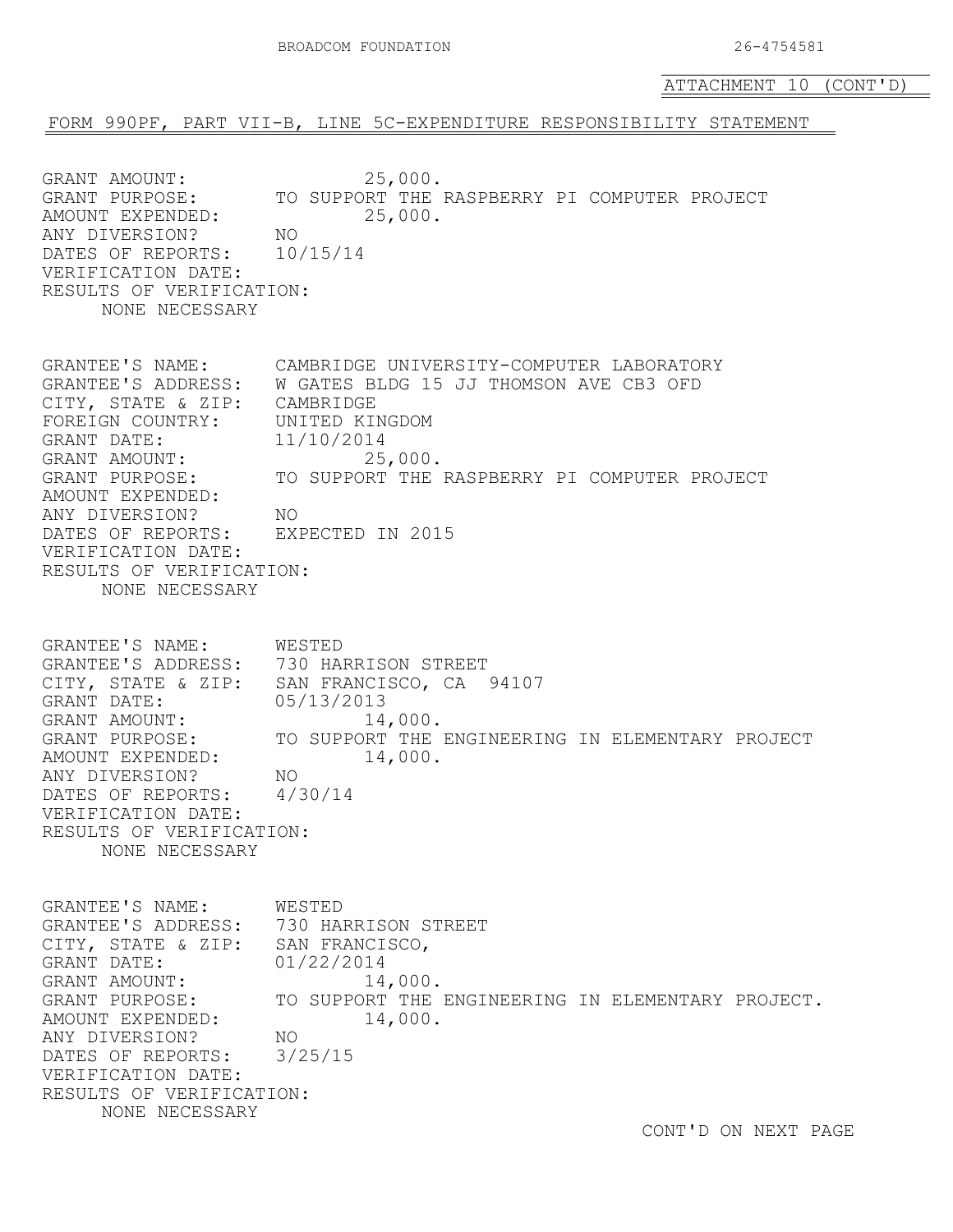ATTACHMENT 10 (CONT'D)

FORM 990PF, PART VII-B, LINE 5C-EXPENDITURE RESPONSIBILITY STATEMENT

```
GRANT AMOUNT:             25,000.
GRANT PURPOSE:        TO SUPPORT THE RASPBERRY PI COMPUTER PROJECT
AMOUNT EXPENDED:          25,000.
ANY DIVERSION?        NO
DATES OF REPORTS:     10/15/14
VERIFICATION DATE:
RESULTS OF VERIFICATION:
     NONE NECESSARY


GRANTEE'S NAME:       CAMBRIDGE UNIVERSITY-COMPUTER LABORATORY
GRANTEE'S ADDRESS:    W GATES BLDG 15 JJ THOMSON AVE CB3 OFD
CITY, STATE & ZIP:    CAMBRIDGE
FOREIGN COUNTRY:      UNITED KINGDOM
GRANT DATE:           11/10/2014
GRANT AMOUNT:             25,000.
GRANT PURPOSE:        TO SUPPORT THE RASPBERRY PI COMPUTER PROJECT
AMOUNT EXPENDED:
ANY DIVERSION?        NO
DATES OF REPORTS:     EXPECTED IN 2015
VERIFICATION DATE:
RESULTS OF VERIFICATION:
     NONE NECESSARY


GRANTEE'S NAME:       WESTED
GRANTEE'S ADDRESS:    730 HARRISON STREET
CITY, STATE & ZIP:    SAN FRANCISCO, CA  94107
GRANT DATE:           05/13/2013
GRANT AMOUNT:             14,000.
GRANT PURPOSE:        TO SUPPORT THE ENGINEERING IN ELEMENTARY PROJECT
AMOUNT EXPENDED:          14,000.
ANY DIVERSION?        NO
DATES OF REPORTS:     4/30/14
VERIFICATION DATE:
RESULTS OF VERIFICATION:
     NONE NECESSARY


GRANTEE'S NAME:       WESTED
GRANTEE'S ADDRESS:    730 HARRISON STREET
CITY, STATE & ZIP:    SAN FRANCISCO,
GRANT DATE:           01/22/2014
GRANT AMOUNT:             14,000.
GRANT PURPOSE:        TO SUPPORT THE ENGINEERING IN ELEMENTARY PROJECT.
AMOUNT EXPENDED:          14,000.
ANY DIVERSION?        NO
DATES OF REPORTS:     3/25/15
VERIFICATION DATE:
RESULTS OF VERIFICATION:
     NONE NECESSARY
```

CONT'D ON NEXT PAGE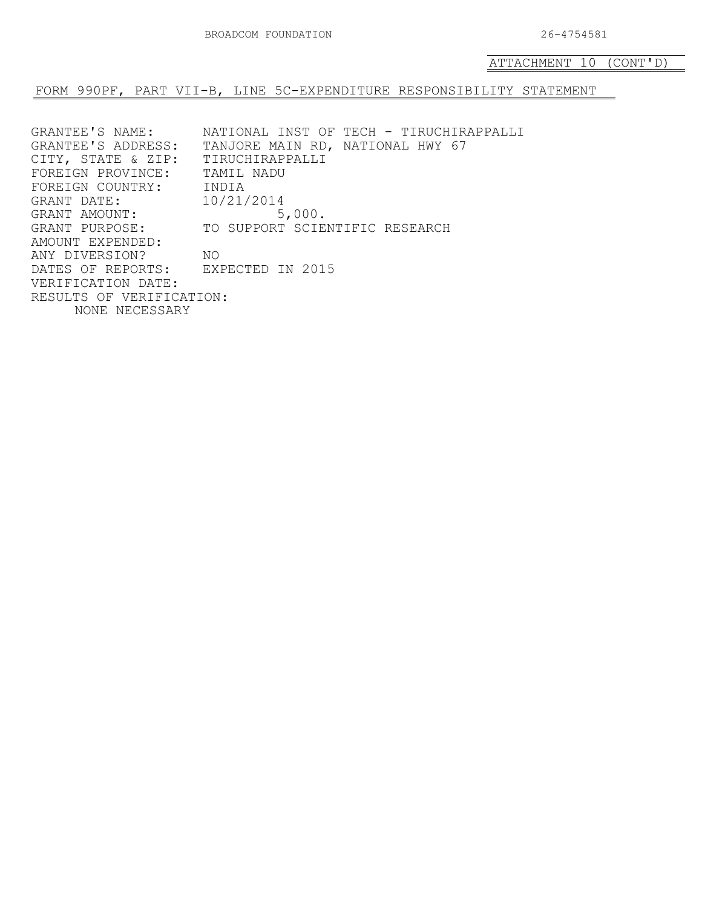ATTACHMENT 10 (CONT'D)

FORM 990PF, PART VII-B, LINE 5C-EXPENDITURE RESPONSIBILITY STATEMENT

```
GRANTEE'S NAME:       NATIONAL INST OF TECH - TIRUCHIRAPPALLI
GRANTEE'S ADDRESS:    TANJORE MAIN RD, NATIONAL HWY 67
CITY, STATE & ZIP:    TIRUCHIRAPPALLI
FOREIGN PROVINCE:     TAMIL NADU
FOREIGN COUNTRY:      INDIA
GRANT DATE:           10/21/2014
GRANT AMOUNT:                  5,000.
GRANT PURPOSE:        TO SUPPORT SCIENTIFIC RESEARCH
AMOUNT EXPENDED:
ANY DIVERSION?        NO
DATES OF REPORTS:     EXPECTED IN 2015
VERIFICATION DATE:
RESULTS OF VERIFICATION:
     NONE NECESSARY
```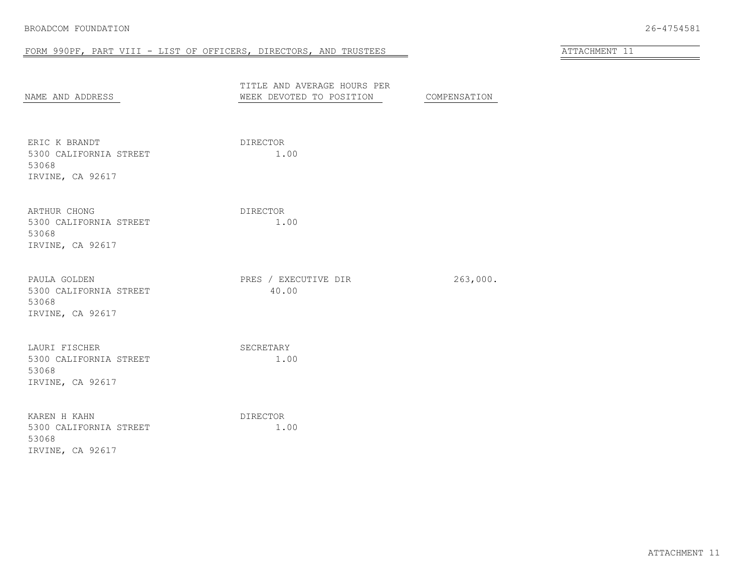BROADCOM FOUNDATION 26-4754581

## FORM 990PF, PART VIII - LIST OF OFFICERS, DIRECTORS, AND TRUSTEES

ATTACHMENT 11

| NAME AND ADDRESS | TITLE AND AVERAGE HOURS PER WEEK DEVOTED TO POSITION | COMPENSATION |
|---|---|---|
| ERIC K BRANDT<br>5300 CALIFORNIA STREET<br>53068<br>IRVINE, CA 92617 | DIRECTOR<br>1.00 | |
| ARTHUR CHONG<br>5300 CALIFORNIA STREET<br>53068<br>IRVINE, CA 92617 | DIRECTOR<br>1.00 | |
| PAULA GOLDEN<br>5300 CALIFORNIA STREET<br>53068<br>IRVINE, CA 92617 | PRES / EXECUTIVE DIR<br>40.00 | 263,000. |
| LAURI FISCHER<br>5300 CALIFORNIA STREET<br>53068<br>IRVINE, CA 92617 | SECRETARY<br>1.00 | |
| KAREN H KAHN<br>5300 CALIFORNIA STREET<br>53068<br>IRVINE, CA 92617 | DIRECTOR<br>1.00 | |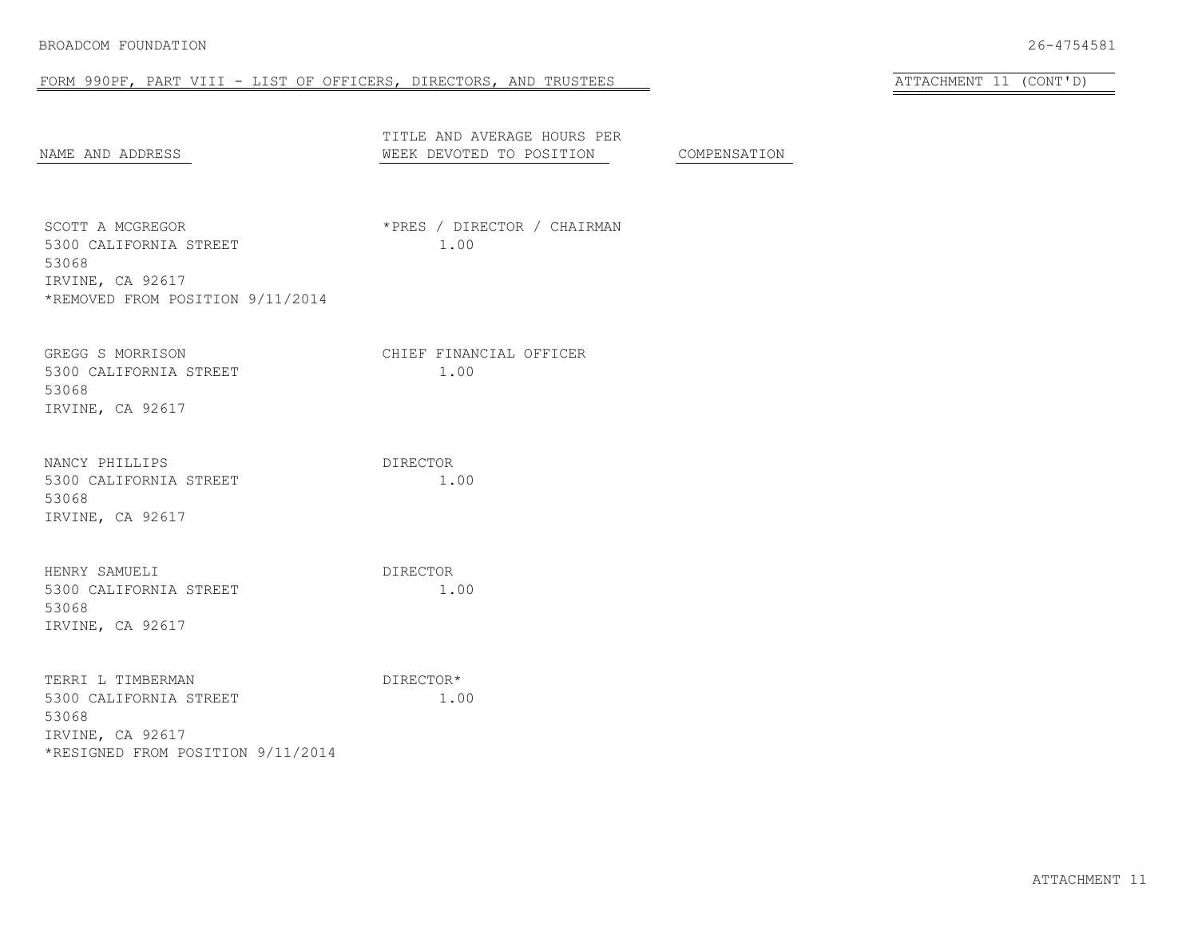BROADCOM FOUNDATION 26-4754581

FORM 990PF, PART VIII - LIST OF OFFICERS, DIRECTORS, AND TRUSTEES

ATTACHMENT 11 (CONT'D)

| NAME AND ADDRESS | TITLE AND AVERAGE HOURS PER WEEK DEVOTED TO POSITION | COMPENSATION |
|---|---|---|
| SCOTT A MCGREGOR<br>5300 CALIFORNIA STREET<br>53068<br>IRVINE, CA 92617<br>*REMOVED FROM POSITION 9/11/2014 | *PRES / DIRECTOR / CHAIRMAN<br>1.00 | |
| GREGG S MORRISON<br>5300 CALIFORNIA STREET<br>53068<br>IRVINE, CA 92617 | CHIEF FINANCIAL OFFICER<br>1.00 | |
| NANCY PHILLIPS<br>5300 CALIFORNIA STREET<br>53068<br>IRVINE, CA 92617 | DIRECTOR<br>1.00 | |
| HENRY SAMUELI<br>5300 CALIFORNIA STREET<br>53068<br>IRVINE, CA 92617 | DIRECTOR<br>1.00 | |
| TERRI L TIMBERMAN<br>5300 CALIFORNIA STREET<br>53068<br>IRVINE, CA 92617<br>*RESIGNED FROM POSITION 9/11/2014 | DIRECTOR*<br>1.00 | |

ATTACHMENT 11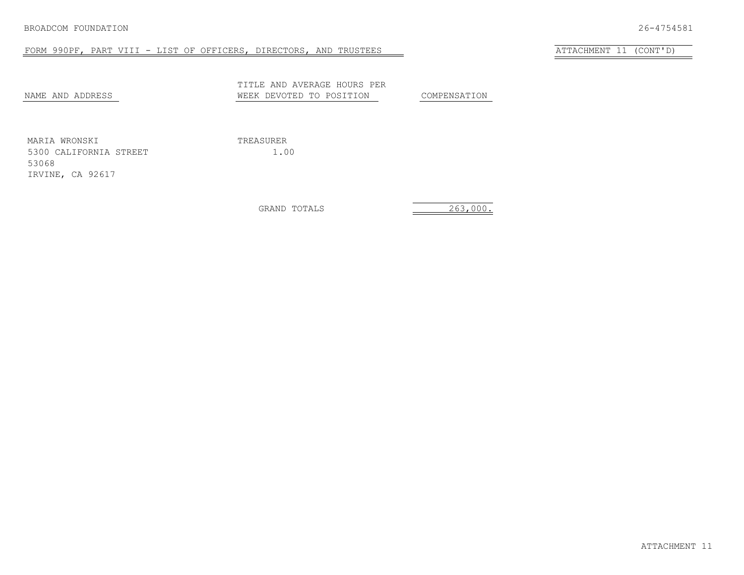BROADCOM FOUNDATION 26-4754581

FORM 990PF, PART VIII - LIST OF OFFICERS, DIRECTORS, AND TRUSTEES

ATTACHMENT 11 (CONT'D)

| NAME AND ADDRESS | TITLE AND AVERAGE HOURS PER WEEK DEVOTED TO POSITION | COMPENSATION |
|---|---|---|
| MARIA WRONSKI<br>5300 CALIFORNIA STREET<br>53068<br>IRVINE, CA 92617 | TREASURER<br>1.00 | |
| | GRAND TOTALS | 263,000. |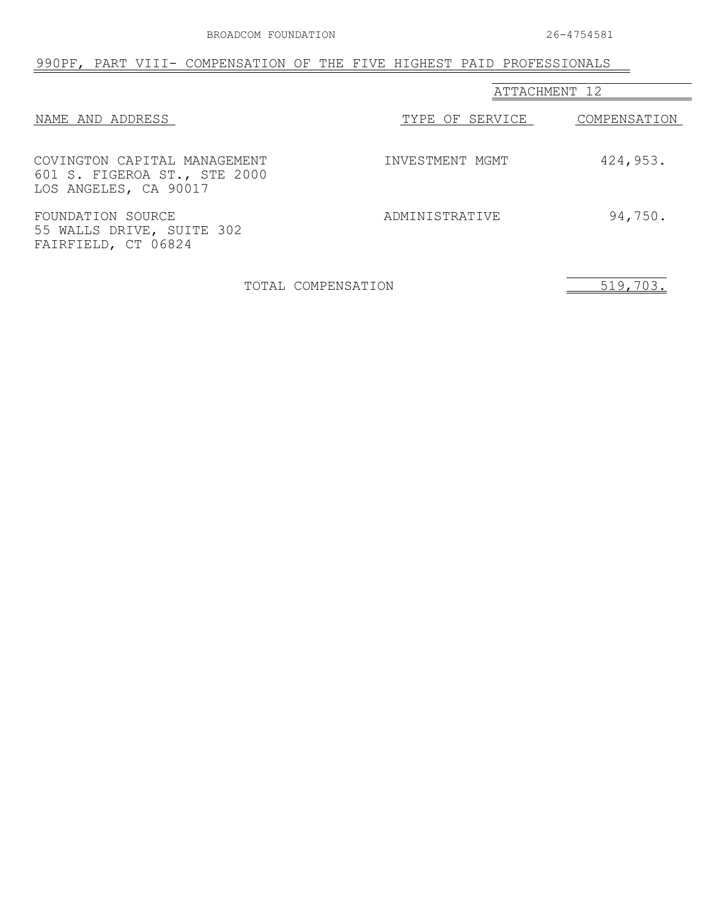BROADCOM FOUNDATION 26-4754581

## 990PF, PART VIII- COMPENSATION OF THE FIVE HIGHEST PAID PROFESSIONALS

ATTACHMENT 12

| NAME AND ADDRESS | TYPE OF SERVICE | COMPENSATION |
|---|---|---|
| COVINGTON CAPITAL MANAGEMENT<br>601 S. FIGEROA ST., STE 2000<br>LOS ANGELES, CA 90017 | INVESTMENT MGMT | 424,953. |
| FOUNDATION SOURCE<br>55 WALLS DRIVE, SUITE 302<br>FAIRFIELD, CT 06824 | ADMINISTRATIVE | 94,750. |
| TOTAL COMPENSATION | | 519,703. |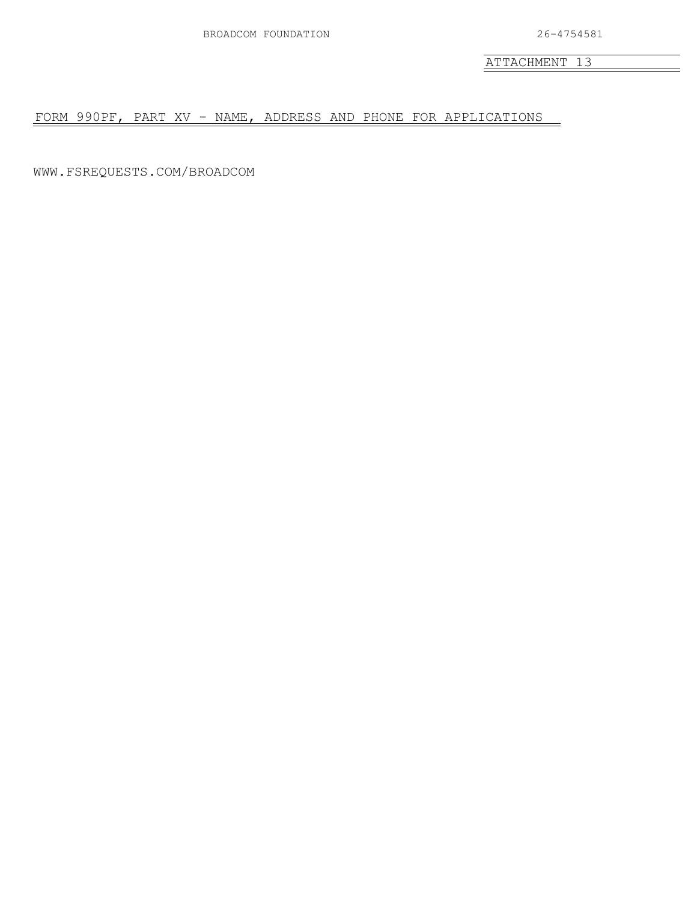BROADCOM FOUNDATION 26-4754581

ATTACHMENT 13

FORM 990PF, PART XV - NAME, ADDRESS AND PHONE FOR APPLICATIONS

WWW.FSREQUESTS.COM/BROADCOM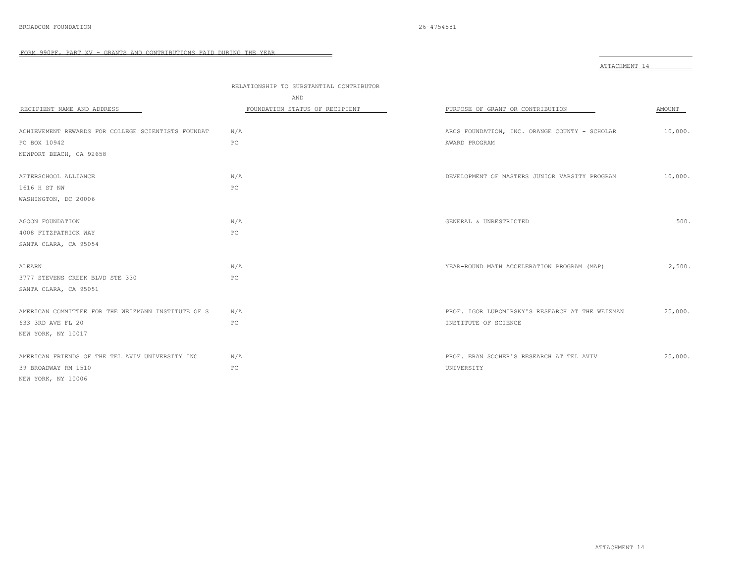BROADCOM FOUNDATION 26-4754581

FORM 990PF, PART XV - GRANTS AND CONTRIBUTIONS PAID DURING THE YEAR

ATTACHMENT 14

| RECIPIENT NAME AND ADDRESS | RELATIONSHIP TO SUBSTANTIAL CONTRIBUTOR AND FOUNDATION STATUS OF RECIPIENT | PURPOSE OF GRANT OR CONTRIBUTION | AMOUNT |
|---|---|---|---|
| ACHIEVEMENT REWARDS FOR COLLEGE SCIENTISTS FOUNDAT<br>PO BOX 10942<br>NEWPORT BEACH, CA 92658 | N/A<br>PC | ARCS FOUNDATION, INC. ORANGE COUNTY - SCHOLAR AWARD PROGRAM | 10,000. |
| AFTERSCHOOL ALLIANCE<br>1616 H ST NW<br>WASHINGTON, DC 20006 | N/A<br>PC | DEVELOPMENT OF MASTERS JUNIOR VARSITY PROGRAM | 10,000. |
| AGOON FOUNDATION<br>4008 FITZPATRICK WAY<br>SANTA CLARA, CA 95054 | N/A<br>PC | GENERAL & UNRESTRICTED | 500. |
| ALEARN<br>3777 STEVENS CREEK BLVD STE 330<br>SANTA CLARA, CA 95051 | N/A<br>PC | YEAR-ROUND MATH ACCELERATION PROGRAM (MAP) | 2,500. |
| AMERICAN COMMITTEE FOR THE WEIZMANN INSTITUTE OF S<br>633 3RD AVE FL 20<br>NEW YORK, NY 10017 | N/A<br>PC | PROF. IGOR LUBOMIRSKY'S RESEARCH AT THE WEIZMAN INSTITUTE OF SCIENCE | 25,000. |
| AMERICAN FRIENDS OF THE TEL AVIV UNIVERSITY INC<br>39 BROADWAY RM 1510<br>NEW YORK, NY 10006 | N/A<br>PC | PROF. ERAN SOCHER'S RESEARCH AT TEL AVIV UNIVERSITY | 25,000. |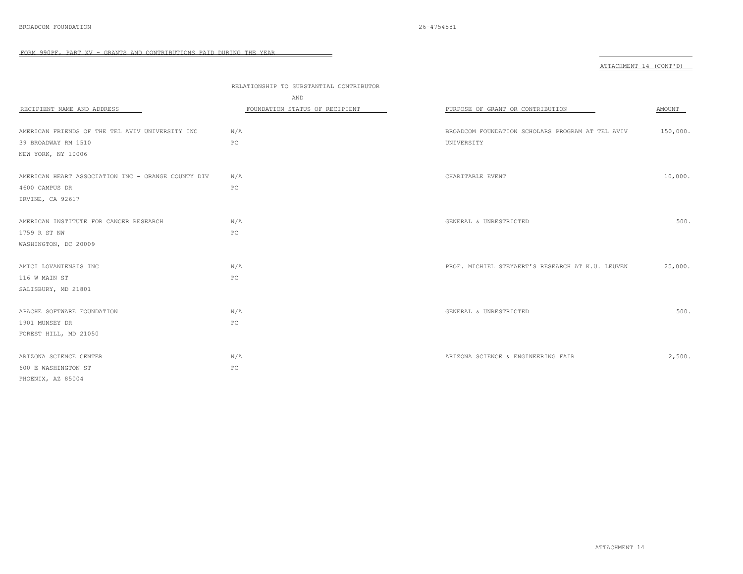FORM 990PF, PART XV - GRANTS AND CONTRIBUTIONS PAID DURING THE YEAR

ATTACHMENT 14 (CONT'D)

| RECIPIENT NAME AND ADDRESS | RELATIONSHIP TO SUBSTANTIAL CONTRIBUTOR AND FOUNDATION STATUS OF RECIPIENT | PURPOSE OF GRANT OR CONTRIBUTION | AMOUNT |
|---|---|---|---|
| AMERICAN FRIENDS OF THE TEL AVIV UNIVERSITY INC<br>39 BROADWAY RM 1510<br>NEW YORK, NY 10006 | N/A<br>PC | BROADCOM FOUNDATION SCHOLARS PROGRAM AT TEL AVIV UNIVERSITY | 150,000. |
| AMERICAN HEART ASSOCIATION INC - ORANGE COUNTY DIV<br>4600 CAMPUS DR<br>IRVINE, CA 92617 | N/A<br>PC | CHARITABLE EVENT | 10,000. |
| AMERICAN INSTITUTE FOR CANCER RESEARCH<br>1759 R ST NW<br>WASHINGTON, DC 20009 | N/A<br>PC | GENERAL & UNRESTRICTED | 500. |
| AMICI LOVANIENSIS INC<br>116 W MAIN ST<br>SALISBURY, MD 21801 | N/A<br>PC | PROF. MICHIEL STEYAERT'S RESEARCH AT K.U. LEUVEN | 25,000. |
| APACHE SOFTWARE FOUNDATION<br>1901 MUNSEY DR<br>FOREST HILL, MD 21050 | N/A<br>PC | GENERAL & UNRESTRICTED | 500. |
| ARIZONA SCIENCE CENTER<br>600 E WASHINGTON ST<br>PHOENIX, AZ 85004 | N/A<br>PC | ARIZONA SCIENCE & ENGINEERING FAIR | 2,500. |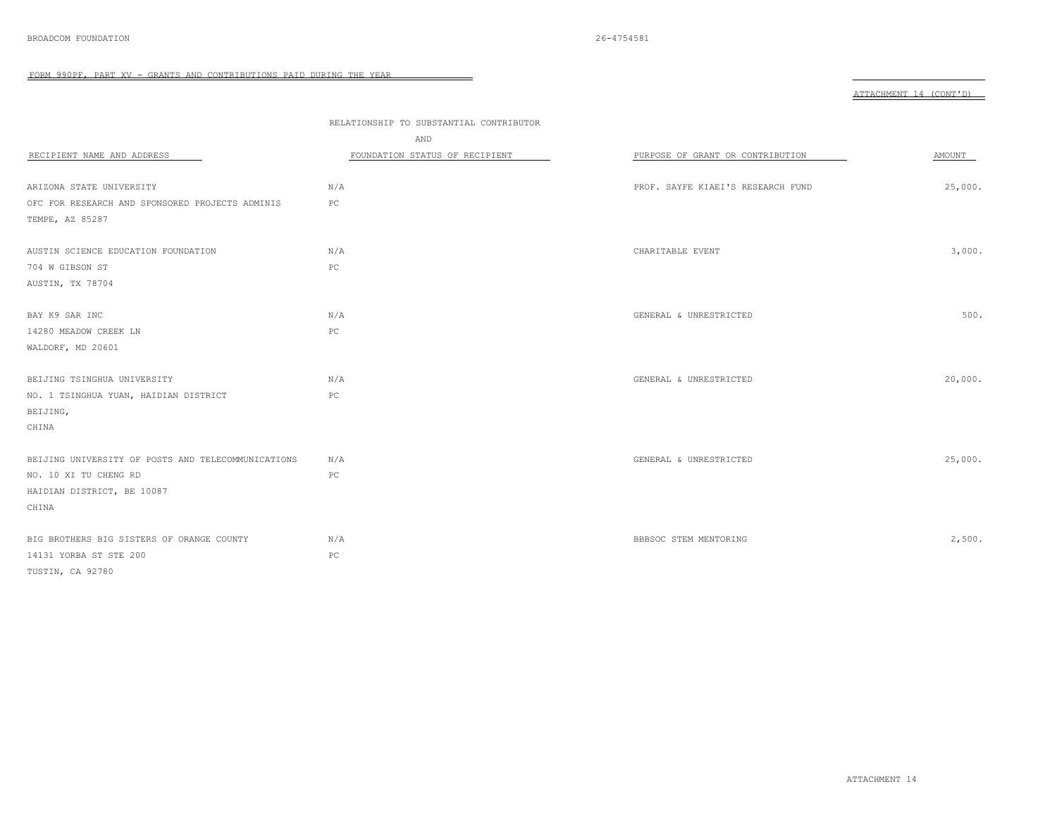FORM 990PF, PART XV - GRANTS AND CONTRIBUTIONS PAID DURING THE YEAR

ATTACHMENT 14 (CONT'D)

| RECIPIENT NAME AND ADDRESS | RELATIONSHIP TO SUBSTANTIAL CONTRIBUTOR AND FOUNDATION STATUS OF RECIPIENT | PURPOSE OF GRANT OR CONTRIBUTION | AMOUNT |
|---|---|---|---|
| ARIZONA STATE UNIVERSITY<br>OFC FOR RESEARCH AND SPONSORED PROJECTS ADMINIS<br>TEMPE, AZ 85287 | N/A<br>PC | PROF. SAYFE KIAEI'S RESEARCH FUND | 25,000. |
| AUSTIN SCIENCE EDUCATION FOUNDATION<br>704 W GIBSON ST<br>AUSTIN, TX 78704 | N/A<br>PC | CHARITABLE EVENT | 3,000. |
| BAY K9 SAR INC<br>14280 MEADOW CREEK LN<br>WALDORF, MD 20601 | N/A<br>PC | GENERAL & UNRESTRICTED | 500. |
| BEIJING TSINGHUA UNIVERSITY<br>NO. 1 TSINGHUA YUAN, HAIDIAN DISTRICT<br>BEIJING,<br>CHINA | N/A<br>PC | GENERAL & UNRESTRICTED | 20,000. |
| BEIJING UNIVERSITY OF POSTS AND TELECOMMUNICATIONS<br>NO. 10 XI TU CHENG RD<br>HAIDIAN DISTRICT, BE 10087<br>CHINA | N/A<br>PC | GENERAL & UNRESTRICTED | 25,000. |
| BIG BROTHERS BIG SISTERS OF ORANGE COUNTY<br>14131 YORBA ST STE 200<br>TUSTIN, CA 92780 | N/A<br>PC | BBBSOC STEM MENTORING | 2,500. |

ATTACHMENT 14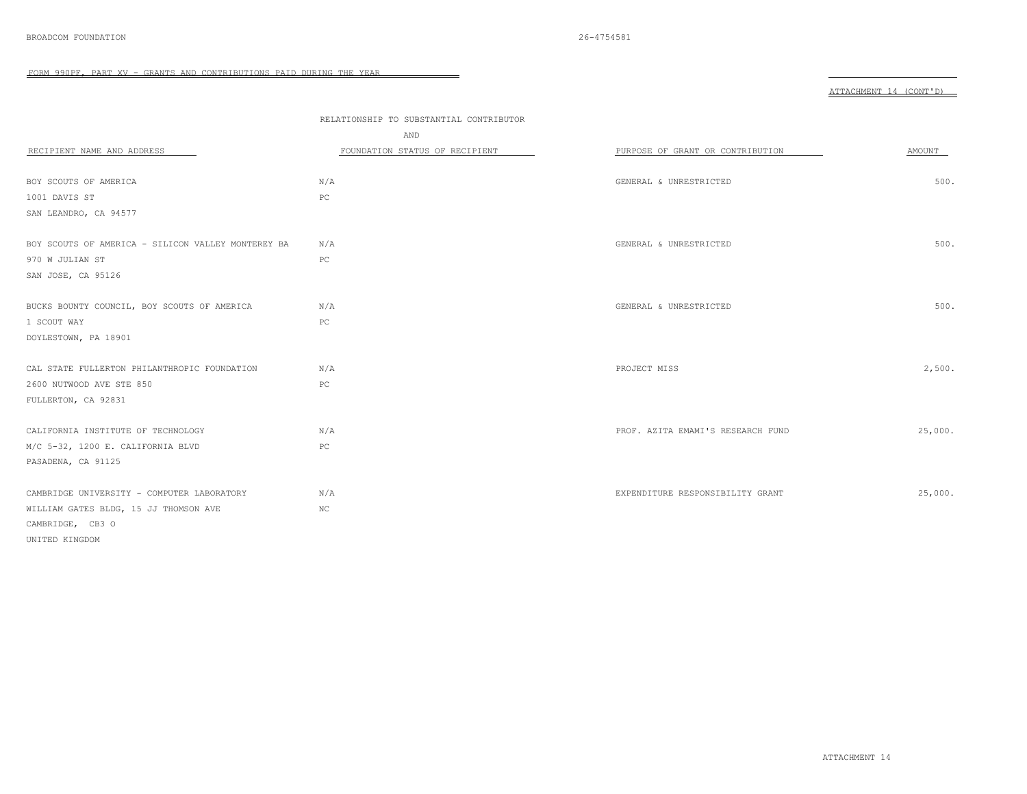FORM 990PF, PART XV - GRANTS AND CONTRIBUTIONS PAID DURING THE YEAR

ATTACHMENT 14 (CONT'D)

| RECIPIENT NAME AND ADDRESS | RELATIONSHIP TO SUBSTANTIAL CONTRIBUTOR AND FOUNDATION STATUS OF RECIPIENT | PURPOSE OF GRANT OR CONTRIBUTION | AMOUNT |
|---|---|---|---|
| BOY SCOUTS OF AMERICA<br>1001 DAVIS ST<br>SAN LEANDRO, CA 94577 | N/A<br>PC | GENERAL & UNRESTRICTED | 500. |
| BOY SCOUTS OF AMERICA - SILICON VALLEY MONTEREY BA<br>970 W JULIAN ST<br>SAN JOSE, CA 95126 | N/A<br>PC | GENERAL & UNRESTRICTED | 500. |
| BUCKS BOUNTY COUNCIL, BOY SCOUTS OF AMERICA<br>1 SCOUT WAY<br>DOYLESTOWN, PA 18901 | N/A<br>PC | GENERAL & UNRESTRICTED | 500. |
| CAL STATE FULLERTON PHILANTHROPIC FOUNDATION<br>2600 NUTWOOD AVE STE 850<br>FULLERTON, CA 92831 | N/A<br>PC | PROJECT MISS | 2,500. |
| CALIFORNIA INSTITUTE OF TECHNOLOGY<br>M/C 5-32, 1200 E. CALIFORNIA BLVD<br>PASADENA, CA 91125 | N/A<br>PC | PROF. AZITA EMAMI'S RESEARCH FUND | 25,000. |
| CAMBRIDGE UNIVERSITY - COMPUTER LABORATORY<br>WILLIAM GATES BLDG, 15 JJ THOMSON AVE<br>CAMBRIDGE, CB3 O<br>UNITED KINGDOM | N/A<br>NC | EXPENDITURE RESPONSIBILITY GRANT | 25,000. |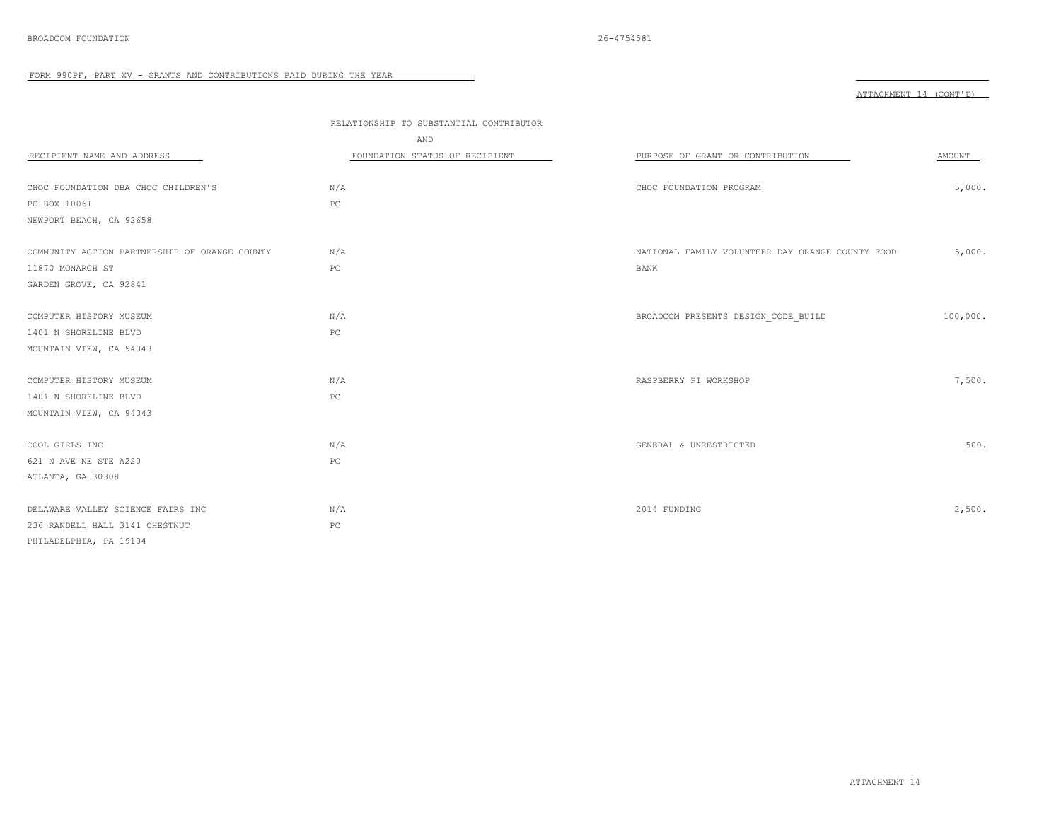BROADCOM FOUNDATION 26-4754581

FORM 990PF, PART XV - GRANTS AND CONTRIBUTIONS PAID DURING THE YEAR

ATTACHMENT 14 (CONT'D)

| RECIPIENT NAME AND ADDRESS | RELATIONSHIP TO SUBSTANTIAL CONTRIBUTOR AND FOUNDATION STATUS OF RECIPIENT | PURPOSE OF GRANT OR CONTRIBUTION | AMOUNT |
|---|---|---|---|
| CHOC FOUNDATION DBA CHOC CHILDREN'S<br>PO BOX 10061<br>NEWPORT BEACH, CA 92658 | N/A<br>PC | CHOC FOUNDATION PROGRAM | 5,000. |
| COMMUNITY ACTION PARTNERSHIP OF ORANGE COUNTY<br>11870 MONARCH ST<br>GARDEN GROVE, CA 92841 | N/A<br>PC | NATIONAL FAMILY VOLUNTEER DAY ORANGE COUNTY FOOD BANK | 5,000. |
| COMPUTER HISTORY MUSEUM<br>1401 N SHORELINE BLVD<br>MOUNTAIN VIEW, CA 94043 | N/A<br>PC | BROADCOM PRESENTS DESIGN_CODE_BUILD | 100,000. |
| COMPUTER HISTORY MUSEUM<br>1401 N SHORELINE BLVD<br>MOUNTAIN VIEW, CA 94043 | N/A<br>PC | RASPBERRY PI WORKSHOP | 7,500. |
| COOL GIRLS INC<br>621 N AVE NE STE A220<br>ATLANTA, GA 30308 | N/A<br>PC | GENERAL & UNRESTRICTED | 500. |
| DELAWARE VALLEY SCIENCE FAIRS INC<br>236 RANDELL HALL 3141 CHESTNUT<br>PHILADELPHIA, PA 19104 | N/A<br>PC | 2014 FUNDING | 2,500. |

ATTACHMENT 14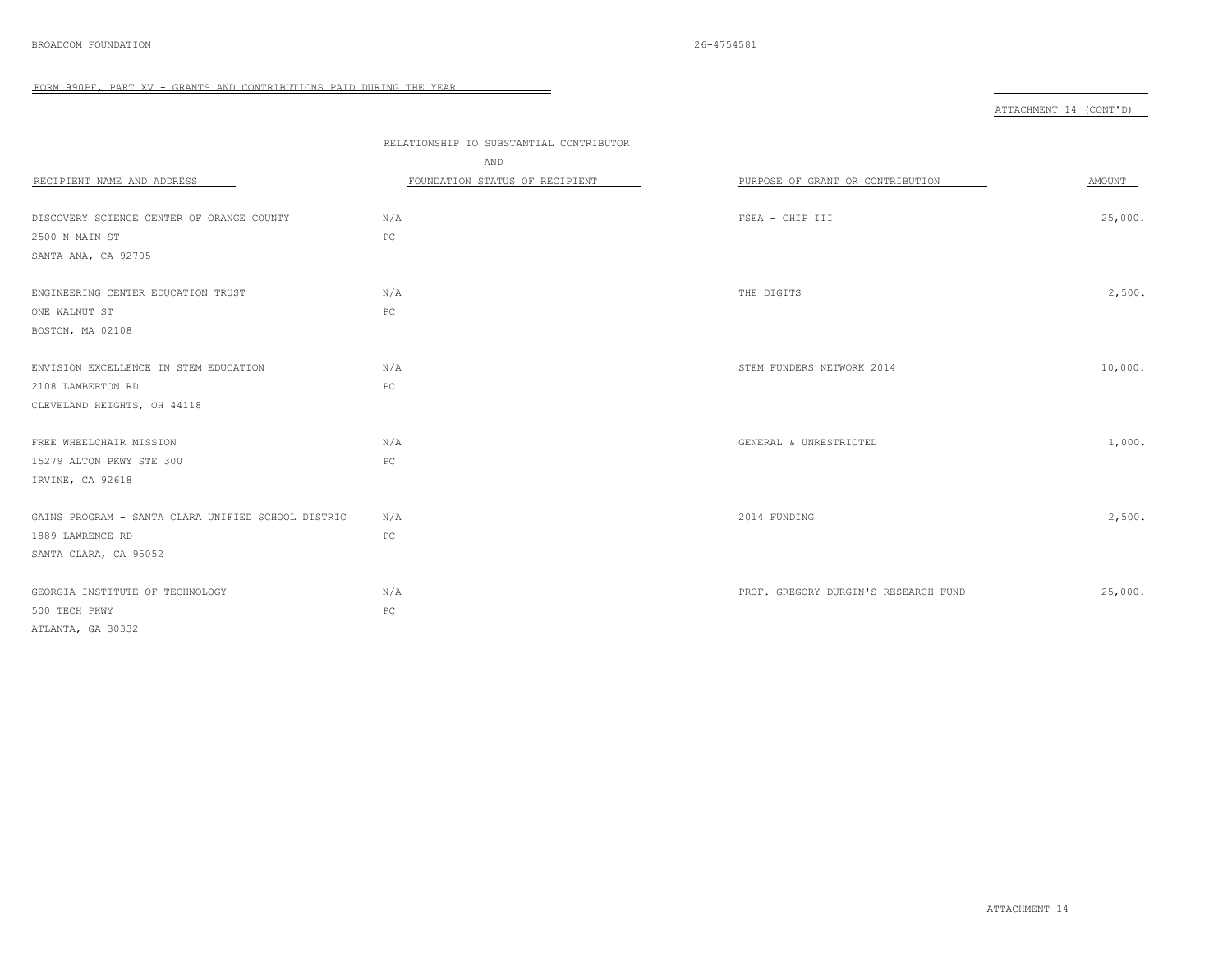BROADCOM FOUNDATION 26-4754581

FORM 990PF, PART XV - GRANTS AND CONTRIBUTIONS PAID DURING THE YEAR

ATTACHMENT 14 (CONT'D)

| RECIPIENT NAME AND ADDRESS | RELATIONSHIP TO SUBSTANTIAL CONTRIBUTOR AND FOUNDATION STATUS OF RECIPIENT | PURPOSE OF GRANT OR CONTRIBUTION | AMOUNT |
|---|---|---|---|
| DISCOVERY SCIENCE CENTER OF ORANGE COUNTY<br>2500 N MAIN ST<br>SANTA ANA, CA 92705 | N/A<br>PC | FSEA - CHIP III | 25,000. |
| ENGINEERING CENTER EDUCATION TRUST<br>ONE WALNUT ST<br>BOSTON, MA 02108 | N/A<br>PC | THE DIGITS | 2,500. |
| ENVISION EXCELLENCE IN STEM EDUCATION<br>2108 LAMBERTON RD<br>CLEVELAND HEIGHTS, OH 44118 | N/A<br>PC | STEM FUNDERS NETWORK 2014 | 10,000. |
| FREE WHEELCHAIR MISSION<br>15279 ALTON PKWY STE 300<br>IRVINE, CA 92618 | N/A<br>PC | GENERAL & UNRESTRICTED | 1,000. |
| GAINS PROGRAM - SANTA CLARA UNIFIED SCHOOL DISTRIC<br>1889 LAWRENCE RD<br>SANTA CLARA, CA 95052 | N/A<br>PC | 2014 FUNDING | 2,500. |
| GEORGIA INSTITUTE OF TECHNOLOGY<br>500 TECH PKWY<br>ATLANTA, GA 30332 | N/A<br>PC | PROF. GREGORY DURGIN'S RESEARCH FUND | 25,000. |

ATTACHMENT 14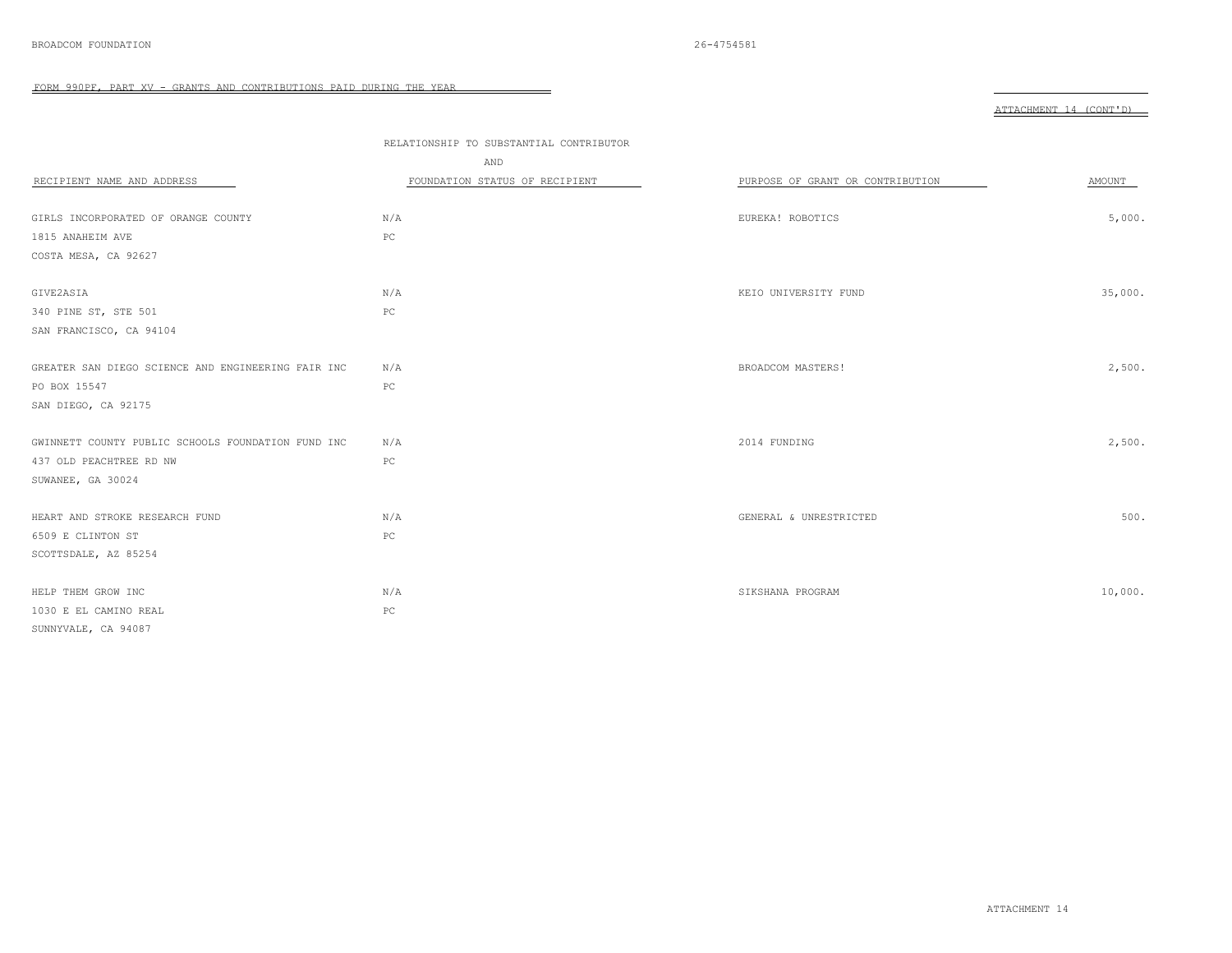## FORM 990PF, PART XV - GRANTS AND CONTRIBUTIONS PAID DURING THE YEAR

ATTACHMENT 14 (CONT'D)

| RECIPIENT NAME AND ADDRESS | RELATIONSHIP TO SUBSTANTIAL CONTRIBUTOR AND FOUNDATION STATUS OF RECIPIENT | PURPOSE OF GRANT OR CONTRIBUTION | AMOUNT |
|---|---|---|---|
| GIRLS INCORPORATED OF ORANGE COUNTY<br>1815 ANAHEIM AVE<br>COSTA MESA, CA 92627 | N/A<br>PC | EUREKA! ROBOTICS | 5,000. |
| GIVE2ASIA<br>340 PINE ST, STE 501<br>SAN FRANCISCO, CA 94104 | N/A<br>PC | KEIO UNIVERSITY FUND | 35,000. |
| GREATER SAN DIEGO SCIENCE AND ENGINEERING FAIR INC<br>PO BOX 15547<br>SAN DIEGO, CA 92175 | N/A<br>PC | BROADCOM MASTERS! | 2,500. |
| GWINNETT COUNTY PUBLIC SCHOOLS FOUNDATION FUND INC<br>437 OLD PEACHTREE RD NW<br>SUWANEE, GA 30024 | N/A<br>PC | 2014 FUNDING | 2,500. |
| HEART AND STROKE RESEARCH FUND<br>6509 E CLINTON ST<br>SCOTTSDALE, AZ 85254 | N/A<br>PC | GENERAL & UNRESTRICTED | 500. |
| HELP THEM GROW INC<br>1030 E EL CAMINO REAL<br>SUNNYVALE, CA 94087 | N/A<br>PC | SIKSHANA PROGRAM | 10,000. |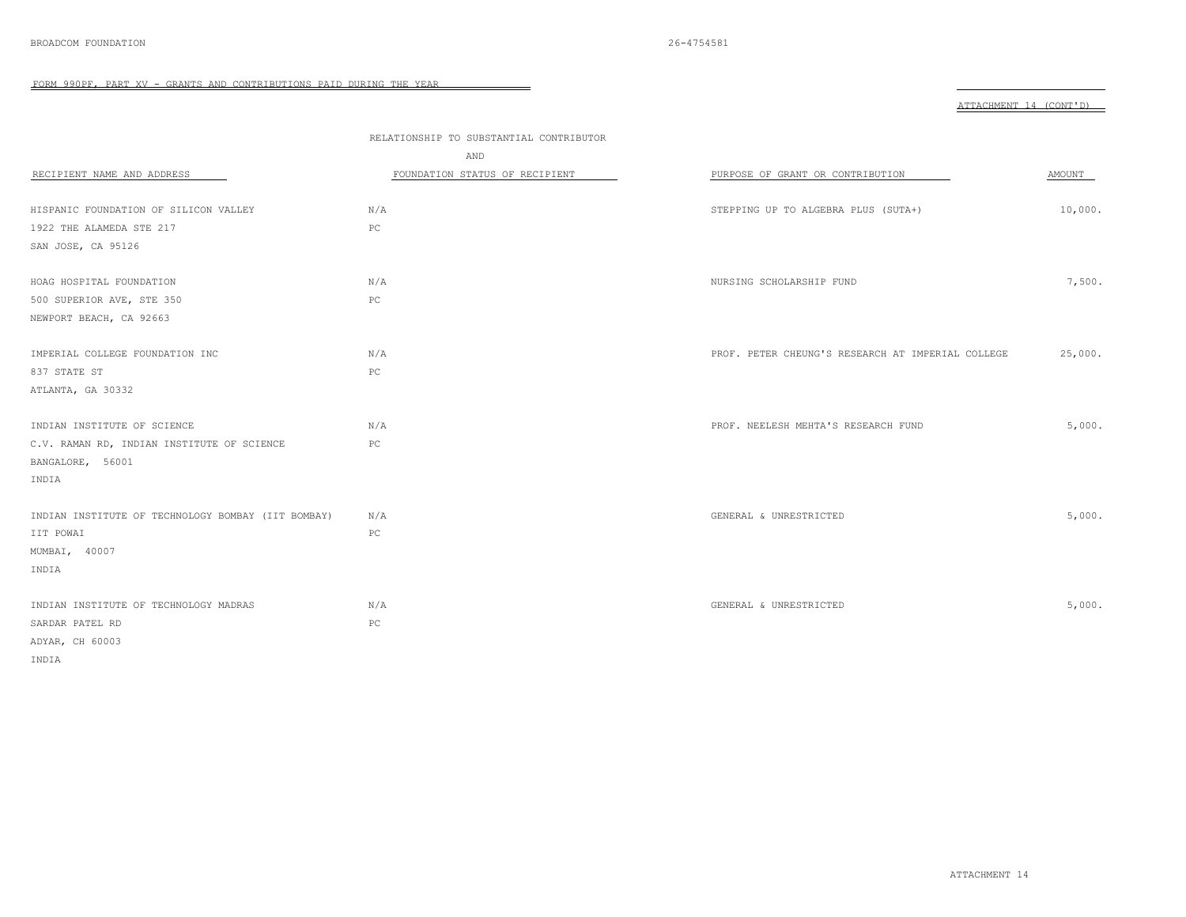FORM 990PF, PART XV - GRANTS AND CONTRIBUTIONS PAID DURING THE YEAR

ATTACHMENT 14 (CONT'D)

| RECIPIENT NAME AND ADDRESS | RELATIONSHIP TO SUBSTANTIAL CONTRIBUTOR AND FOUNDATION STATUS OF RECIPIENT | PURPOSE OF GRANT OR CONTRIBUTION | AMOUNT |
|---|---|---|---|
| HISPANIC FOUNDATION OF SILICON VALLEY<br>1922 THE ALAMEDA STE 217<br>SAN JOSE, CA 95126 | N/A<br>PC | STEPPING UP TO ALGEBRA PLUS (SUTA+) | 10,000. |
| HOAG HOSPITAL FOUNDATION<br>500 SUPERIOR AVE, STE 350<br>NEWPORT BEACH, CA 92663 | N/A<br>PC | NURSING SCHOLARSHIP FUND | 7,500. |
| IMPERIAL COLLEGE FOUNDATION INC<br>837 STATE ST<br>ATLANTA, GA 30332 | N/A<br>PC | PROF. PETER CHEUNG'S RESEARCH AT IMPERIAL COLLEGE | 25,000. |
| INDIAN INSTITUTE OF SCIENCE<br>C.V. RAMAN RD, INDIAN INSTITUTE OF SCIENCE<br>BANGALORE, 56001<br>INDIA | N/A<br>PC | PROF. NEELESH MEHTA'S RESEARCH FUND | 5,000. |
| INDIAN INSTITUTE OF TECHNOLOGY BOMBAY (IIT BOMBAY)<br>IIT POWAI<br>MUMBAI, 40007<br>INDIA | N/A<br>PC | GENERAL & UNRESTRICTED | 5,000. |
| INDIAN INSTITUTE OF TECHNOLOGY MADRAS<br>SARDAR PATEL RD<br>ADYAR, CH 60003<br>INDIA | N/A<br>PC | GENERAL & UNRESTRICTED | 5,000. |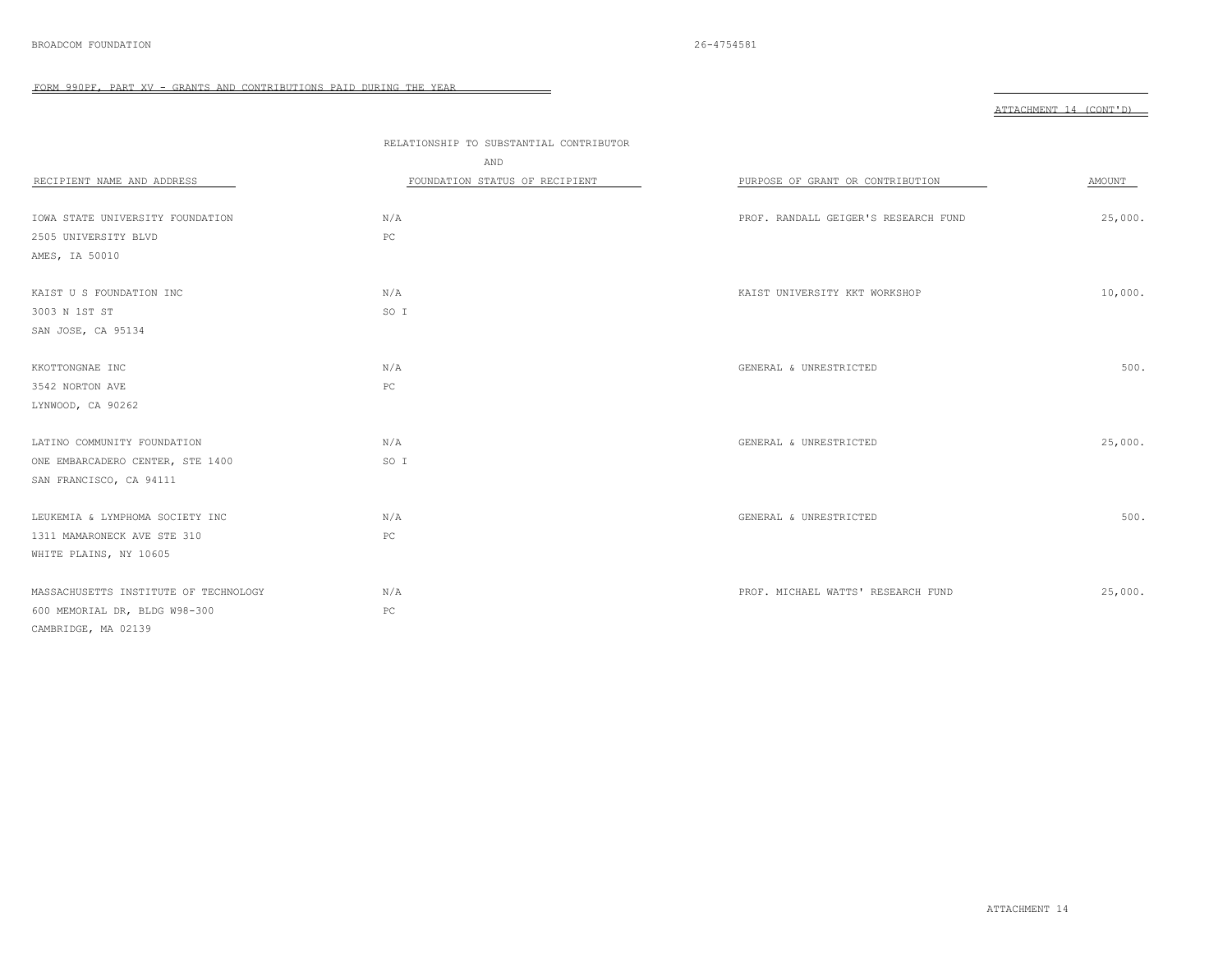FORM 990PF, PART XV - GRANTS AND CONTRIBUTIONS PAID DURING THE YEAR

ATTACHMENT 14 (CONT'D)

| RECIPIENT NAME AND ADDRESS | RELATIONSHIP TO SUBSTANTIAL CONTRIBUTOR AND FOUNDATION STATUS OF RECIPIENT | PURPOSE OF GRANT OR CONTRIBUTION | AMOUNT |
|---|---|---|---|
| IOWA STATE UNIVERSITY FOUNDATION<br>2505 UNIVERSITY BLVD<br>AMES, IA 50010 | N/A<br>PC | PROF. RANDALL GEIGER'S RESEARCH FUND | 25,000. |
| KAIST U S FOUNDATION INC<br>3003 N 1ST ST<br>SAN JOSE, CA 95134 | N/A<br>SO I | KAIST UNIVERSITY KKT WORKSHOP | 10,000. |
| KKOTTONGNAE INC<br>3542 NORTON AVE<br>LYNWOOD, CA 90262 | N/A<br>PC | GENERAL & UNRESTRICTED | 500. |
| LATINO COMMUNITY FOUNDATION<br>ONE EMBARCADERO CENTER, STE 1400<br>SAN FRANCISCO, CA 94111 | N/A<br>SO I | GENERAL & UNRESTRICTED | 25,000. |
| LEUKEMIA & LYMPHOMA SOCIETY INC<br>1311 MAMARONECK AVE STE 310<br>WHITE PLAINS, NY 10605 | N/A<br>PC | GENERAL & UNRESTRICTED | 500. |
| MASSACHUSETTS INSTITUTE OF TECHNOLOGY<br>600 MEMORIAL DR, BLDG W98-300<br>CAMBRIDGE, MA 02139 | N/A<br>PC | PROF. MICHAEL WATTS' RESEARCH FUND | 25,000. |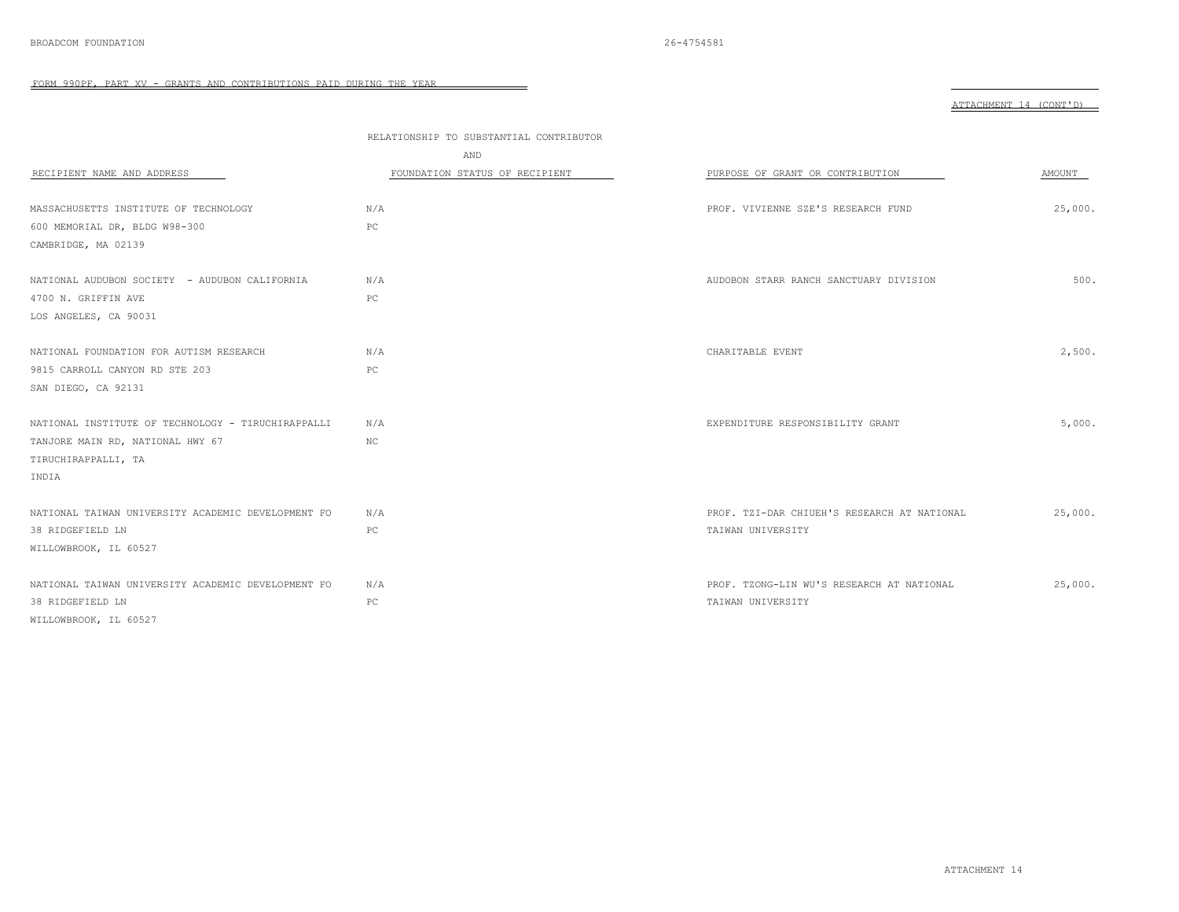FORM 990PF, PART XV - GRANTS AND CONTRIBUTIONS PAID DURING THE YEAR

ATTACHMENT 14 (CONT'D)

| RECIPIENT NAME AND ADDRESS | RELATIONSHIP TO SUBSTANTIAL CONTRIBUTOR AND FOUNDATION STATUS OF RECIPIENT | PURPOSE OF GRANT OR CONTRIBUTION | AMOUNT |
|---|---|---|---|
| MASSACHUSETTS INSTITUTE OF TECHNOLOGY<br>600 MEMORIAL DR, BLDG W98-300<br>CAMBRIDGE, MA 02139 | N/A<br>PC | PROF. VIVIENNE SZE'S RESEARCH FUND | 25,000. |
| NATIONAL AUDUBON SOCIETY - AUDUBON CALIFORNIA<br>4700 N. GRIFFIN AVE<br>LOS ANGELES, CA 90031 | N/A<br>PC | AUDOBON STARR RANCH SANCTUARY DIVISION | 500. |
| NATIONAL FOUNDATION FOR AUTISM RESEARCH<br>9815 CARROLL CANYON RD STE 203<br>SAN DIEGO, CA 92131 | N/A<br>PC | CHARITABLE EVENT | 2,500. |
| NATIONAL INSTITUTE OF TECHNOLOGY - TIRUCHIRAPPALLI<br>TANJORE MAIN RD, NATIONAL HWY 67<br>TIRUCHIRAPPALLI, TA<br>INDIA | N/A<br>NC | EXPENDITURE RESPONSIBILITY GRANT | 5,000. |
| NATIONAL TAIWAN UNIVERSITY ACADEMIC DEVELOPMENT FO<br>38 RIDGEFIELD LN<br>WILLOWBROOK, IL 60527 | N/A<br>PC | PROF. TZI-DAR CHIUEH'S RESEARCH AT NATIONAL TAIWAN UNIVERSITY | 25,000. |
| NATIONAL TAIWAN UNIVERSITY ACADEMIC DEVELOPMENT FO<br>38 RIDGEFIELD LN<br>WILLOWBROOK, IL 60527 | N/A<br>PC | PROF. TZONG-LIN WU'S RESEARCH AT NATIONAL TAIWAN UNIVERSITY | 25,000. |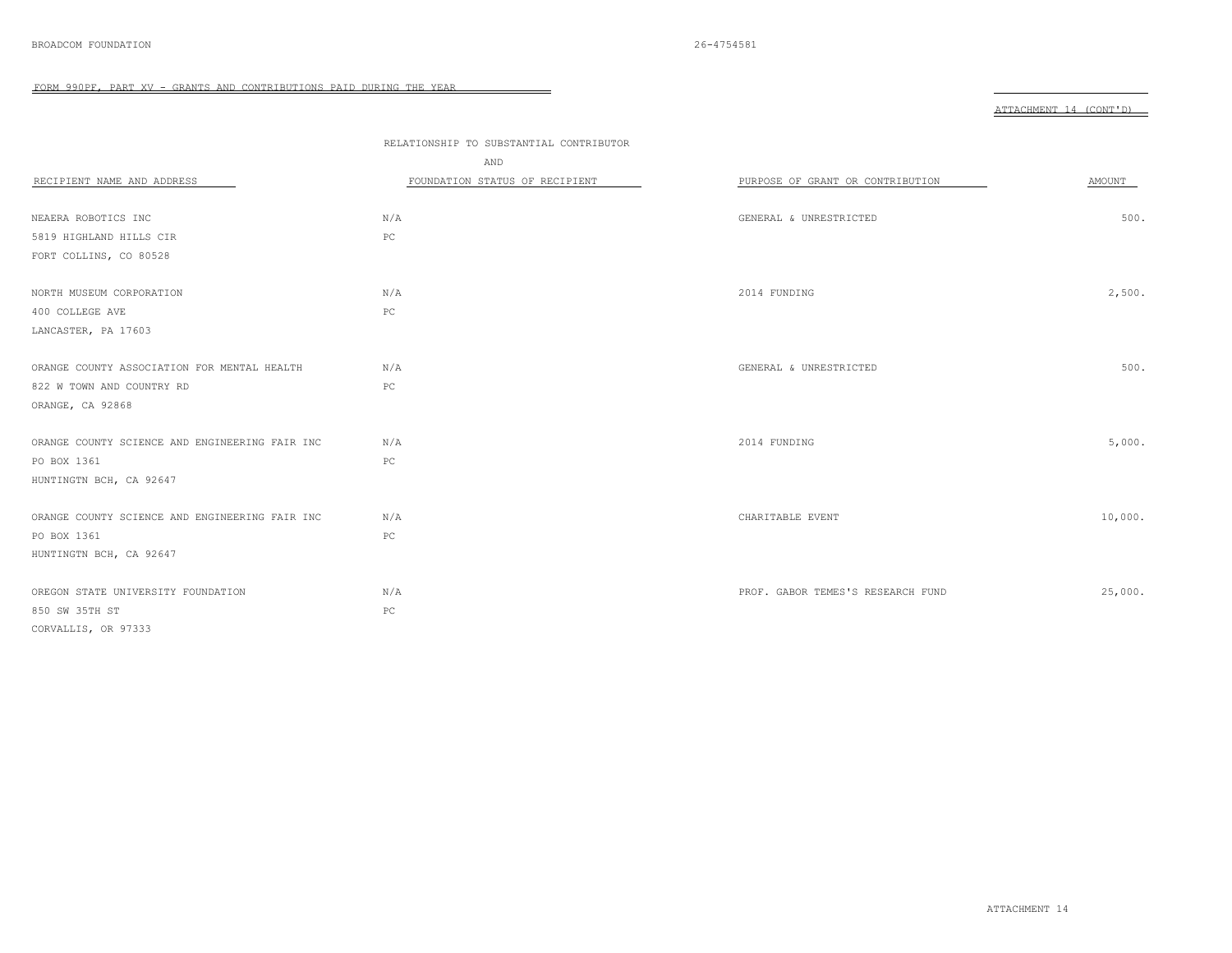FORM 990PF, PART XV - GRANTS AND CONTRIBUTIONS PAID DURING THE YEAR

ATTACHMENT 14 (CONT'D)

| RECIPIENT NAME AND ADDRESS | RELATIONSHIP TO SUBSTANTIAL CONTRIBUTOR AND FOUNDATION STATUS OF RECIPIENT | PURPOSE OF GRANT OR CONTRIBUTION | AMOUNT |
|---|---|---|---|
| NEAERA ROBOTICS INC<br>5819 HIGHLAND HILLS CIR<br>FORT COLLINS, CO 80528 | N/A<br>PC | GENERAL & UNRESTRICTED | 500. |
| NORTH MUSEUM CORPORATION<br>400 COLLEGE AVE<br>LANCASTER, PA 17603 | N/A<br>PC | 2014 FUNDING | 2,500. |
| ORANGE COUNTY ASSOCIATION FOR MENTAL HEALTH<br>822 W TOWN AND COUNTRY RD<br>ORANGE, CA 92868 | N/A<br>PC | GENERAL & UNRESTRICTED | 500. |
| ORANGE COUNTY SCIENCE AND ENGINEERING FAIR INC<br>PO BOX 1361<br>HUNTINGTN BCH, CA 92647 | N/A<br>PC | 2014 FUNDING | 5,000. |
| ORANGE COUNTY SCIENCE AND ENGINEERING FAIR INC<br>PO BOX 1361<br>HUNTINGTN BCH, CA 92647 | N/A<br>PC | CHARITABLE EVENT | 10,000. |
| OREGON STATE UNIVERSITY FOUNDATION<br>850 SW 35TH ST<br>CORVALLIS, OR 97333 | N/A<br>PC | PROF. GABOR TEMES'S RESEARCH FUND | 25,000. |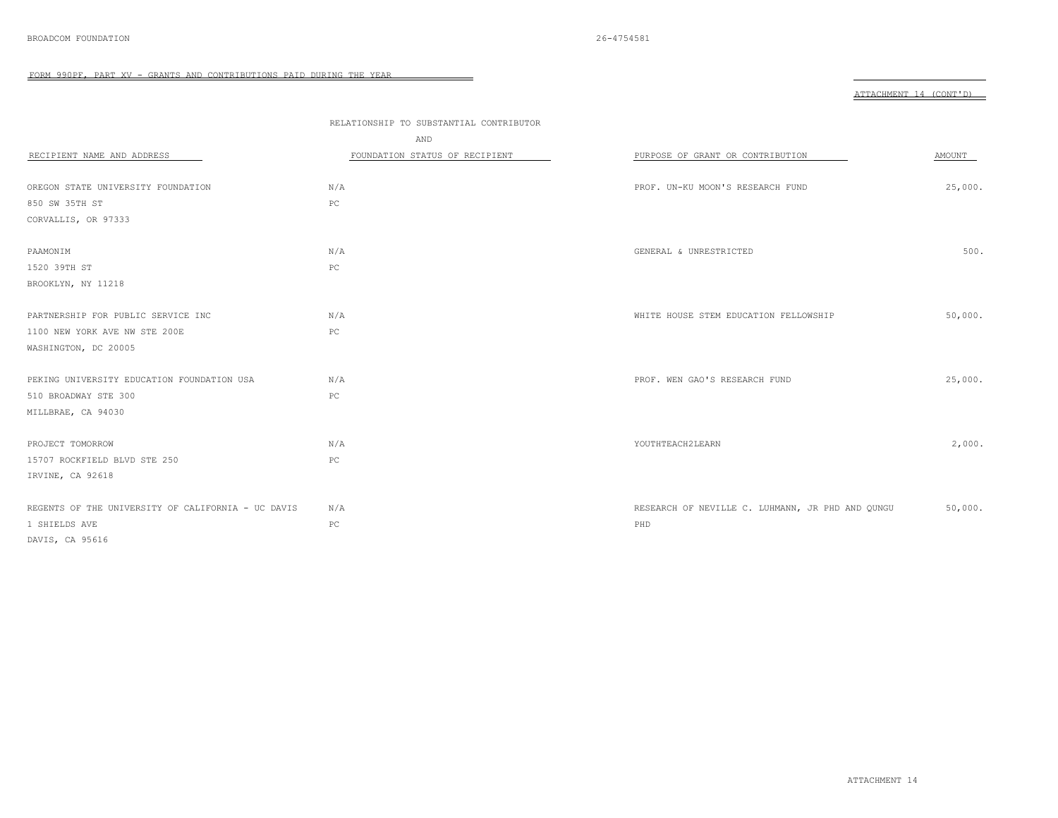BROADCOM FOUNDATION 26-4754581

FORM 990PF, PART XV - GRANTS AND CONTRIBUTIONS PAID DURING THE YEAR

ATTACHMENT 14 (CONT'D)

| RECIPIENT NAME AND ADDRESS | RELATIONSHIP TO SUBSTANTIAL CONTRIBUTOR AND FOUNDATION STATUS OF RECIPIENT | PURPOSE OF GRANT OR CONTRIBUTION | AMOUNT |
|---|---|---|---|
| OREGON STATE UNIVERSITY FOUNDATION<br>850 SW 35TH ST<br>CORVALLIS, OR 97333 | N/A<br>PC | PROF. UN-KU MOON'S RESEARCH FUND | 25,000. |
| PAAMONIM<br>1520 39TH ST<br>BROOKLYN, NY 11218 | N/A<br>PC | GENERAL & UNRESTRICTED | 500. |
| PARTNERSHIP FOR PUBLIC SERVICE INC<br>1100 NEW YORK AVE NW STE 200E<br>WASHINGTON, DC 20005 | N/A<br>PC | WHITE HOUSE STEM EDUCATION FELLOWSHIP | 50,000. |
| PEKING UNIVERSITY EDUCATION FOUNDATION USA<br>510 BROADWAY STE 300<br>MILLBRAE, CA 94030 | N/A<br>PC | PROF. WEN GAO'S RESEARCH FUND | 25,000. |
| PROJECT TOMORROW<br>15707 ROCKFIELD BLVD STE 250<br>IRVINE, CA 92618 | N/A<br>PC | YOUTHTEACH2LEARN | 2,000. |
| REGENTS OF THE UNIVERSITY OF CALIFORNIA - UC DAVIS<br>1 SHIELDS AVE<br>DAVIS, CA 95616 | N/A<br>PC | RESEARCH OF NEVILLE C. LUHMANN, JR PHD AND QUNGU PHD | 50,000. |

ATTACHMENT 14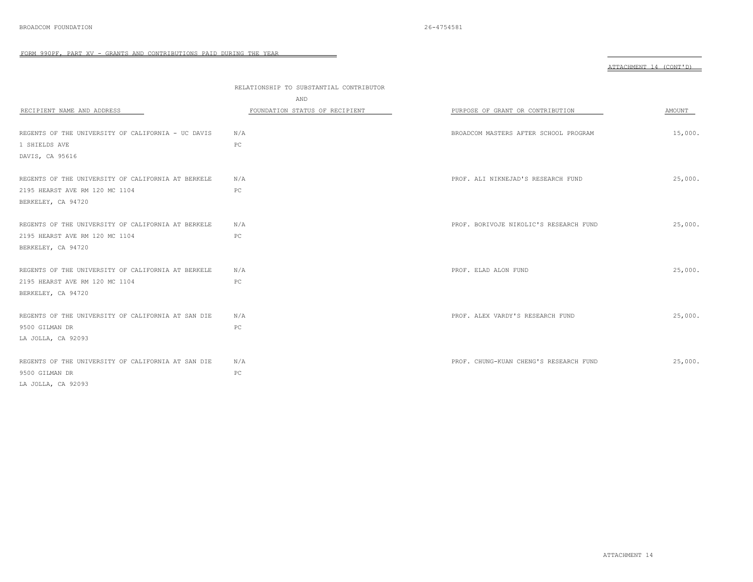FORM 990PF, PART XV - GRANTS AND CONTRIBUTIONS PAID DURING THE YEAR

ATTACHMENT 14 (CONT'D)

| RECIPIENT NAME AND ADDRESS | RELATIONSHIP TO SUBSTANTIAL CONTRIBUTOR AND FOUNDATION STATUS OF RECIPIENT | PURPOSE OF GRANT OR CONTRIBUTION | AMOUNT |
|---|---|---|---|
| REGENTS OF THE UNIVERSITY OF CALIFORNIA - UC DAVIS<br>1 SHIELDS AVE<br>DAVIS, CA 95616 | N/A<br>PC | BROADCOM MASTERS AFTER SCHOOL PROGRAM | 15,000. |
| REGENTS OF THE UNIVERSITY OF CALIFORNIA AT BERKELE<br>2195 HEARST AVE RM 120 MC 1104<br>BERKELEY, CA 94720 | N/A<br>PC | PROF. ALI NIKNEJAD'S RESEARCH FUND | 25,000. |
| REGENTS OF THE UNIVERSITY OF CALIFORNIA AT BERKELE<br>2195 HEARST AVE RM 120 MC 1104<br>BERKELEY, CA 94720 | N/A<br>PC | PROF. BORIVOJE NIKOLIC'S RESEARCH FUND | 25,000. |
| REGENTS OF THE UNIVERSITY OF CALIFORNIA AT BERKELE<br>2195 HEARST AVE RM 120 MC 1104<br>BERKELEY, CA 94720 | N/A<br>PC | PROF. ELAD ALON FUND | 25,000. |
| REGENTS OF THE UNIVERSITY OF CALIFORNIA AT SAN DIE<br>9500 GILMAN DR<br>LA JOLLA, CA 92093 | N/A<br>PC | PROF. ALEX VARDY'S RESEARCH FUND | 25,000. |
| REGENTS OF THE UNIVERSITY OF CALIFORNIA AT SAN DIE<br>9500 GILMAN DR<br>LA JOLLA, CA 92093 | N/A<br>PC | PROF. CHUNG-KUAN CHENG'S RESEARCH FUND | 25,000. |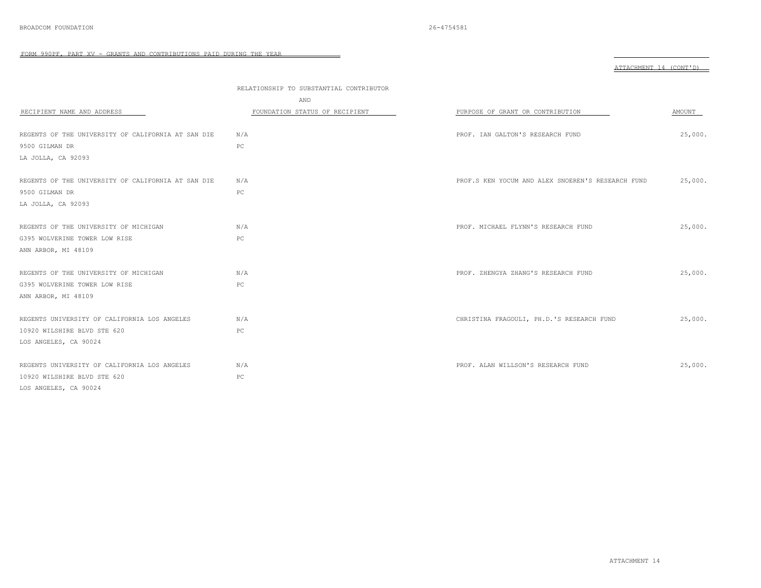FORM 990PF, PART XV - GRANTS AND CONTRIBUTIONS PAID DURING THE YEAR

ATTACHMENT 14 (CONT'D)

| RECIPIENT NAME AND ADDRESS | RELATIONSHIP TO SUBSTANTIAL CONTRIBUTOR AND FOUNDATION STATUS OF RECIPIENT | PURPOSE OF GRANT OR CONTRIBUTION | AMOUNT |
|---|---|---|---|
| REGENTS OF THE UNIVERSITY OF CALIFORNIA AT SAN DIE<br>9500 GILMAN DR<br>LA JOLLA, CA 92093 | N/A<br>PC | PROF. IAN GALTON'S RESEARCH FUND | 25,000. |
| REGENTS OF THE UNIVERSITY OF CALIFORNIA AT SAN DIE<br>9500 GILMAN DR<br>LA JOLLA, CA 92093 | N/A<br>PC | PROF.S KEN YOCUM AND ALEX SNOEREN'S RESEARCH FUND | 25,000. |
| REGENTS OF THE UNIVERSITY OF MICHIGAN<br>G395 WOLVERINE TOWER LOW RISE<br>ANN ARBOR, MI 48109 | N/A<br>PC | PROF. MICHAEL FLYNN'S RESEARCH FUND | 25,000. |
| REGENTS OF THE UNIVERSITY OF MICHIGAN<br>G395 WOLVERINE TOWER LOW RISE<br>ANN ARBOR, MI 48109 | N/A<br>PC | PROF. ZHENGYA ZHANG'S RESEARCH FUND | 25,000. |
| REGENTS UNIVERSITY OF CALIFORNIA LOS ANGELES<br>10920 WILSHIRE BLVD STE 620<br>LOS ANGELES, CA 90024 | N/A<br>PC | CHRISTINA FRAGOULI, PH.D.'S RESEARCH FUND | 25,000. |
| REGENTS UNIVERSITY OF CALIFORNIA LOS ANGELES<br>10920 WILSHIRE BLVD STE 620<br>LOS ANGELES, CA 90024 | N/A<br>PC | PROF. ALAN WILLSON'S RESEARCH FUND | 25,000. |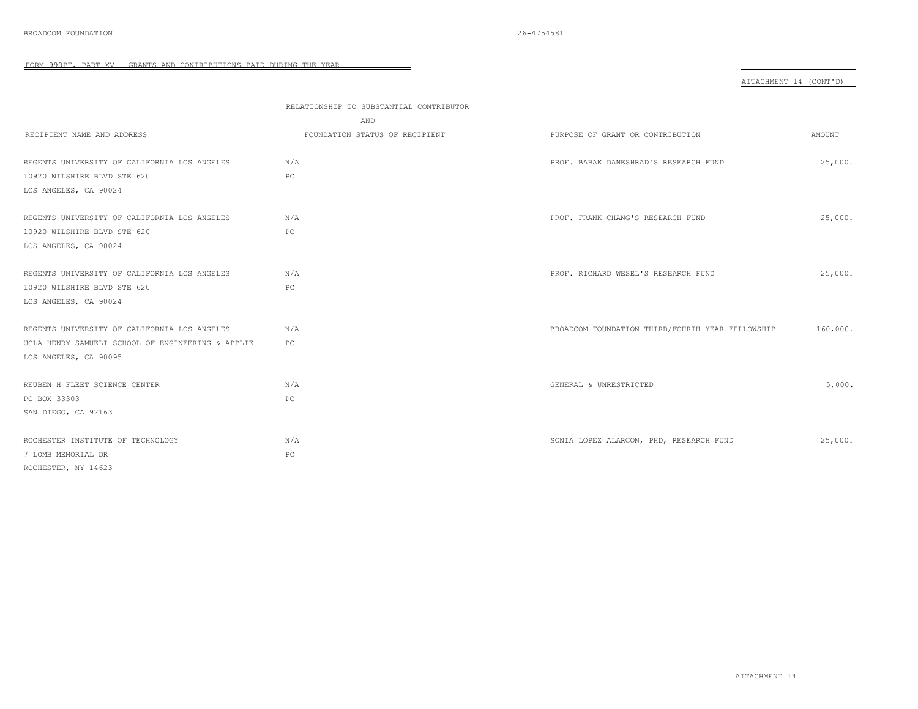BROADCOM FOUNDATION 26-4754581

FORM 990PF, PART XV - GRANTS AND CONTRIBUTIONS PAID DURING THE YEAR

ATTACHMENT 14 (CONT'D)

| RECIPIENT NAME AND ADDRESS | RELATIONSHIP TO SUBSTANTIAL CONTRIBUTOR AND FOUNDATION STATUS OF RECIPIENT | PURPOSE OF GRANT OR CONTRIBUTION | AMOUNT |
|---|---|---|---|
| REGENTS UNIVERSITY OF CALIFORNIA LOS ANGELES<br>10920 WILSHIRE BLVD STE 620<br>LOS ANGELES, CA 90024 | N/A<br>PC | PROF. BABAK DANESHRAD'S RESEARCH FUND | 25,000. |
| REGENTS UNIVERSITY OF CALIFORNIA LOS ANGELES<br>10920 WILSHIRE BLVD STE 620<br>LOS ANGELES, CA 90024 | N/A<br>PC | PROF. FRANK CHANG'S RESEARCH FUND | 25,000. |
| REGENTS UNIVERSITY OF CALIFORNIA LOS ANGELES<br>10920 WILSHIRE BLVD STE 620<br>LOS ANGELES, CA 90024 | N/A<br>PC | PROF. RICHARD WESEL'S RESEARCH FUND | 25,000. |
| REGENTS UNIVERSITY OF CALIFORNIA LOS ANGELES<br>UCLA HENRY SAMUELI SCHOOL OF ENGINEERING & APPLIE<br>LOS ANGELES, CA 90095 | N/A<br>PC | BROADCOM FOUNDATION THIRD/FOURTH YEAR FELLOWSHIP | 160,000. |
| REUBEN H FLEET SCIENCE CENTER<br>PO BOX 33303<br>SAN DIEGO, CA 92163 | N/A<br>PC | GENERAL & UNRESTRICTED | 5,000. |
| ROCHESTER INSTITUTE OF TECHNOLOGY<br>7 LOMB MEMORIAL DR<br>ROCHESTER, NY 14623 | N/A<br>PC | SONIA LOPEZ ALARCON, PHD, RESEARCH FUND | 25,000. |

ATTACHMENT 14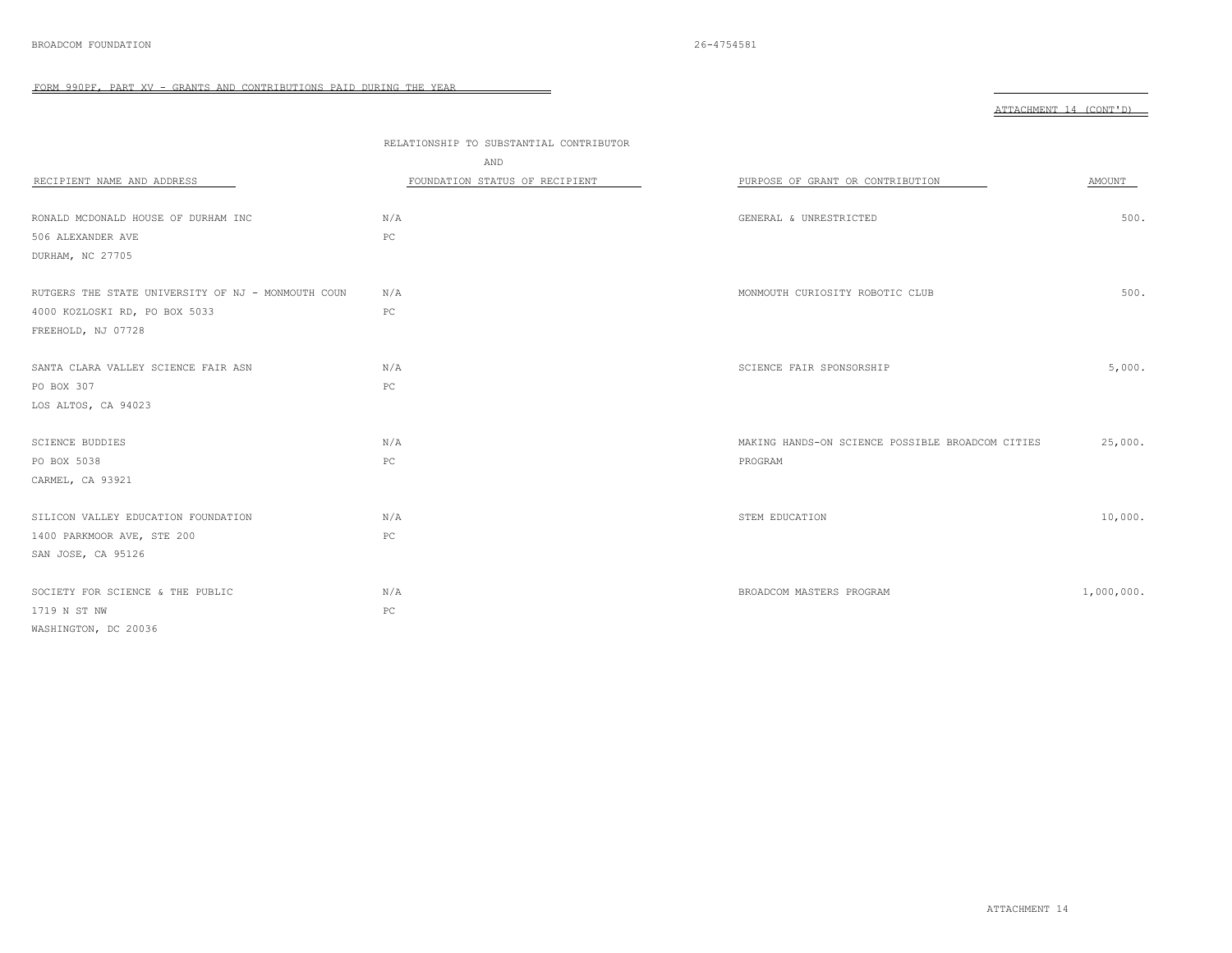FORM 990PF, PART XV - GRANTS AND CONTRIBUTIONS PAID DURING THE YEAR

ATTACHMENT 14 (CONT'D)

| RECIPIENT NAME AND ADDRESS | RELATIONSHIP TO SUBSTANTIAL CONTRIBUTOR AND FOUNDATION STATUS OF RECIPIENT | PURPOSE OF GRANT OR CONTRIBUTION | AMOUNT |
|---|---|---|---|
| RONALD MCDONALD HOUSE OF DURHAM INC<br>506 ALEXANDER AVE<br>DURHAM, NC 27705 | N/A<br>PC | GENERAL & UNRESTRICTED | 500. |
| RUTGERS THE STATE UNIVERSITY OF NJ - MONMOUTH COUN<br>4000 KOZLOSKI RD, PO BOX 5033<br>FREEHOLD, NJ 07728 | N/A<br>PC | MONMOUTH CURIOSITY ROBOTIC CLUB | 500. |
| SANTA CLARA VALLEY SCIENCE FAIR ASN<br>PO BOX 307<br>LOS ALTOS, CA 94023 | N/A<br>PC | SCIENCE FAIR SPONSORSHIP | 5,000. |
| SCIENCE BUDDIES<br>PO BOX 5038<br>CARMEL, CA 93921 | N/A<br>PC | MAKING HANDS-ON SCIENCE POSSIBLE BROADCOM CITIES PROGRAM | 25,000. |
| SILICON VALLEY EDUCATION FOUNDATION<br>1400 PARKMOOR AVE, STE 200<br>SAN JOSE, CA 95126 | N/A<br>PC | STEM EDUCATION | 10,000. |
| SOCIETY FOR SCIENCE & THE PUBLIC<br>1719 N ST NW<br>WASHINGTON, DC 20036 | N/A<br>PC | BROADCOM MASTERS PROGRAM | 1,000,000. |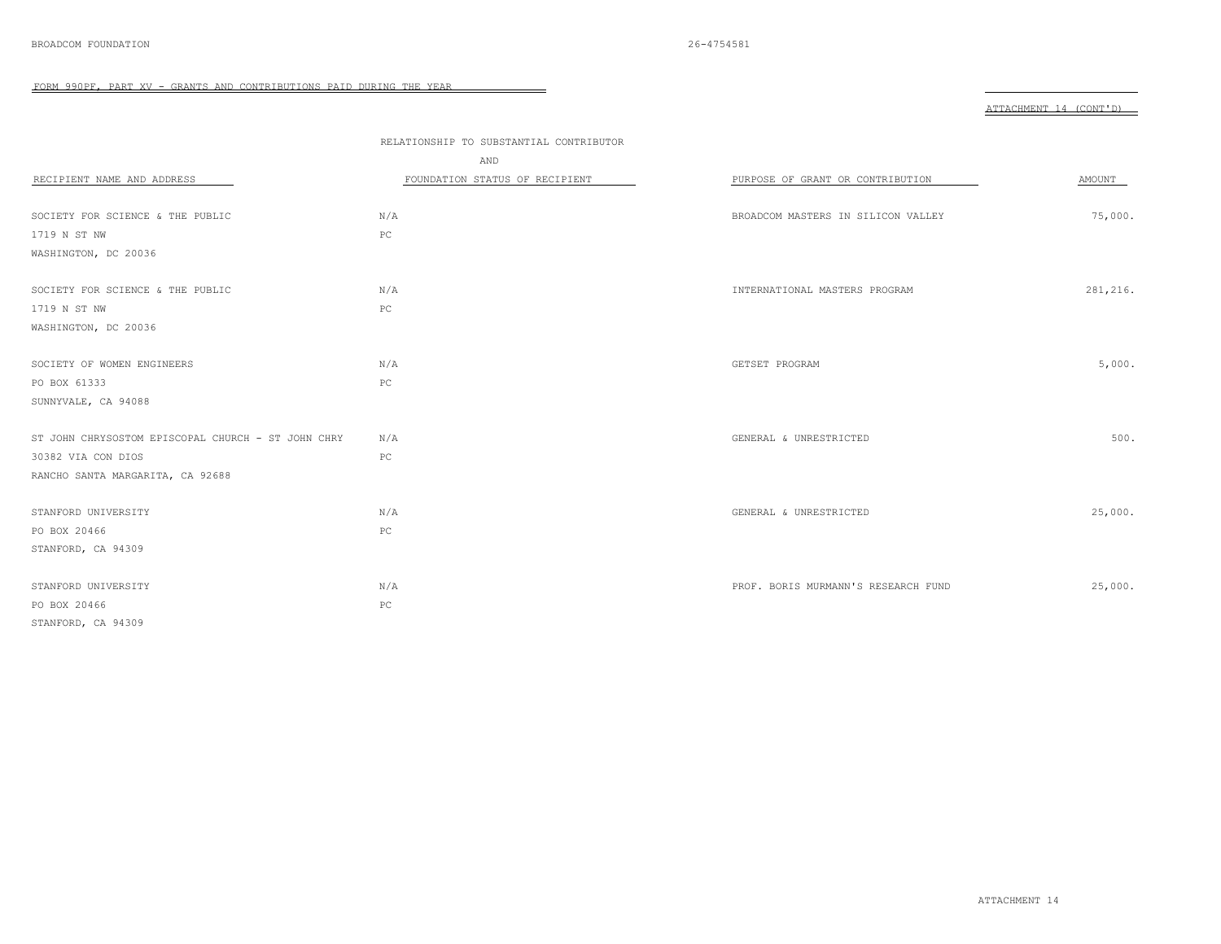FORM 990PF, PART XV - GRANTS AND CONTRIBUTIONS PAID DURING THE YEAR

ATTACHMENT 14 (CONT'D)

| RECIPIENT NAME AND ADDRESS | RELATIONSHIP TO SUBSTANTIAL CONTRIBUTOR AND FOUNDATION STATUS OF RECIPIENT | PURPOSE OF GRANT OR CONTRIBUTION | AMOUNT |
|---|---|---|---|
| SOCIETY FOR SCIENCE & THE PUBLIC<br>1719 N ST NW<br>WASHINGTON, DC 20036 | N/A<br>PC | BROADCOM MASTERS IN SILICON VALLEY | 75,000. |
| SOCIETY FOR SCIENCE & THE PUBLIC<br>1719 N ST NW<br>WASHINGTON, DC 20036 | N/A<br>PC | INTERNATIONAL MASTERS PROGRAM | 281,216. |
| SOCIETY OF WOMEN ENGINEERS<br>PO BOX 61333<br>SUNNYVALE, CA 94088 | N/A<br>PC | GETSET PROGRAM | 5,000. |
| ST JOHN CHRYSOSTOM EPISCOPAL CHURCH - ST JOHN CHRY<br>30382 VIA CON DIOS<br>RANCHO SANTA MARGARITA, CA 92688 | N/A<br>PC | GENERAL & UNRESTRICTED | 500. |
| STANFORD UNIVERSITY<br>PO BOX 20466<br>STANFORD, CA 94309 | N/A<br>PC | GENERAL & UNRESTRICTED | 25,000. |
| STANFORD UNIVERSITY<br>PO BOX 20466<br>STANFORD, CA 94309 | N/A<br>PC | PROF. BORIS MURMANN'S RESEARCH FUND | 25,000. |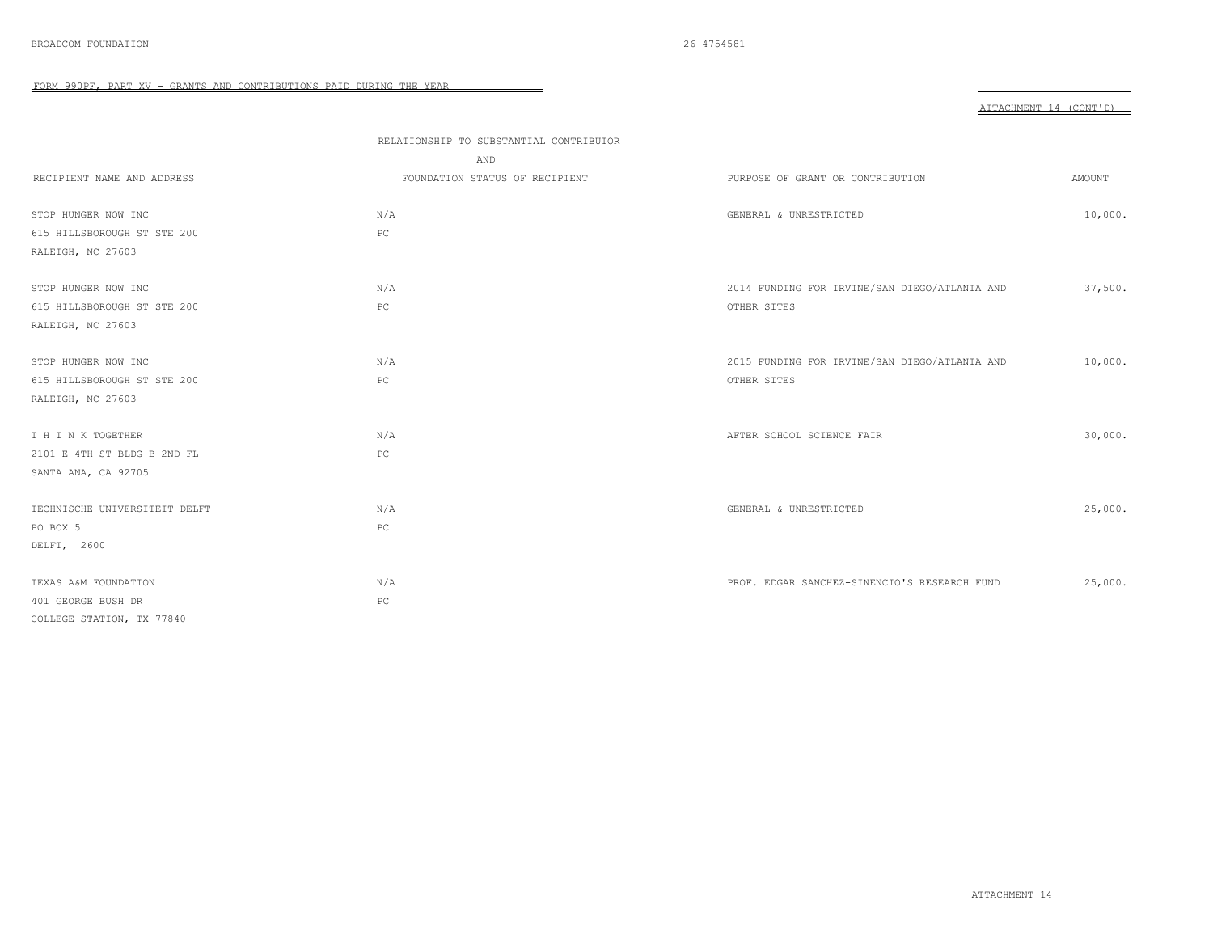BROADCOM FOUNDATION 26-4754581

FORM 990PF, PART XV - GRANTS AND CONTRIBUTIONS PAID DURING THE YEAR

ATTACHMENT 14 (CONT'D)

| RECIPIENT NAME AND ADDRESS | RELATIONSHIP TO SUBSTANTIAL CONTRIBUTOR AND FOUNDATION STATUS OF RECIPIENT | PURPOSE OF GRANT OR CONTRIBUTION | AMOUNT |
|---|---|---|---|
| STOP HUNGER NOW INC<br>615 HILLSBOROUGH ST STE 200<br>RALEIGH, NC 27603 | N/A<br>PC | GENERAL & UNRESTRICTED | 10,000. |
| STOP HUNGER NOW INC<br>615 HILLSBOROUGH ST STE 200<br>RALEIGH, NC 27603 | N/A<br>PC | 2014 FUNDING FOR IRVINE/SAN DIEGO/ATLANTA AND OTHER SITES | 37,500. |
| STOP HUNGER NOW INC<br>615 HILLSBOROUGH ST STE 200<br>RALEIGH, NC 27603 | N/A<br>PC | 2015 FUNDING FOR IRVINE/SAN DIEGO/ATLANTA AND OTHER SITES | 10,000. |
| T H I N K TOGETHER<br>2101 E 4TH ST BLDG B 2ND FL<br>SANTA ANA, CA 92705 | N/A<br>PC | AFTER SCHOOL SCIENCE FAIR | 30,000. |
| TECHNISCHE UNIVERSITEIT DELFT<br>PO BOX 5<br>DELFT, 2600 | N/A<br>PC | GENERAL & UNRESTRICTED | 25,000. |
| TEXAS A&M FOUNDATION<br>401 GEORGE BUSH DR<br>COLLEGE STATION, TX 77840 | N/A<br>PC | PROF. EDGAR SANCHEZ-SINENCIO'S RESEARCH FUND | 25,000. |

ATTACHMENT 14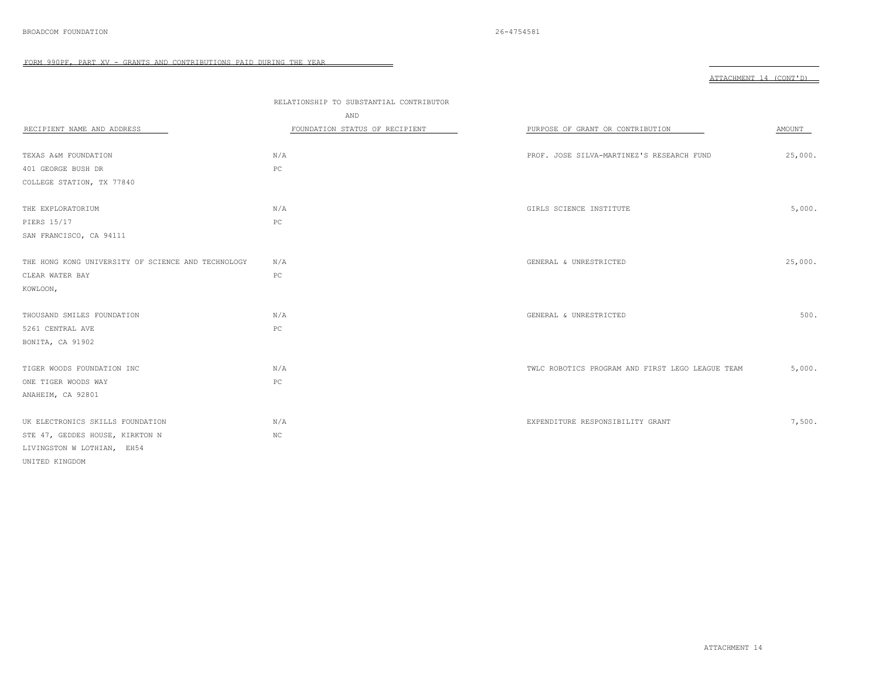FORM 990PF, PART XV - GRANTS AND CONTRIBUTIONS PAID DURING THE YEAR

ATTACHMENT 14 (CONT'D)

| RECIPIENT NAME AND ADDRESS | RELATIONSHIP TO SUBSTANTIAL CONTRIBUTOR AND FOUNDATION STATUS OF RECIPIENT | PURPOSE OF GRANT OR CONTRIBUTION | AMOUNT |
|---|---|---|---|
| TEXAS A&M FOUNDATION<br>401 GEORGE BUSH DR<br>COLLEGE STATION, TX 77840 | N/A<br>PC | PROF. JOSE SILVA-MARTINEZ'S RESEARCH FUND | 25,000. |
| THE EXPLORATORIUM<br>PIERS 15/17<br>SAN FRANCISCO, CA 94111 | N/A<br>PC | GIRLS SCIENCE INSTITUTE | 5,000. |
| THE HONG KONG UNIVERSITY OF SCIENCE AND TECHNOLOGY<br>CLEAR WATER BAY<br>KOWLOON, | N/A<br>PC | GENERAL & UNRESTRICTED | 25,000. |
| THOUSAND SMILES FOUNDATION<br>5261 CENTRAL AVE<br>BONITA, CA 91902 | N/A<br>PC | GENERAL & UNRESTRICTED | 500. |
| TIGER WOODS FOUNDATION INC<br>ONE TIGER WOODS WAY<br>ANAHEIM, CA 92801 | N/A<br>PC | TWLC ROBOTICS PROGRAM AND FIRST LEGO LEAGUE TEAM | 5,000. |
| UK ELECTRONICS SKILLS FOUNDATION<br>STE 47, GEDDES HOUSE, KIRKTON N<br>LIVINGSTON W LOTHIAN, EH54<br>UNITED KINGDOM | N/A<br>NC | EXPENDITURE RESPONSIBILITY GRANT | 7,500. |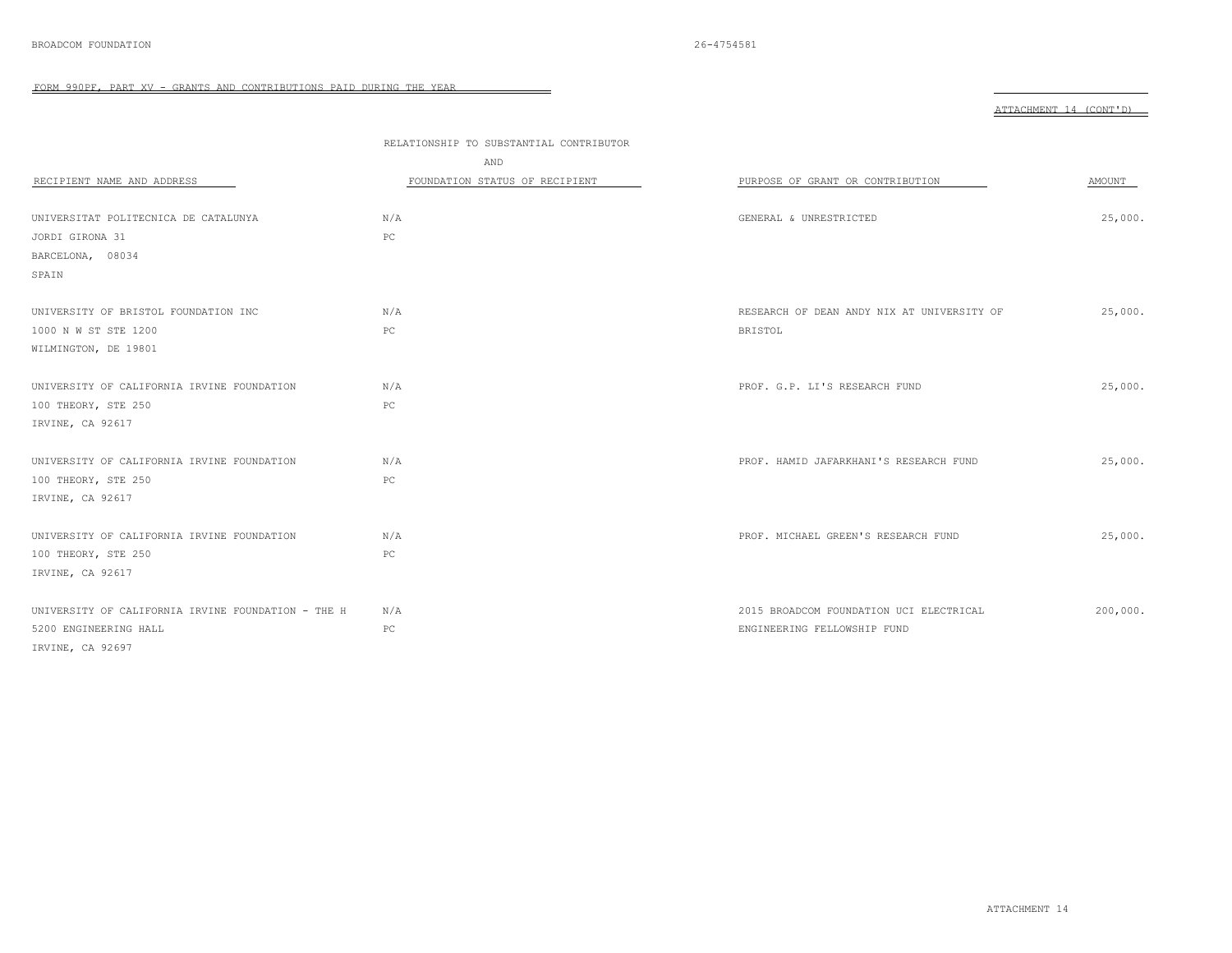FORM 990PF, PART XV - GRANTS AND CONTRIBUTIONS PAID DURING THE YEAR

ATTACHMENT 14 (CONT'D)

| RECIPIENT NAME AND ADDRESS | RELATIONSHIP TO SUBSTANTIAL CONTRIBUTOR AND FOUNDATION STATUS OF RECIPIENT | PURPOSE OF GRANT OR CONTRIBUTION | AMOUNT |
|---|---|---|---|
| UNIVERSITAT POLITECNICA DE CATALUNYA<br>JORDI GIRONA 31<br>BARCELONA, 08034<br>SPAIN | N/A<br>PC | GENERAL & UNRESTRICTED | 25,000. |
| UNIVERSITY OF BRISTOL FOUNDATION INC<br>1000 N W ST STE 1200<br>WILMINGTON, DE 19801 | N/A<br>PC | RESEARCH OF DEAN ANDY NIX AT UNIVERSITY OF BRISTOL | 25,000. |
| UNIVERSITY OF CALIFORNIA IRVINE FOUNDATION<br>100 THEORY, STE 250<br>IRVINE, CA 92617 | N/A<br>PC | PROF. G.P. LI'S RESEARCH FUND | 25,000. |
| UNIVERSITY OF CALIFORNIA IRVINE FOUNDATION<br>100 THEORY, STE 250<br>IRVINE, CA 92617 | N/A<br>PC | PROF. HAMID JAFARKHANI'S RESEARCH FUND | 25,000. |
| UNIVERSITY OF CALIFORNIA IRVINE FOUNDATION<br>100 THEORY, STE 250<br>IRVINE, CA 92617 | N/A<br>PC | PROF. MICHAEL GREEN'S RESEARCH FUND | 25,000. |
| UNIVERSITY OF CALIFORNIA IRVINE FOUNDATION - THE H<br>5200 ENGINEERING HALL<br>IRVINE, CA 92697 | N/A<br>PC | 2015 BROADCOM FOUNDATION UCI ELECTRICAL ENGINEERING FELLOWSHIP FUND | 200,000. |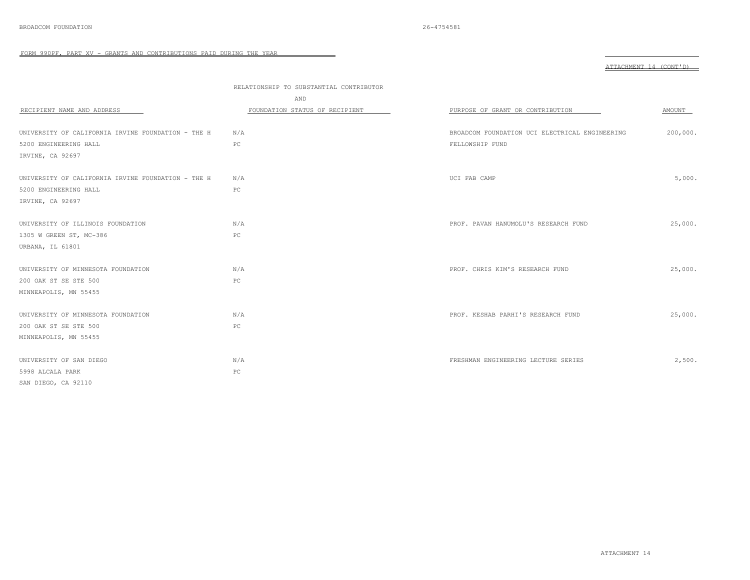BROADCOM FOUNDATION 26-4754581

FORM 990PF, PART XV - GRANTS AND CONTRIBUTIONS PAID DURING THE YEAR

ATTACHMENT 14 (CONT'D)

| RECIPIENT NAME AND ADDRESS | RELATIONSHIP TO SUBSTANTIAL CONTRIBUTOR AND FOUNDATION STATUS OF RECIPIENT | PURPOSE OF GRANT OR CONTRIBUTION | AMOUNT |
|---|---|---|---|
| UNIVERSITY OF CALIFORNIA IRVINE FOUNDATION - THE H<br>5200 ENGINEERING HALL<br>IRVINE, CA 92697 | N/A<br>PC | BROADCOM FOUNDATION UCI ELECTRICAL ENGINEERING FELLOWSHIP FUND | 200,000. |
| UNIVERSITY OF CALIFORNIA IRVINE FOUNDATION - THE H<br>5200 ENGINEERING HALL<br>IRVINE, CA 92697 | N/A<br>PC | UCI FAB CAMP | 5,000. |
| UNIVERSITY OF ILLINOIS FOUNDATION<br>1305 W GREEN ST, MC-386<br>URBANA, IL 61801 | N/A<br>PC | PROF. PAVAN HANUMOLU'S RESEARCH FUND | 25,000. |
| UNIVERSITY OF MINNESOTA FOUNDATION<br>200 OAK ST SE STE 500<br>MINNEAPOLIS, MN 55455 | N/A<br>PC | PROF. CHRIS KIM'S RESEARCH FUND | 25,000. |
| UNIVERSITY OF MINNESOTA FOUNDATION<br>200 OAK ST SE STE 500<br>MINNEAPOLIS, MN 55455 | N/A<br>PC | PROF. KESHAB PARHI'S RESEARCH FUND | 25,000. |
| UNIVERSITY OF SAN DIEGO<br>5998 ALCALA PARK<br>SAN DIEGO, CA 92110 | N/A<br>PC | FRESHMAN ENGINEERING LECTURE SERIES | 2,500. |

ATTACHMENT 14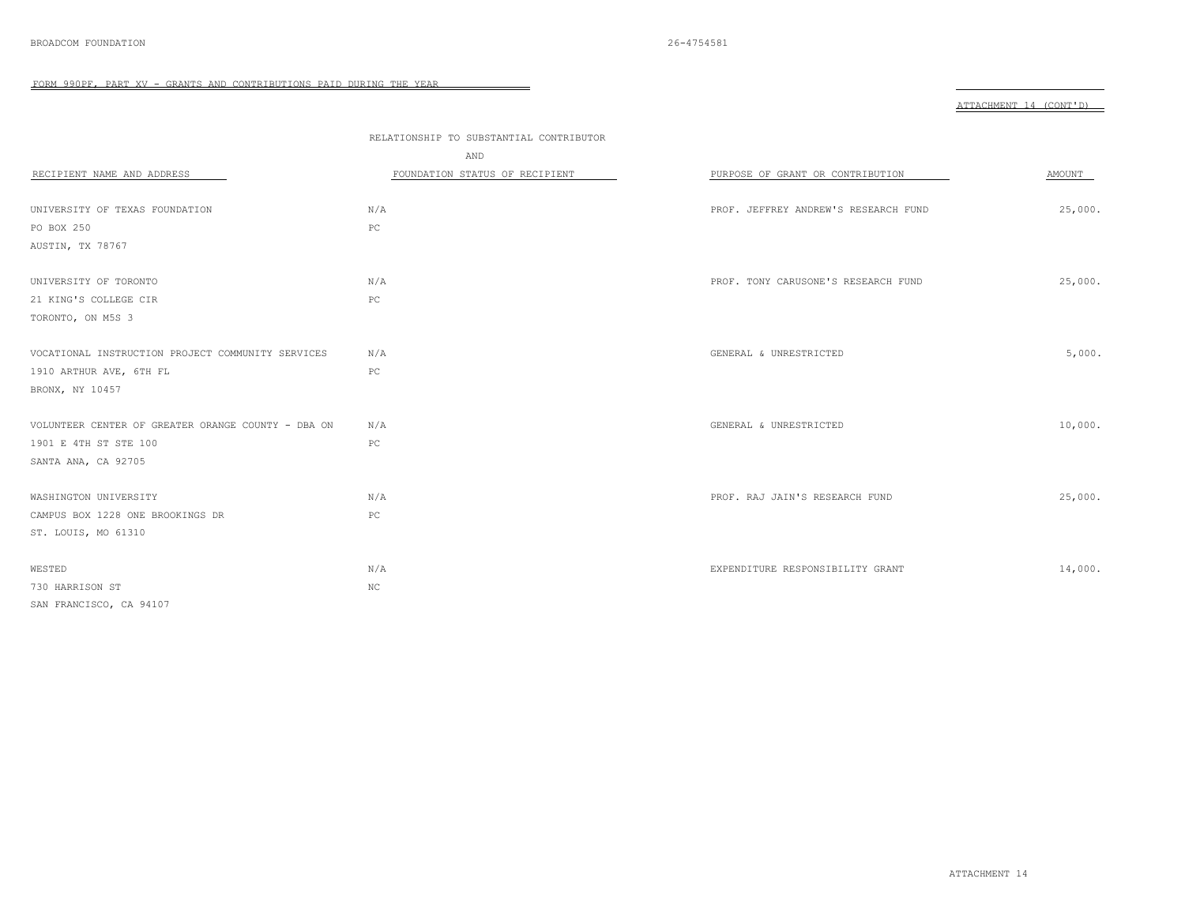BROADCOM FOUNDATION 26-4754581

FORM 990PF, PART XV - GRANTS AND CONTRIBUTIONS PAID DURING THE YEAR

ATTACHMENT 14 (CONT'D)

| RECIPIENT NAME AND ADDRESS | RELATIONSHIP TO SUBSTANTIAL CONTRIBUTOR AND FOUNDATION STATUS OF RECIPIENT | PURPOSE OF GRANT OR CONTRIBUTION | AMOUNT |
|---|---|---|---|
| UNIVERSITY OF TEXAS FOUNDATION<br>PO BOX 250<br>AUSTIN, TX 78767 | N/A<br>PC | PROF. JEFFREY ANDREW'S RESEARCH FUND | 25,000. |
| UNIVERSITY OF TORONTO<br>21 KING'S COLLEGE CIR<br>TORONTO, ON M5S 3 | N/A<br>PC | PROF. TONY CARUSONE'S RESEARCH FUND | 25,000. |
| VOCATIONAL INSTRUCTION PROJECT COMMUNITY SERVICES<br>1910 ARTHUR AVE, 6TH FL<br>BRONX, NY 10457 | N/A<br>PC | GENERAL & UNRESTRICTED | 5,000. |
| VOLUNTEER CENTER OF GREATER ORANGE COUNTY - DBA ON<br>1901 E 4TH ST STE 100<br>SANTA ANA, CA 92705 | N/A<br>PC | GENERAL & UNRESTRICTED | 10,000. |
| WASHINGTON UNIVERSITY<br>CAMPUS BOX 1228 ONE BROOKINGS DR<br>ST. LOUIS, MO 61310 | N/A<br>PC | PROF. RAJ JAIN'S RESEARCH FUND | 25,000. |
| WESTED<br>730 HARRISON ST<br>SAN FRANCISCO, CA 94107 | N/A<br>NC | EXPENDITURE RESPONSIBILITY GRANT | 14,000. |

ATTACHMENT 14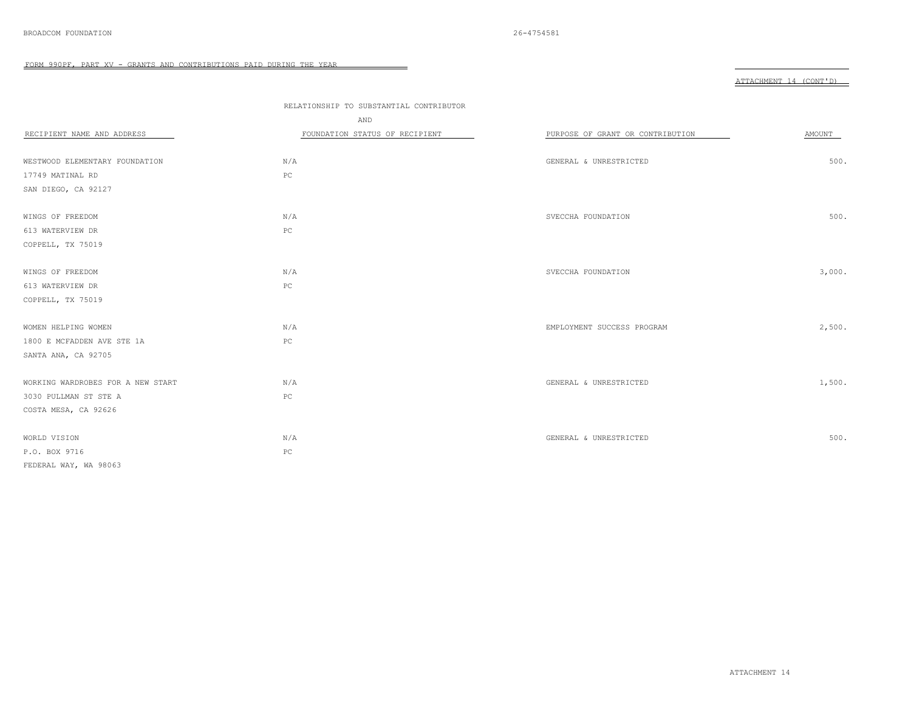BROADCOM FOUNDATION 26-4754581

FORM 990PF, PART XV - GRANTS AND CONTRIBUTIONS PAID DURING THE YEAR

ATTACHMENT 14 (CONT'D)

| RECIPIENT NAME AND ADDRESS | RELATIONSHIP TO SUBSTANTIAL CONTRIBUTOR AND FOUNDATION STATUS OF RECIPIENT | PURPOSE OF GRANT OR CONTRIBUTION | AMOUNT |
|---|---|---|---|
| WESTWOOD ELEMENTARY FOUNDATION<br>17749 MATINAL RD<br>SAN DIEGO, CA 92127 | N/A<br>PC | GENERAL & UNRESTRICTED | 500. |
| WINGS OF FREEDOM<br>613 WATERVIEW DR<br>COPPELL, TX 75019 | N/A<br>PC | SVECCHA FOUNDATION | 500. |
| WINGS OF FREEDOM<br>613 WATERVIEW DR<br>COPPELL, TX 75019 | N/A<br>PC | SVECCHA FOUNDATION | 3,000. |
| WOMEN HELPING WOMEN<br>1800 E MCFADDEN AVE STE 1A<br>SANTA ANA, CA 92705 | N/A<br>PC | EMPLOYMENT SUCCESS PROGRAM | 2,500. |
| WORKING WARDROBES FOR A NEW START<br>3030 PULLMAN ST STE A<br>COSTA MESA, CA 92626 | N/A<br>PC | GENERAL & UNRESTRICTED | 1,500. |
| WORLD VISION<br>P.O. BOX 9716<br>FEDERAL WAY, WA 98063 | N/A<br>PC | GENERAL & UNRESTRICTED | 500. |

ATTACHMENT 14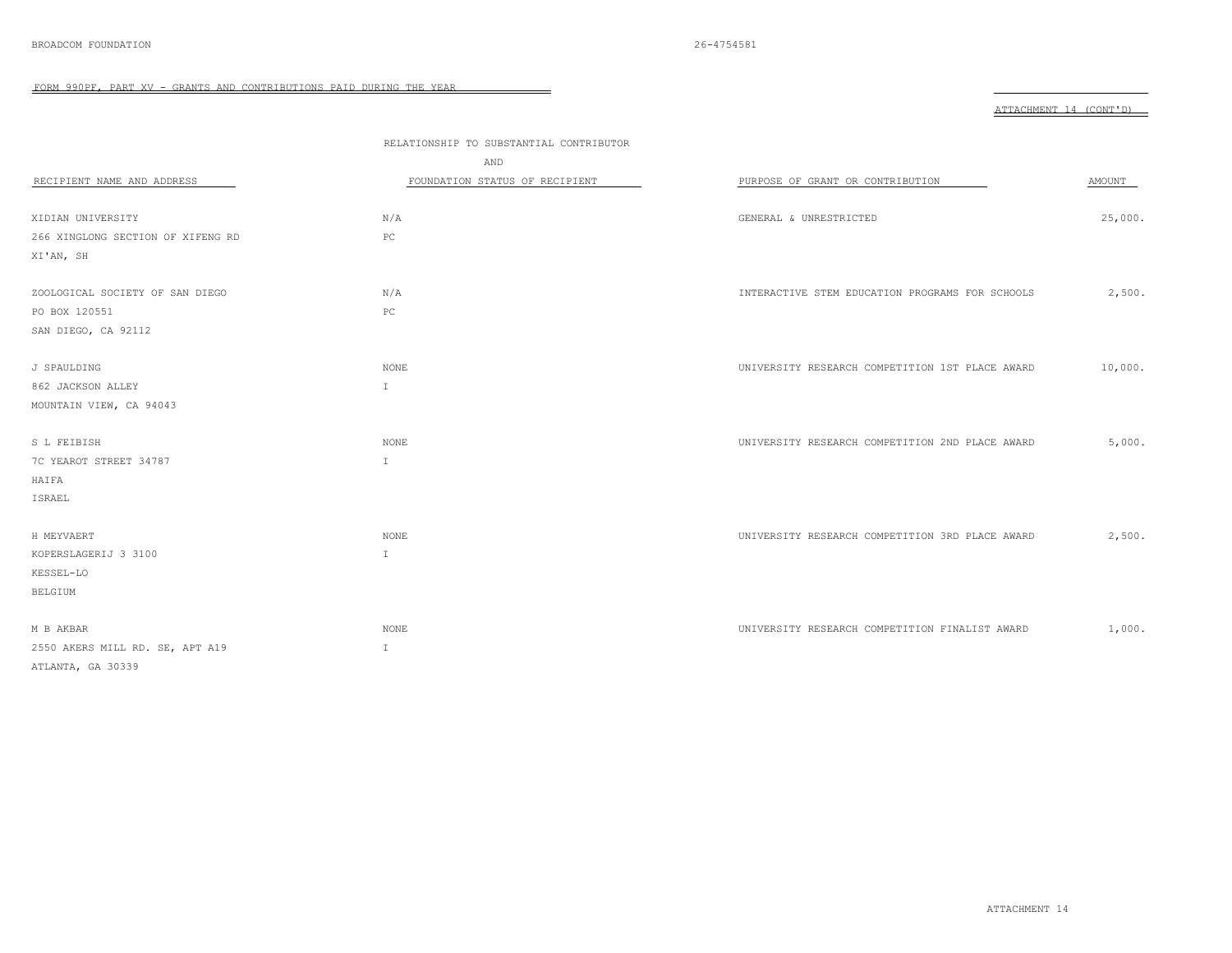BROADCOM FOUNDATION 26-4754581

FORM 990PF, PART XV - GRANTS AND CONTRIBUTIONS PAID DURING THE YEAR

ATTACHMENT 14 (CONT'D)

| RECIPIENT NAME AND ADDRESS | RELATIONSHIP TO SUBSTANTIAL CONTRIBUTOR AND FOUNDATION STATUS OF RECIPIENT | PURPOSE OF GRANT OR CONTRIBUTION | AMOUNT |
|---|---|---|---|
| XIDIAN UNIVERSITY<br>266 XINGLONG SECTION OF XIFENG RD<br>XI'AN, SH | N/A<br>PC | GENERAL & UNRESTRICTED | 25,000. |
| ZOOLOGICAL SOCIETY OF SAN DIEGO<br>PO BOX 120551<br>SAN DIEGO, CA 92112 | N/A<br>PC | INTERACTIVE STEM EDUCATION PROGRAMS FOR SCHOOLS | 2,500. |
| J SPAULDING<br>862 JACKSON ALLEY<br>MOUNTAIN VIEW, CA 94043 | NONE<br>I | UNIVERSITY RESEARCH COMPETITION 1ST PLACE AWARD | 10,000. |
| S L FEIBISH<br>7C YEAROT STREET 34787<br>HAIFA<br>ISRAEL | NONE<br>I | UNIVERSITY RESEARCH COMPETITION 2ND PLACE AWARD | 5,000. |
| H MEYVAERT<br>KOPERSLAGERIJ 3 3100<br>KESSEL-LO<br>BELGIUM | NONE<br>I | UNIVERSITY RESEARCH COMPETITION 3RD PLACE AWARD | 2,500. |
| M B AKBAR<br>2550 AKERS MILL RD. SE, APT A19<br>ATLANTA, GA 30339 | NONE<br>I | UNIVERSITY RESEARCH COMPETITION FINALIST AWARD | 1,000. |

ATTACHMENT 14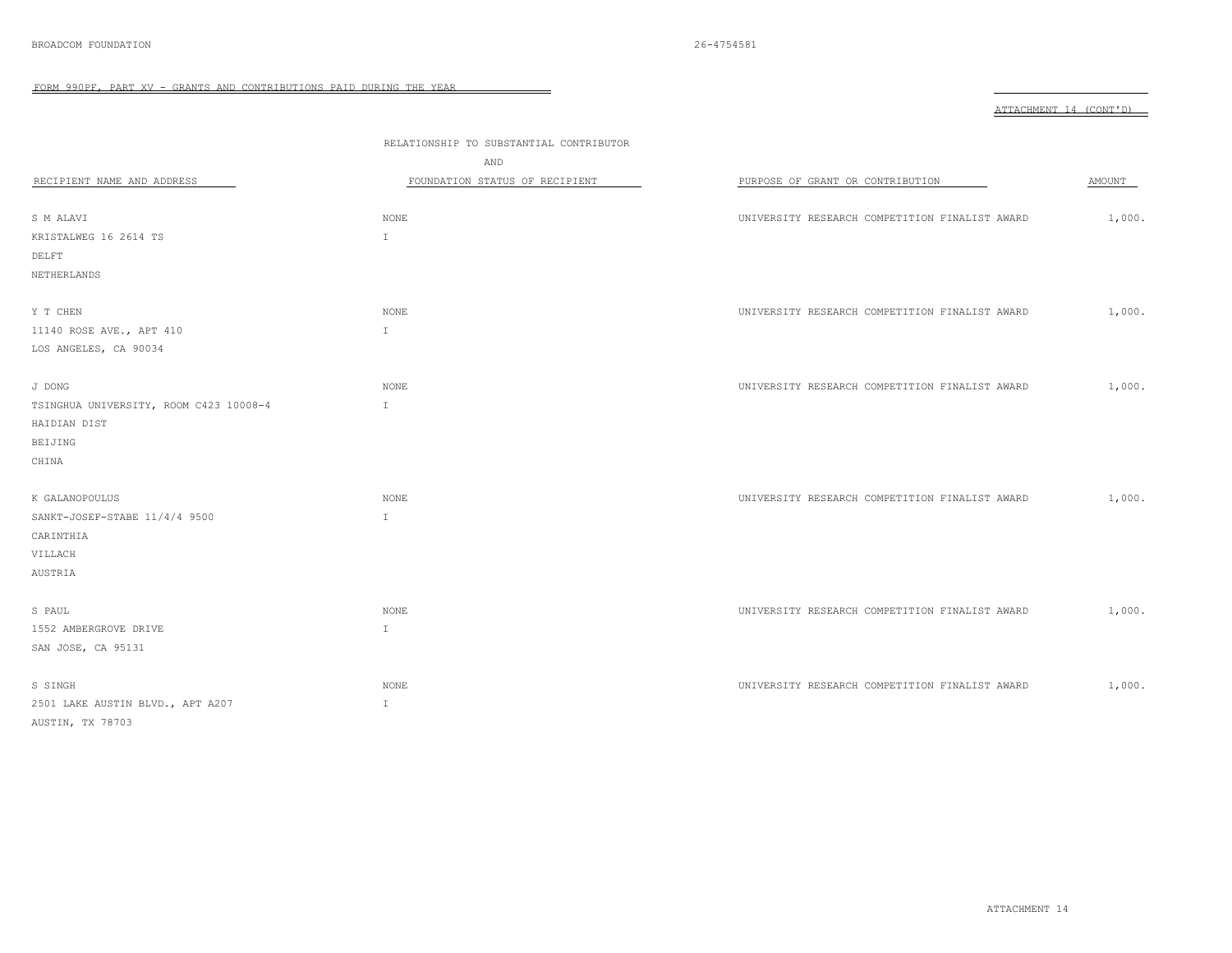BROADCOM FOUNDATION 26-4754581

FORM 990PF, PART XV - GRANTS AND CONTRIBUTIONS PAID DURING THE YEAR

ATTACHMENT 14 (CONT'D)

| RECIPIENT NAME AND ADDRESS | RELATIONSHIP TO SUBSTANTIAL CONTRIBUTOR AND FOUNDATION STATUS OF RECIPIENT | PURPOSE OF GRANT OR CONTRIBUTION | AMOUNT |
|---|---|---|---|
| S M ALAVI<br>KRISTALWEG 16 2614 TS<br>DELFT<br>NETHERLANDS | NONE<br>I | UNIVERSITY RESEARCH COMPETITION FINALIST AWARD | 1,000. |
| Y T CHEN<br>11140 ROSE AVE., APT 410<br>LOS ANGELES, CA 90034 | NONE<br>I | UNIVERSITY RESEARCH COMPETITION FINALIST AWARD | 1,000. |
| J DONG<br>TSINGHUA UNIVERSITY, ROOM C423 10008-4<br>HAIDIAN DIST<br>BEIJING<br>CHINA | NONE<br>I | UNIVERSITY RESEARCH COMPETITION FINALIST AWARD | 1,000. |
| K GALANOPOULUS<br>SANKT-JOSEF-STABE 11/4/4 9500<br>CARINTHIA<br>VILLACH<br>AUSTRIA | NONE<br>I | UNIVERSITY RESEARCH COMPETITION FINALIST AWARD | 1,000. |
| S PAUL<br>1552 AMBERGROVE DRIVE<br>SAN JOSE, CA 95131 | NONE<br>I | UNIVERSITY RESEARCH COMPETITION FINALIST AWARD | 1,000. |
| S SINGH<br>2501 LAKE AUSTIN BLVD., APT A207<br>AUSTIN, TX 78703 | NONE<br>I | UNIVERSITY RESEARCH COMPETITION FINALIST AWARD | 1,000. |

ATTACHMENT 14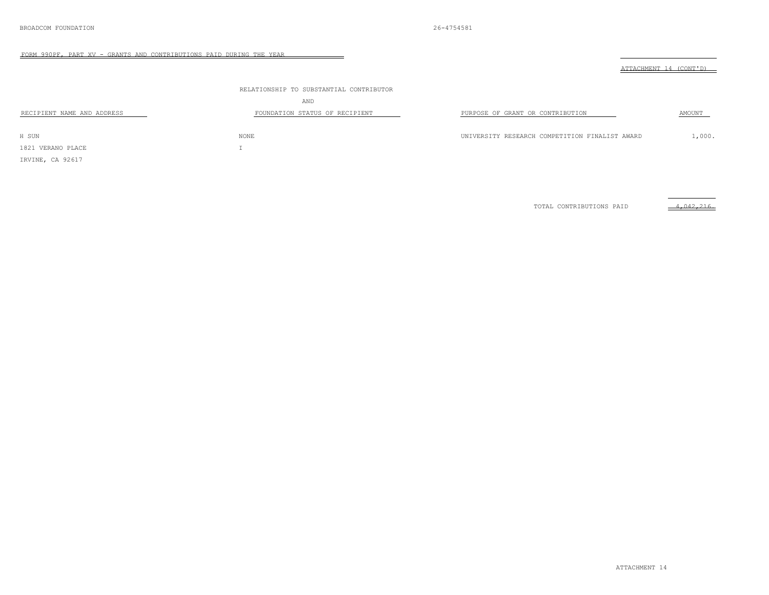FORM 990PF, PART XV - GRANTS AND CONTRIBUTIONS PAID DURING THE YEAR

ATTACHMENT 14 (CONT'D)

| RECIPIENT NAME AND ADDRESS | RELATIONSHIP TO SUBSTANTIAL CONTRIBUTOR AND FOUNDATION STATUS OF RECIPIENT | PURPOSE OF GRANT OR CONTRIBUTION | AMOUNT |
|---|---|---|---|
| H SUN<br>1821 VERANO PLACE<br>IRVINE, CA 92617 | NONE<br>I | UNIVERSITY RESEARCH COMPETITION FINALIST AWARD | 1,000. |
| | | TOTAL CONTRIBUTIONS PAID | 4,042,216. |